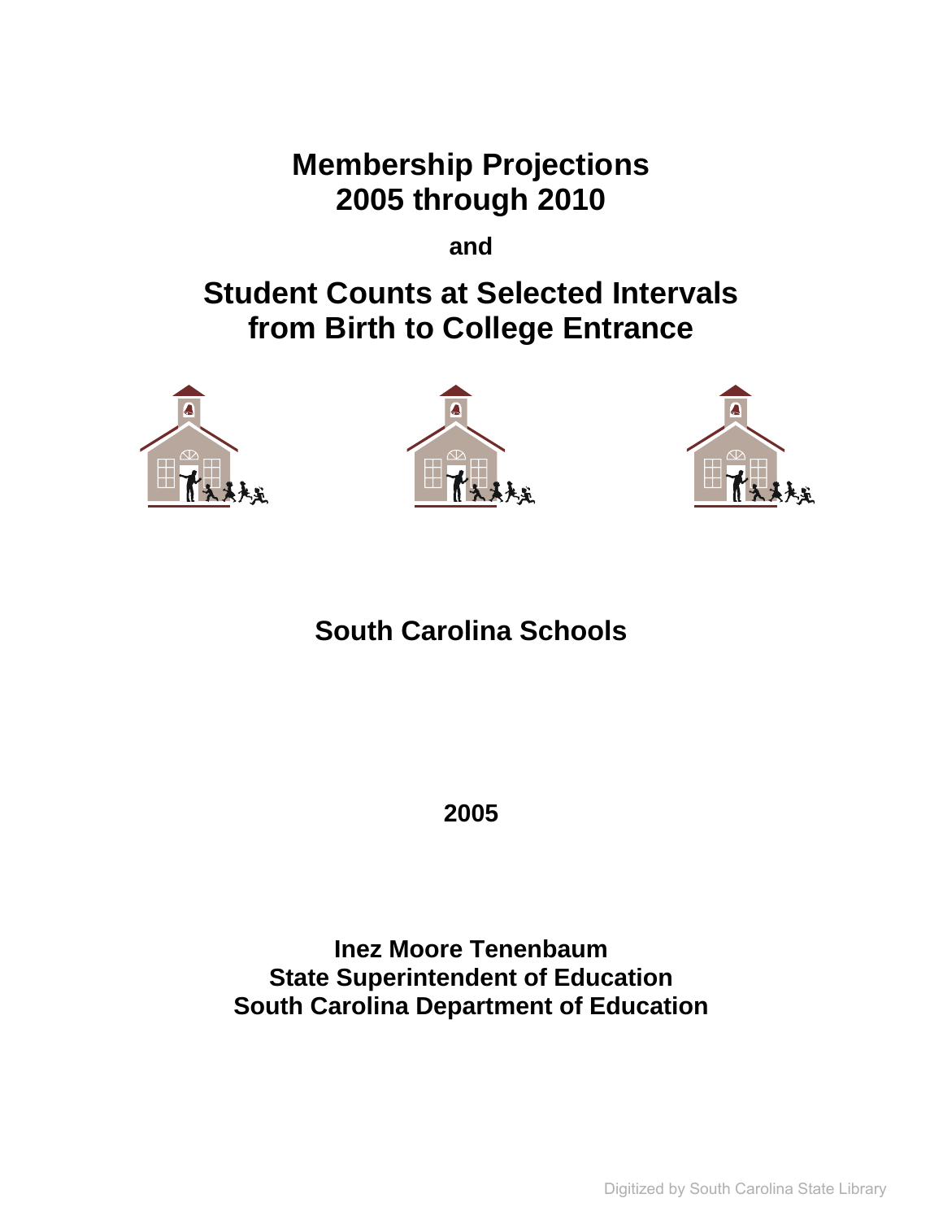# Membership Projections
# 2005 through 2010

**and**

# Student Counts at Selected Intervals from Birth to College Entrance

## South Carolina Schools

**2005**

**Inez Moore Tenenbaum**
**State Superintendent of Education**
**South Carolina Department of Education**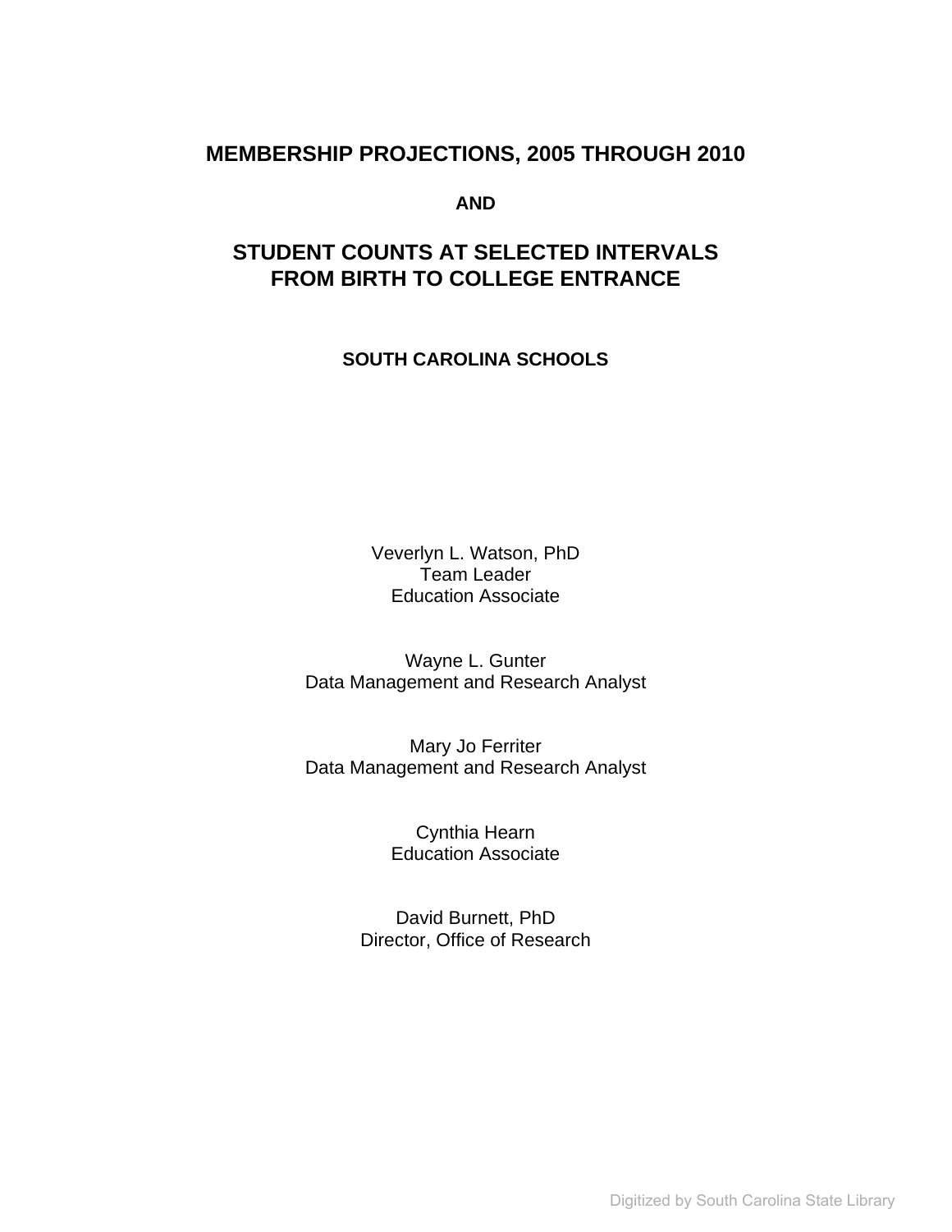# MEMBERSHIP PROJECTIONS, 2005 THROUGH 2010

**AND**

# STUDENT COUNTS AT SELECTED INTERVALS FROM BIRTH TO COLLEGE ENTRANCE

**SOUTH CAROLINA SCHOOLS**

Veverlyn L. Watson, PhD
Team Leader
Education Associate

Wayne L. Gunter
Data Management and Research Analyst

Mary Jo Ferriter
Data Management and Research Analyst

Cynthia Hearn
Education Associate

David Burnett, PhD
Director, Office of Research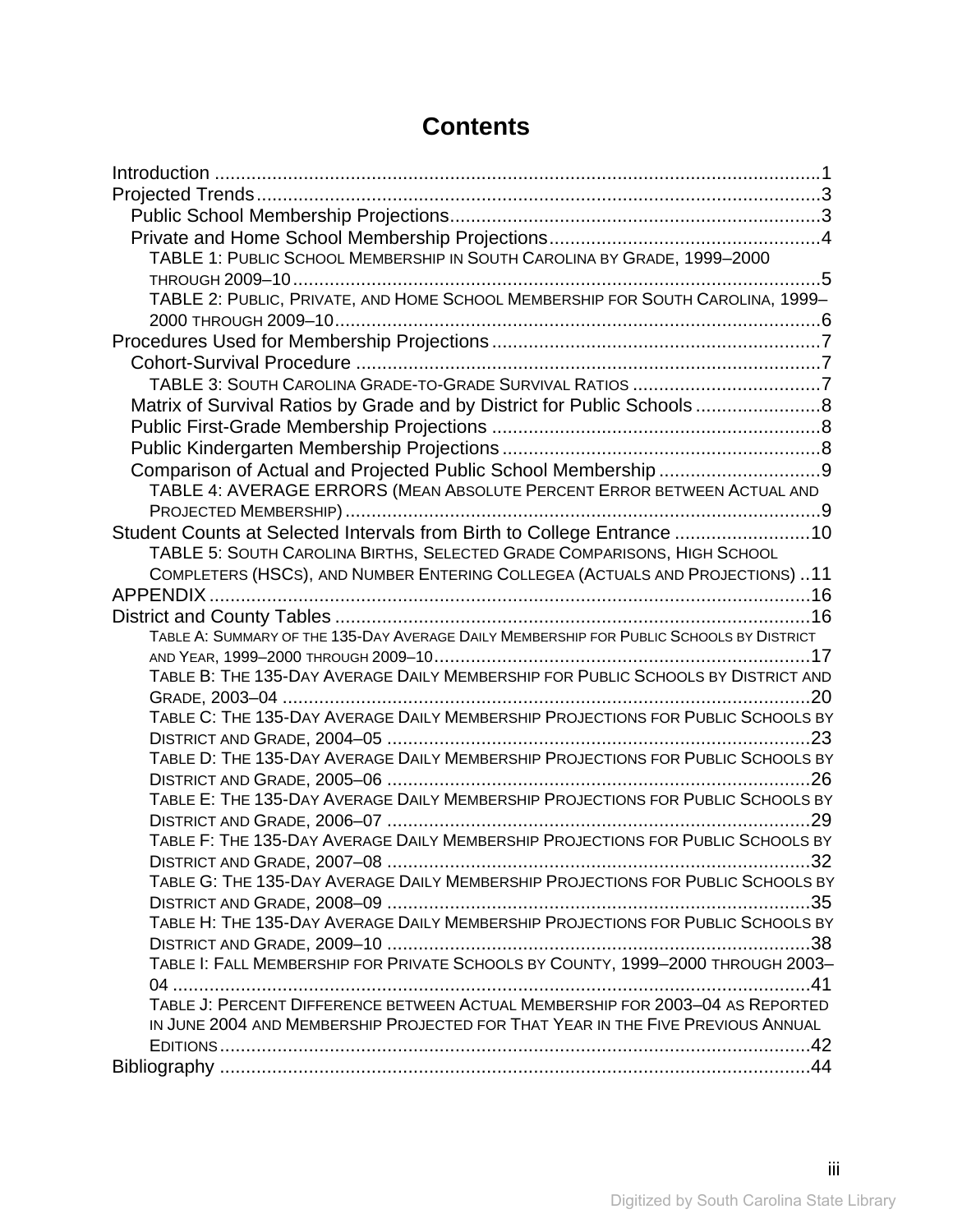# Contents

- Introduction ......1
- Projected Trends ......3
  - Public School Membership Projections ......3
  - Private and Home School Membership Projections ......4
    - TABLE 1: PUBLIC SCHOOL MEMBERSHIP IN SOUTH CAROLINA BY GRADE, 1999–2000 THROUGH 2009–10 ......5
    - TABLE 2: PUBLIC, PRIVATE, AND HOME SCHOOL MEMBERSHIP FOR SOUTH CAROLINA, 1999–2000 THROUGH 2009–10 ......6
- Procedures Used for Membership Projections ......7
  - Cohort-Survival Procedure ......7
    - TABLE 3: SOUTH CAROLINA GRADE-TO-GRADE SURVIVAL RATIOS ......7
  - Matrix of Survival Ratios by Grade and by District for Public Schools ......8
  - Public First-Grade Membership Projections ......8
  - Public Kindergarten Membership Projections ......8
  - Comparison of Actual and Projected Public School Membership ......9
    - TABLE 4: AVERAGE ERRORS (MEAN ABSOLUTE PERCENT ERROR BETWEEN ACTUAL AND PROJECTED MEMBERSHIP) ......9
- Student Counts at Selected Intervals from Birth to College Entrance ......10
    - TABLE 5: SOUTH CAROLINA BIRTHS, SELECTED GRADE COMPARISONS, HIGH SCHOOL COMPLETERS (HSCS), AND NUMBER ENTERING COLLEGEA (ACTUALS AND PROJECTIONS) ......11
- APPENDIX ......16
- District and County Tables ......16
    - TABLE A: SUMMARY OF THE 135-DAY AVERAGE DAILY MEMBERSHIP FOR PUBLIC SCHOOLS BY DISTRICT AND YEAR, 1999–2000 THROUGH 2009–10 ......17
    - TABLE B: THE 135-DAY AVERAGE DAILY MEMBERSHIP FOR PUBLIC SCHOOLS BY DISTRICT AND GRADE, 2003–04 ......20
    - TABLE C: THE 135-DAY AVERAGE DAILY MEMBERSHIP PROJECTIONS FOR PUBLIC SCHOOLS BY DISTRICT AND GRADE, 2004–05 ......23
    - TABLE D: THE 135-DAY AVERAGE DAILY MEMBERSHIP PROJECTIONS FOR PUBLIC SCHOOLS BY DISTRICT AND GRADE, 2005–06 ......26
    - TABLE E: THE 135-DAY AVERAGE DAILY MEMBERSHIP PROJECTIONS FOR PUBLIC SCHOOLS BY DISTRICT AND GRADE, 2006–07 ......29
    - TABLE F: THE 135-DAY AVERAGE DAILY MEMBERSHIP PROJECTIONS FOR PUBLIC SCHOOLS BY DISTRICT AND GRADE, 2007–08 ......32
    - TABLE G: THE 135-DAY AVERAGE DAILY MEMBERSHIP PROJECTIONS FOR PUBLIC SCHOOLS BY DISTRICT AND GRADE, 2008–09 ......35
    - TABLE H: THE 135-DAY AVERAGE DAILY MEMBERSHIP PROJECTIONS FOR PUBLIC SCHOOLS BY DISTRICT AND GRADE, 2009–10 ......38
    - TABLE I: FALL MEMBERSHIP FOR PRIVATE SCHOOLS BY COUNTY, 1999–2000 THROUGH 2003–04 ......41
    - TABLE J: PERCENT DIFFERENCE BETWEEN ACTUAL MEMBERSHIP FOR 2003–04 AS REPORTED IN JUNE 2004 AND MEMBERSHIP PROJECTED FOR THAT YEAR IN THE FIVE PREVIOUS ANNUAL EDITIONS ......42
- Bibliography ......44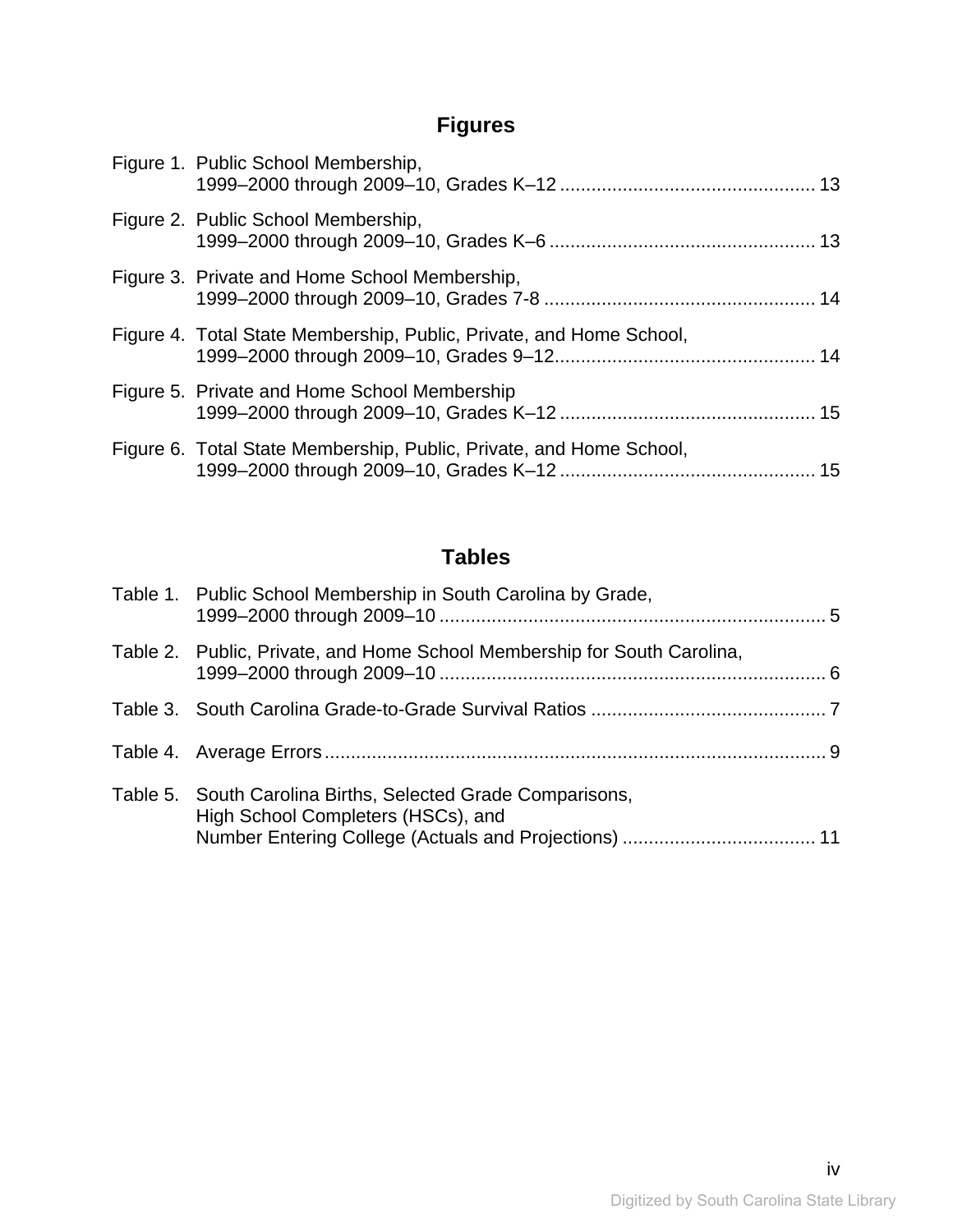## Figures

Figure 1. Public School Membership, 1999–2000 through 2009–10, Grades K–12 ................................................ 13

Figure 2. Public School Membership, 1999–2000 through 2009–10, Grades K–6 .................................................. 13

Figure 3. Private and Home School Membership, 1999–2000 through 2009–10, Grades 7-8 ................................................... 14

Figure 4. Total State Membership, Public, Private, and Home School, 1999–2000 through 2009–10, Grades 9–12................................................. 14

Figure 5. Private and Home School Membership 1999–2000 through 2009–10, Grades K–12 ................................................ 15

Figure 6. Total State Membership, Public, Private, and Home School, 1999–2000 through 2009–10, Grades K–12 ................................................ 15

## Tables

Table 1. Public School Membership in South Carolina by Grade, 1999–2000 through 2009–10 ......................................................................... 5

Table 2. Public, Private, and Home School Membership for South Carolina, 1999–2000 through 2009–10 ......................................................................... 6

Table 3. South Carolina Grade-to-Grade Survival Ratios ............................................. 7

Table 4. Average Errors............................................................................................... 9

Table 5. South Carolina Births, Selected Grade Comparisons, High School Completers (HSCs), and Number Entering College (Actuals and Projections) ..................................... 11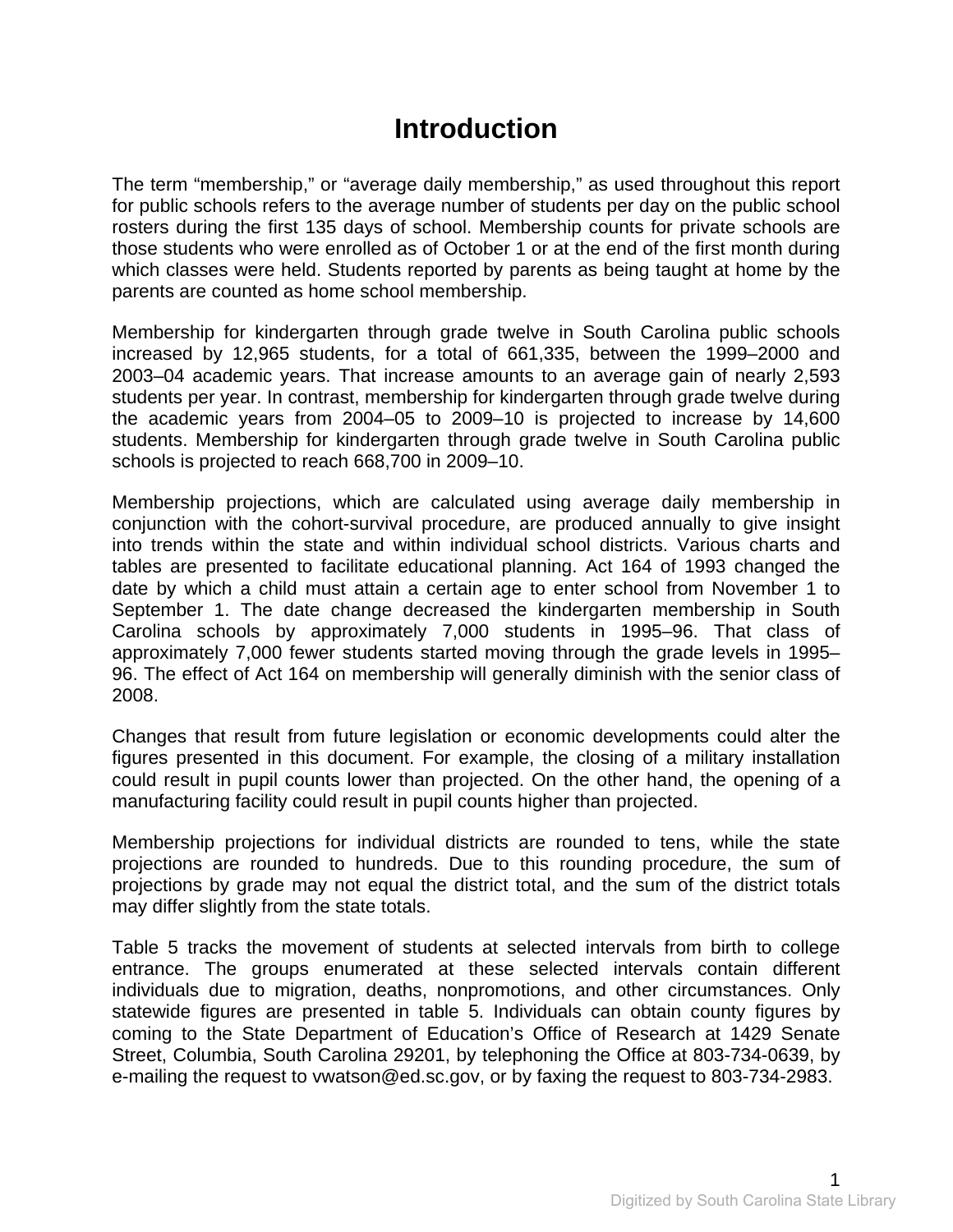# Introduction

The term “membership,” or “average daily membership,” as used throughout this report for public schools refers to the average number of students per day on the public school rosters during the first 135 days of school. Membership counts for private schools are those students who were enrolled as of October 1 or at the end of the first month during which classes were held. Students reported by parents as being taught at home by the parents are counted as home school membership.

Membership for kindergarten through grade twelve in South Carolina public schools increased by 12,965 students, for a total of 661,335, between the 1999–2000 and 2003–04 academic years. That increase amounts to an average gain of nearly 2,593 students per year. In contrast, membership for kindergarten through grade twelve during the academic years from 2004–05 to 2009–10 is projected to increase by 14,600 students. Membership for kindergarten through grade twelve in South Carolina public schools is projected to reach 668,700 in 2009–10.

Membership projections, which are calculated using average daily membership in conjunction with the cohort-survival procedure, are produced annually to give insight into trends within the state and within individual school districts. Various charts and tables are presented to facilitate educational planning. Act 164 of 1993 changed the date by which a child must attain a certain age to enter school from November 1 to September 1. The date change decreased the kindergarten membership in South Carolina schools by approximately 7,000 students in 1995–96. That class of approximately 7,000 fewer students started moving through the grade levels in 1995–96. The effect of Act 164 on membership will generally diminish with the senior class of 2008.

Changes that result from future legislation or economic developments could alter the figures presented in this document. For example, the closing of a military installation could result in pupil counts lower than projected. On the other hand, the opening of a manufacturing facility could result in pupil counts higher than projected.

Membership projections for individual districts are rounded to tens, while the state projections are rounded to hundreds. Due to this rounding procedure, the sum of projections by grade may not equal the district total, and the sum of the district totals may differ slightly from the state totals.

Table 5 tracks the movement of students at selected intervals from birth to college entrance. The groups enumerated at these selected intervals contain different individuals due to migration, deaths, nonpromotions, and other circumstances. Only statewide figures are presented in table 5. Individuals can obtain county figures by coming to the State Department of Education’s Office of Research at 1429 Senate Street, Columbia, South Carolina 29201, by telephoning the Office at 803-734-0639, by e-mailing the request to vwatson@ed.sc.gov, or by faxing the request to 803-734-2983.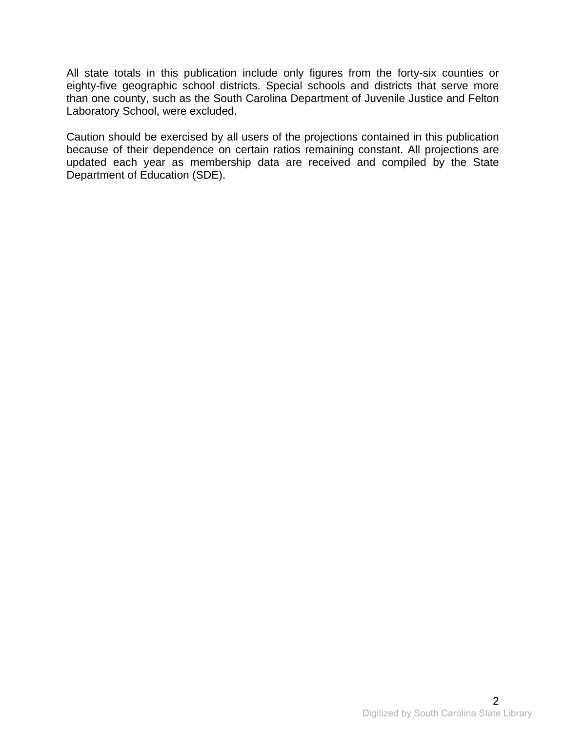All state totals in this publication include only figures from the forty-six counties or eighty-five geographic school districts. Special schools and districts that serve more than one county, such as the South Carolina Department of Juvenile Justice and Felton Laboratory School, were excluded.

Caution should be exercised by all users of the projections contained in this publication because of their dependence on certain ratios remaining constant. All projections are updated each year as membership data are received and compiled by the State Department of Education (SDE).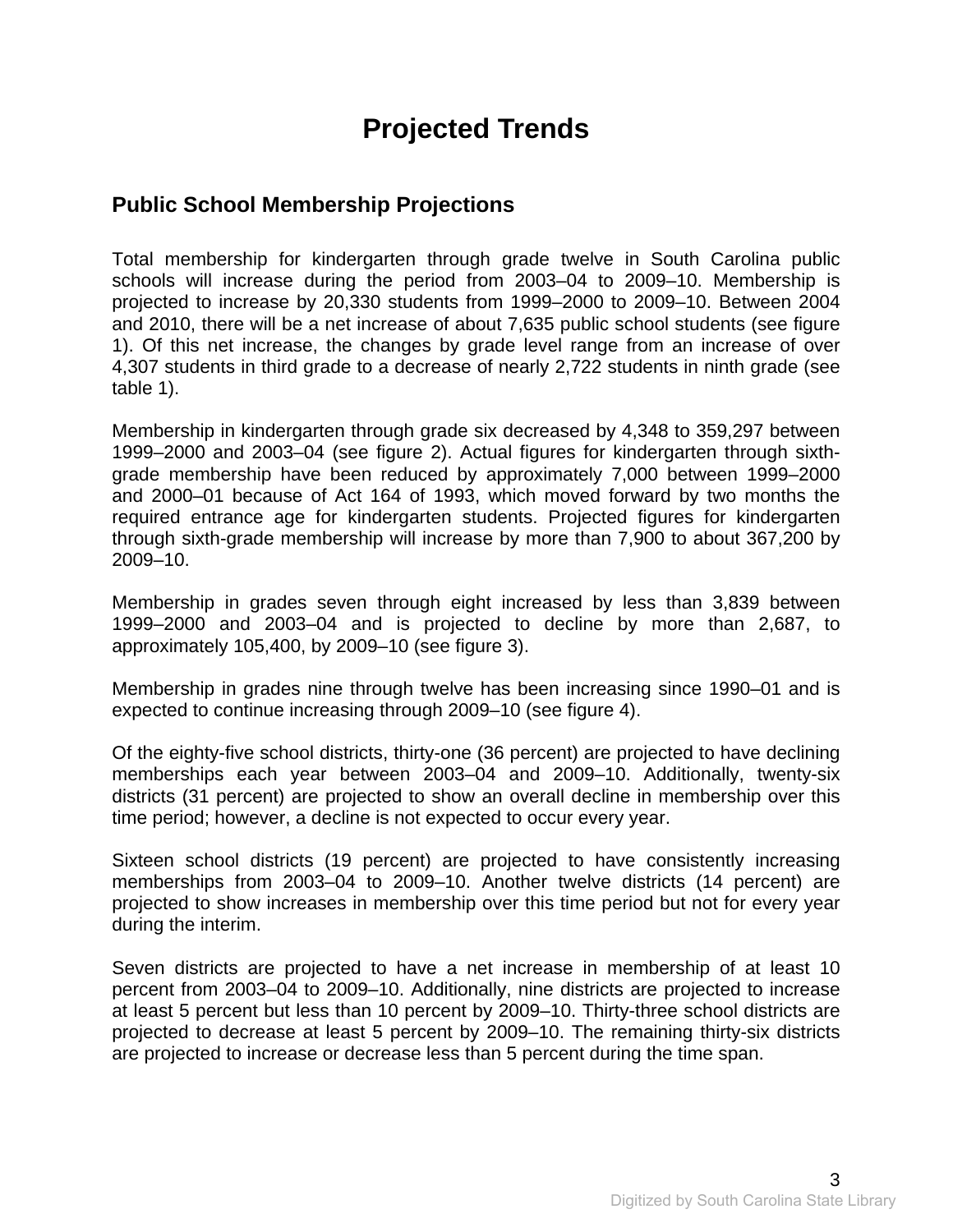# Projected Trends

## Public School Membership Projections

Total membership for kindergarten through grade twelve in South Carolina public schools will increase during the period from 2003–04 to 2009–10. Membership is projected to increase by 20,330 students from 1999–2000 to 2009–10. Between 2004 and 2010, there will be a net increase of about 7,635 public school students (see figure 1). Of this net increase, the changes by grade level range from an increase of over 4,307 students in third grade to a decrease of nearly 2,722 students in ninth grade (see table 1).

Membership in kindergarten through grade six decreased by 4,348 to 359,297 between 1999–2000 and 2003–04 (see figure 2). Actual figures for kindergarten through sixth-grade membership have been reduced by approximately 7,000 between 1999–2000 and 2000–01 because of Act 164 of 1993, which moved forward by two months the required entrance age for kindergarten students. Projected figures for kindergarten through sixth-grade membership will increase by more than 7,900 to about 367,200 by 2009–10.

Membership in grades seven through eight increased by less than 3,839 between 1999–2000 and 2003–04 and is projected to decline by more than 2,687, to approximately 105,400, by 2009–10 (see figure 3).

Membership in grades nine through twelve has been increasing since 1990–01 and is expected to continue increasing through 2009–10 (see figure 4).

Of the eighty-five school districts, thirty-one (36 percent) are projected to have declining memberships each year between 2003–04 and 2009–10. Additionally, twenty-six districts (31 percent) are projected to show an overall decline in membership over this time period; however, a decline is not expected to occur every year.

Sixteen school districts (19 percent) are projected to have consistently increasing memberships from 2003–04 to 2009–10. Another twelve districts (14 percent) are projected to show increases in membership over this time period but not for every year during the interim.

Seven districts are projected to have a net increase in membership of at least 10 percent from 2003–04 to 2009–10. Additionally, nine districts are projected to increase at least 5 percent but less than 10 percent by 2009–10. Thirty-three school districts are projected to decrease at least 5 percent by 2009–10. The remaining thirty-six districts are projected to increase or decrease less than 5 percent during the time span.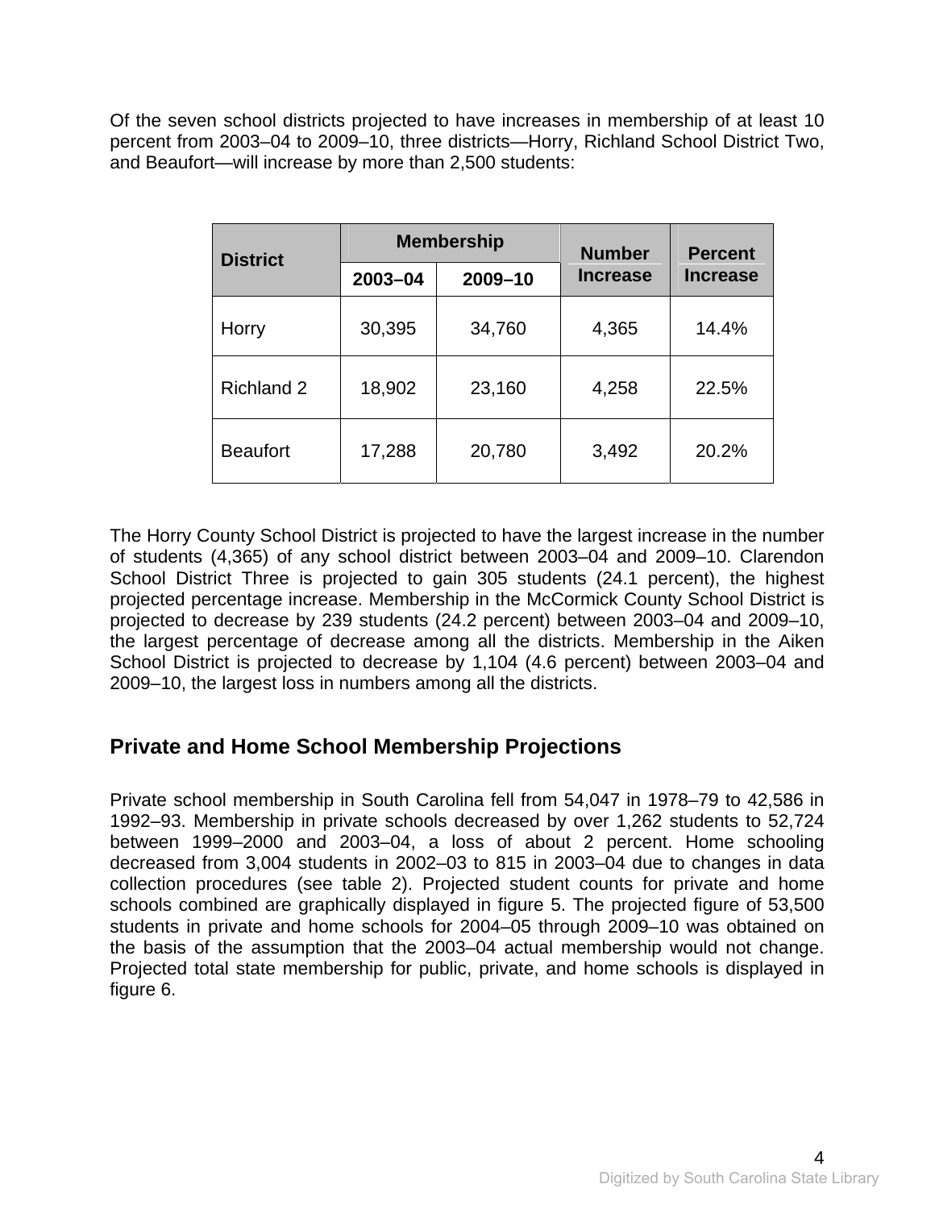Of the seven school districts projected to have increases in membership of at least 10 percent from 2003–04 to 2009–10, three districts—Horry, Richland School District Two, and Beaufort—will increase by more than 2,500 students:

| District | Membership | | Number Increase | Percent Increase |
|---|---|---|---|---|
| | 2003–04 | 2009–10 | | |
| Horry | 30,395 | 34,760 | 4,365 | 14.4% |
| Richland 2 | 18,902 | 23,160 | 4,258 | 22.5% |
| Beaufort | 17,288 | 20,780 | 3,492 | 20.2% |

The Horry County School District is projected to have the largest increase in the number of students (4,365) of any school district between 2003–04 and 2009–10. Clarendon School District Three is projected to gain 305 students (24.1 percent), the highest projected percentage increase. Membership in the McCormick County School District is projected to decrease by 239 students (24.2 percent) between 2003–04 and 2009–10, the largest percentage of decrease among all the districts. Membership in the Aiken School District is projected to decrease by 1,104 (4.6 percent) between 2003–04 and 2009–10, the largest loss in numbers among all the districts.

## Private and Home School Membership Projections

Private school membership in South Carolina fell from 54,047 in 1978–79 to 42,586 in 1992–93. Membership in private schools decreased by over 1,262 students to 52,724 between 1999–2000 and 2003–04, a loss of about 2 percent. Home schooling decreased from 3,004 students in 2002–03 to 815 in 2003–04 due to changes in data collection procedures (see table 2). Projected student counts for private and home schools combined are graphically displayed in figure 5. The projected figure of 53,500 students in private and home schools for 2004–05 through 2009–10 was obtained on the basis of the assumption that the 2003–04 actual membership would not change. Projected total state membership for public, private, and home schools is displayed in figure 6.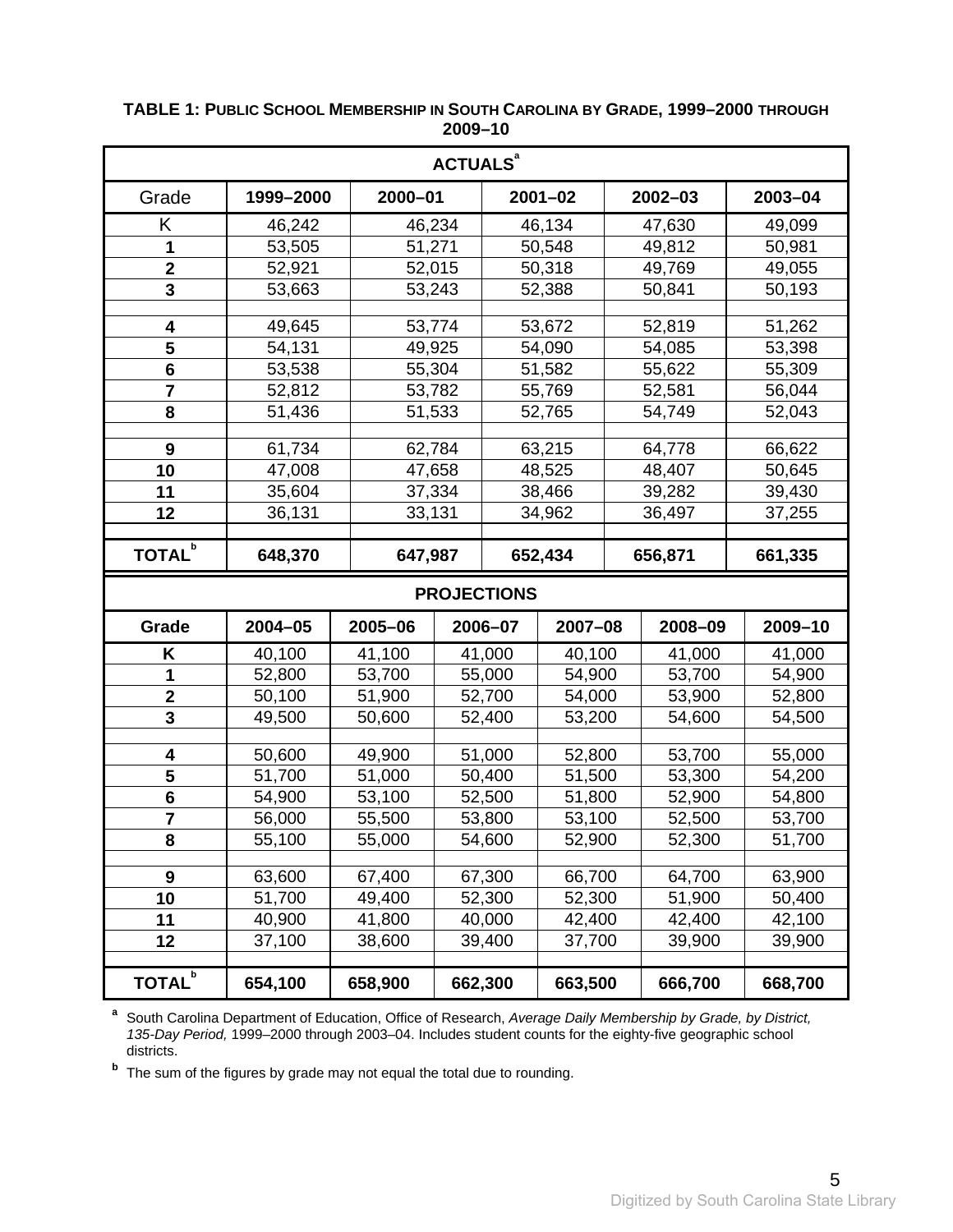**TABLE 1: PUBLIC SCHOOL MEMBERSHIP IN SOUTH CAROLINA BY GRADE, 1999–2000 THROUGH 2009–10**

| ACTUALS[a] | | | | | |
|---|---|---|---|---|---|
| Grade | 1999–2000 | 2000–01 | 2001–02 | 2002–03 | 2003–04 |
| K | 46,242 | 46,234 | 46,134 | 47,630 | 49,099 |
| 1 | 53,505 | 51,271 | 50,548 | 49,812 | 50,981 |
| 2 | 52,921 | 52,015 | 50,318 | 49,769 | 49,055 |
| 3 | 53,663 | 53,243 | 52,388 | 50,841 | 50,193 |
| 4 | 49,645 | 53,774 | 53,672 | 52,819 | 51,262 |
| 5 | 54,131 | 49,925 | 54,090 | 54,085 | 53,398 |
| 6 | 53,538 | 55,304 | 51,582 | 55,622 | 55,309 |
| 7 | 52,812 | 53,782 | 55,769 | 52,581 | 56,044 |
| 8 | 51,436 | 51,533 | 52,765 | 54,749 | 52,043 |
| 9 | 61,734 | 62,784 | 63,215 | 64,778 | 66,622 |
| 10 | 47,008 | 47,658 | 48,525 | 48,407 | 50,645 |
| 11 | 35,604 | 37,334 | 38,466 | 39,282 | 39,430 |
| 12 | 36,131 | 33,131 | 34,962 | 36,497 | 37,255 |
| **TOTAL[b]** | **648,370** | **647,987** | **652,434** | **656,871** | **661,335** |

| PROJECTIONS | | | | | | |
|---|---|---|---|---|---|---|
| **Grade** | **2004–05** | **2005–06** | **2006–07** | **2007–08** | **2008–09** | **2009–10** |
| **K** | 40,100 | 41,100 | 41,000 | 40,100 | 41,000 | 41,000 |
| **1** | 52,800 | 53,700 | 55,000 | 54,900 | 53,700 | 54,900 |
| **2** | 50,100 | 51,900 | 52,700 | 54,000 | 53,900 | 52,800 |
| **3** | 49,500 | 50,600 | 52,400 | 53,200 | 54,600 | 54,500 |
| **4** | 50,600 | 49,900 | 51,000 | 52,800 | 53,700 | 55,000 |
| **5** | 51,700 | 51,000 | 50,400 | 51,500 | 53,300 | 54,200 |
| **6** | 54,900 | 53,100 | 52,500 | 51,800 | 52,900 | 54,800 |
| **7** | 56,000 | 55,500 | 53,800 | 53,100 | 52,500 | 53,700 |
| **8** | 55,100 | 55,000 | 54,600 | 52,900 | 52,300 | 51,700 |
| **9** | 63,600 | 67,400 | 67,300 | 66,700 | 64,700 | 63,900 |
| **10** | 51,700 | 49,400 | 52,300 | 52,300 | 51,900 | 50,400 |
| **11** | 40,900 | 41,800 | 40,000 | 42,400 | 42,400 | 42,100 |
| **12** | 37,100 | 38,600 | 39,400 | 37,700 | 39,900 | 39,900 |
| **TOTAL[b]** | **654,100** | **658,900** | **662,300** | **663,500** | **666,700** | **668,700** |

[a] South Carolina Department of Education, Office of Research, *Average Daily Membership by Grade, by District, 135-Day Period,* 1999–2000 through 2003–04. Includes student counts for the eighty-five geographic school districts.

[b] The sum of the figures by grade may not equal the total due to rounding.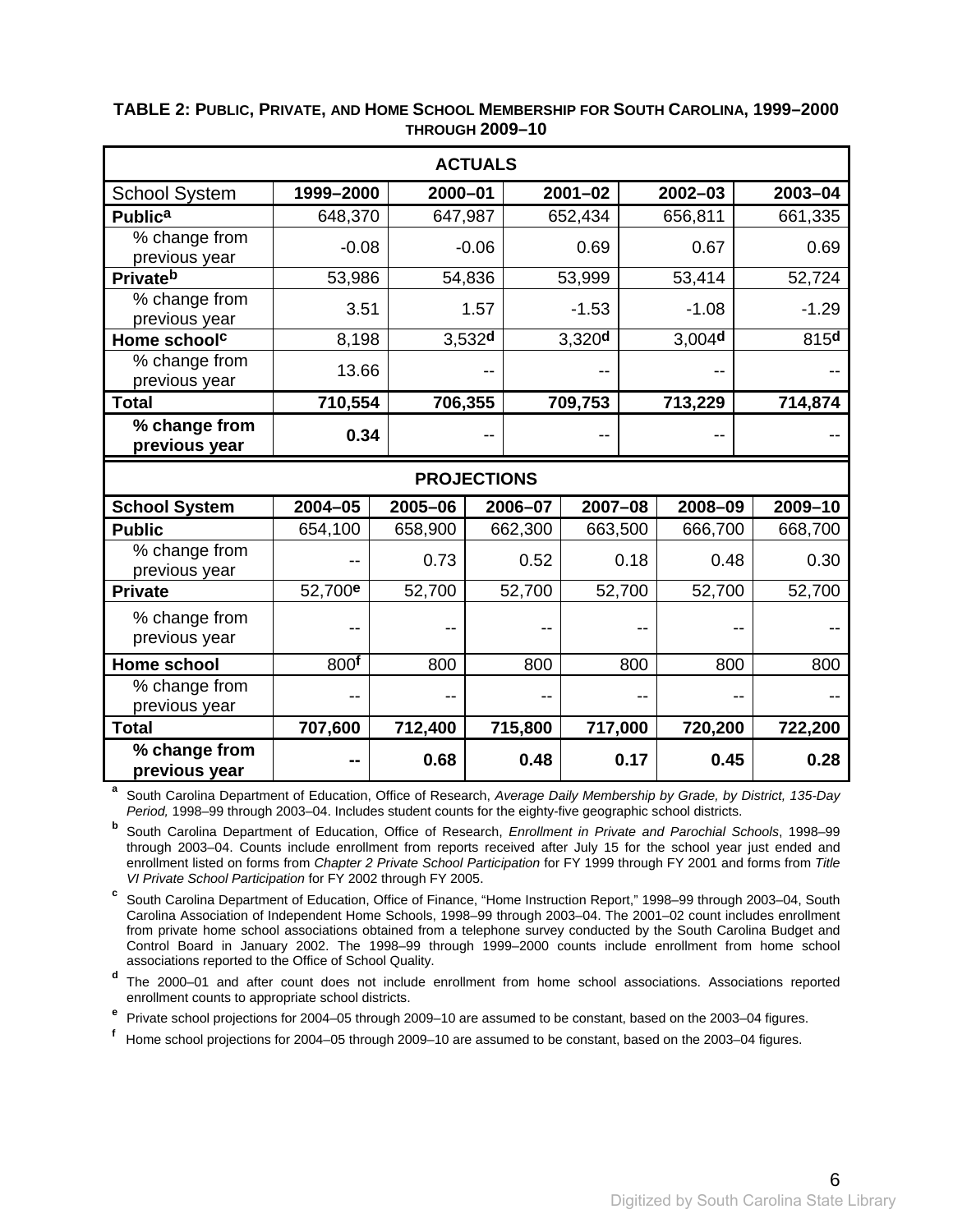**TABLE 2: PUBLIC, PRIVATE, AND HOME SCHOOL MEMBERSHIP FOR SOUTH CAROLINA, 1999–2000 THROUGH 2009–10**

| ACTUALS | | | | | |
|---|---|---|---|---|---|
| School System | 1999–2000 | 2000–01 | 2001–02 | 2002–03 | 2003–04 |
| **Public**[a] | 648,370 | 647,987 | 652,434 | 656,811 | 661,335 |
| % change from previous year | -0.08 | -0.06 | 0.69 | 0.67 | 0.69 |
| **Private**[b] | 53,986 | 54,836 | 53,999 | 53,414 | 52,724 |
| % change from previous year | 3.51 | 1.57 | -1.53 | -1.08 | -1.29 |
| **Home school**[c] | 8,198 | 3,532[d] | 3,320[d] | 3,004[d] | 815[d] |
| % change from previous year | 13.66 | -- | -- | -- | -- |
| **Total** | **710,554** | **706,355** | **709,753** | **713,229** | **714,874** |
| **% change from previous year** | **0.34** | -- | -- | -- | -- |

| PROJECTIONS | | | | | | |
|---|---|---|---|---|---|---|
| **School System** | **2004–05** | **2005–06** | **2006–07** | **2007–08** | **2008–09** | **2009–10** |
| **Public** | 654,100 | 658,900 | 662,300 | 663,500 | 666,700 | 668,700 |
| % change from previous year | -- | 0.73 | 0.52 | 0.18 | 0.48 | 0.30 |
| **Private** | 52,700[e] | 52,700 | 52,700 | 52,700 | 52,700 | 52,700 |
| % change from previous year | -- | -- | -- | -- | -- | -- |
| **Home school** | 800[f] | 800 | 800 | 800 | 800 | 800 |
| % change from previous year | -- | -- | -- | -- | -- | -- |
| **Total** | **707,600** | **712,400** | **715,800** | **717,000** | **720,200** | **722,200** |
| **% change from previous year** | **--** | **0.68** | **0.48** | **0.17** | **0.45** | **0.28** |

[a] South Carolina Department of Education, Office of Research, *Average Daily Membership by Grade, by District, 135-Day Period,* 1998–99 through 2003–04. Includes student counts for the eighty-five geographic school districts.

[b] South Carolina Department of Education, Office of Research, *Enrollment in Private and Parochial Schools*, 1998–99 through 2003–04. Counts include enrollment from reports received after July 15 for the school year just ended and enrollment listed on forms from *Chapter 2 Private School Participation* for FY 1999 through FY 2001 and forms from *Title VI Private School Participation* for FY 2002 through FY 2005.

[c] South Carolina Department of Education, Office of Finance, "Home Instruction Report," 1998–99 through 2003–04, South Carolina Association of Independent Home Schools, 1998–99 through 2003–04. The 2001–02 count includes enrollment from private home school associations obtained from a telephone survey conducted by the South Carolina Budget and Control Board in January 2002. The 1998–99 through 1999–2000 counts include enrollment from home school associations reported to the Office of School Quality.

[d] The 2000–01 and after count does not include enrollment from home school associations. Associations reported enrollment counts to appropriate school districts.

[e] Private school projections for 2004–05 through 2009–10 are assumed to be constant, based on the 2003–04 figures.

[f] Home school projections for 2004–05 through 2009–10 are assumed to be constant, based on the 2003–04 figures.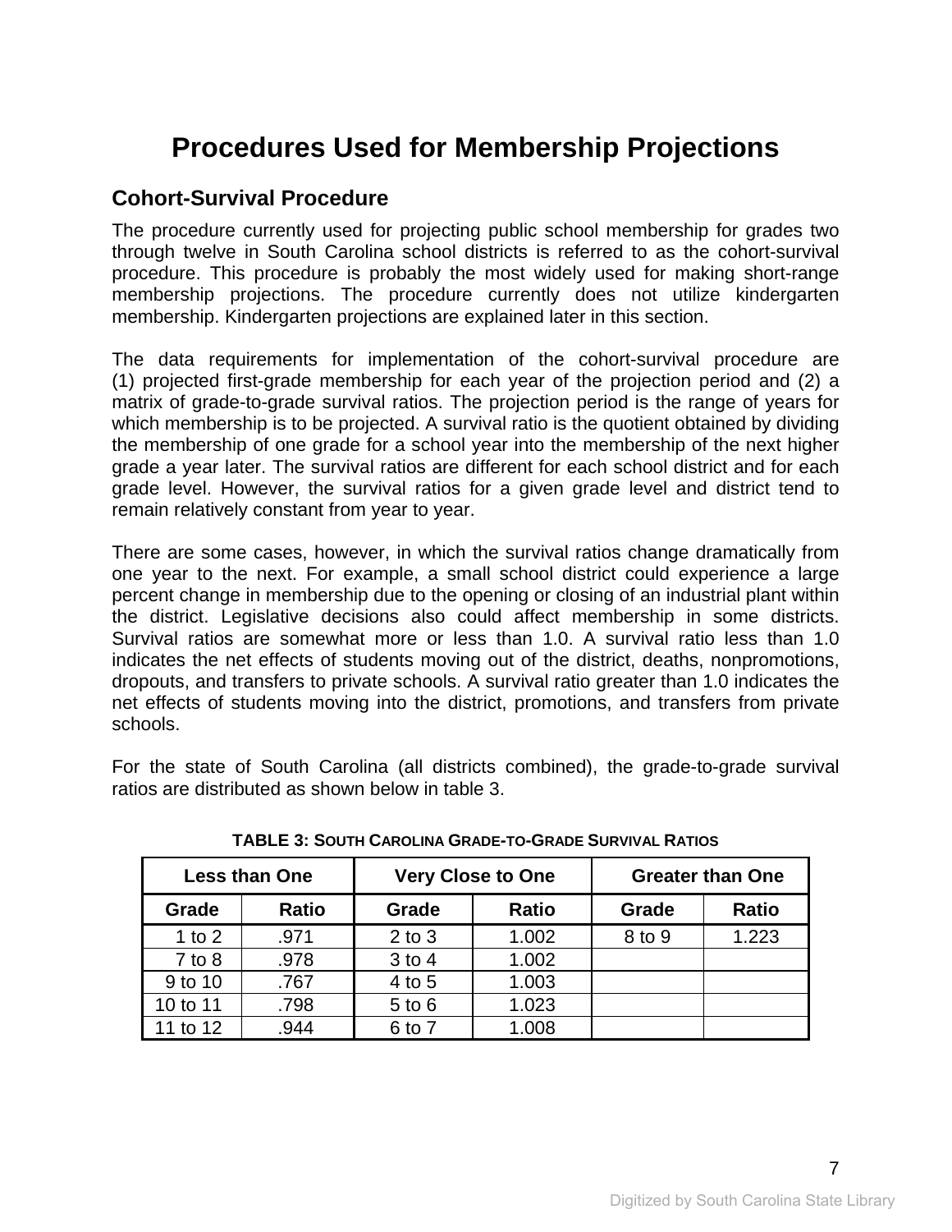# Procedures Used for Membership Projections

## Cohort-Survival Procedure

The procedure currently used for projecting public school membership for grades two through twelve in South Carolina school districts is referred to as the cohort-survival procedure. This procedure is probably the most widely used for making short-range membership projections. The procedure currently does not utilize kindergarten membership. Kindergarten projections are explained later in this section.

The data requirements for implementation of the cohort-survival procedure are (1) projected first-grade membership for each year of the projection period and (2) a matrix of grade-to-grade survival ratios. The projection period is the range of years for which membership is to be projected. A survival ratio is the quotient obtained by dividing the membership of one grade for a school year into the membership of the next higher grade a year later. The survival ratios are different for each school district and for each grade level. However, the survival ratios for a given grade level and district tend to remain relatively constant from year to year.

There are some cases, however, in which the survival ratios change dramatically from one year to the next. For example, a small school district could experience a large percent change in membership due to the opening or closing of an industrial plant within the district. Legislative decisions also could affect membership in some districts. Survival ratios are somewhat more or less than 1.0. A survival ratio less than 1.0 indicates the net effects of students moving out of the district, deaths, nonpromotions, dropouts, and transfers to private schools. A survival ratio greater than 1.0 indicates the net effects of students moving into the district, promotions, and transfers from private schools.

For the state of South Carolina (all districts combined), the grade-to-grade survival ratios are distributed as shown below in table 3.

**TABLE 3: SOUTH CAROLINA GRADE-TO-GRADE SURVIVAL RATIOS**

| Less than One | | Very Close to One | | Greater than One | |
|---|---|---|---|---|---|
| **Grade** | **Ratio** | **Grade** | **Ratio** | **Grade** | **Ratio** |
| 1 to 2 | .971 | 2 to 3 | 1.002 | 8 to 9 | 1.223 |
| 7 to 8 | .978 | 3 to 4 | 1.002 | | |
| 9 to 10 | .767 | 4 to 5 | 1.003 | | |
| 10 to 11 | .798 | 5 to 6 | 1.023 | | |
| 11 to 12 | .944 | 6 to 7 | 1.008 | | |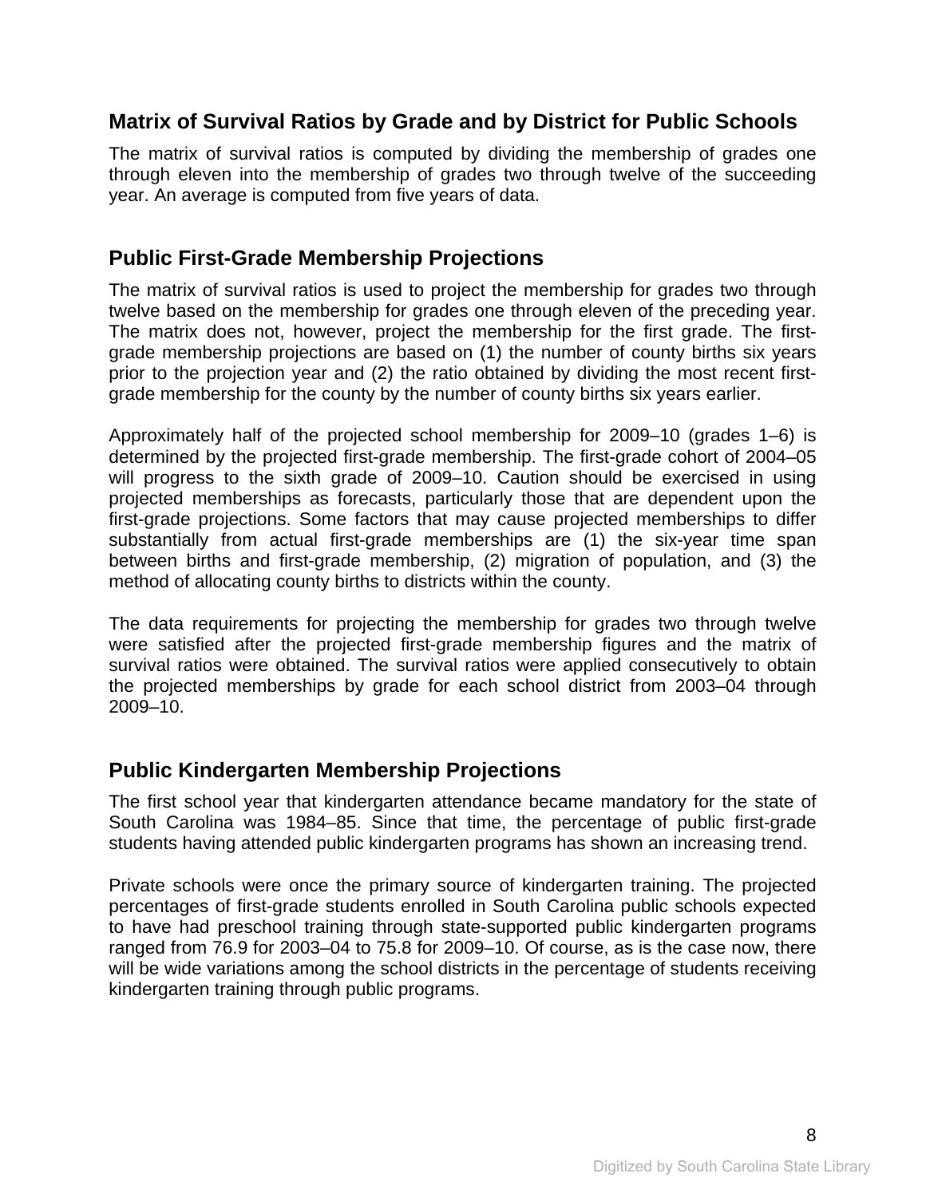## Matrix of Survival Ratios by Grade and by District for Public Schools

The matrix of survival ratios is computed by dividing the membership of grades one through eleven into the membership of grades two through twelve of the succeeding year. An average is computed from five years of data.

## Public First-Grade Membership Projections

The matrix of survival ratios is used to project the membership for grades two through twelve based on the membership for grades one through eleven of the preceding year. The matrix does not, however, project the membership for the first grade. The first-grade membership projections are based on (1) the number of county births six years prior to the projection year and (2) the ratio obtained by dividing the most recent first-grade membership for the county by the number of county births six years earlier.

Approximately half of the projected school membership for 2009–10 (grades 1–6) is determined by the projected first-grade membership. The first-grade cohort of 2004–05 will progress to the sixth grade of 2009–10. Caution should be exercised in using projected memberships as forecasts, particularly those that are dependent upon the first-grade projections. Some factors that may cause projected memberships to differ substantially from actual first-grade memberships are (1) the six-year time span between births and first-grade membership, (2) migration of population, and (3) the method of allocating county births to districts within the county.

The data requirements for projecting the membership for grades two through twelve were satisfied after the projected first-grade membership figures and the matrix of survival ratios were obtained. The survival ratios were applied consecutively to obtain the projected memberships by grade for each school district from 2003–04 through 2009–10.

## Public Kindergarten Membership Projections

The first school year that kindergarten attendance became mandatory for the state of South Carolina was 1984–85. Since that time, the percentage of public first-grade students having attended public kindergarten programs has shown an increasing trend.

Private schools were once the primary source of kindergarten training. The projected percentages of first-grade students enrolled in South Carolina public schools expected to have had preschool training through state-supported public kindergarten programs ranged from 76.9 for 2003–04 to 75.8 for 2009–10. Of course, as is the case now, there will be wide variations among the school districts in the percentage of students receiving kindergarten training through public programs.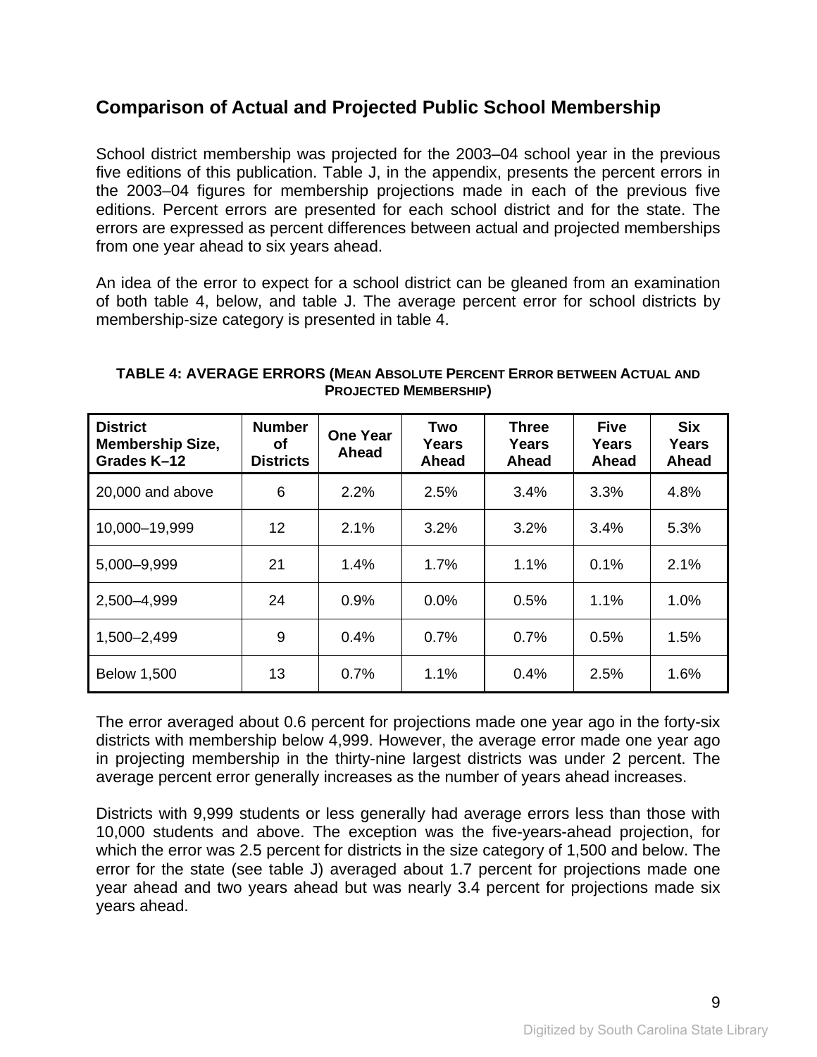## Comparison of Actual and Projected Public School Membership

School district membership was projected for the 2003–04 school year in the previous five editions of this publication. Table J, in the appendix, presents the percent errors in the 2003–04 figures for membership projections made in each of the previous five editions. Percent errors are presented for each school district and for the state. The errors are expressed as percent differences between actual and projected memberships from one year ahead to six years ahead.

An idea of the error to expect for a school district can be gleaned from an examination of both table 4, below, and table J. The average percent error for school districts by membership-size category is presented in table 4.

**TABLE 4: AVERAGE ERRORS (MEAN ABSOLUTE PERCENT ERROR BETWEEN ACTUAL AND PROJECTED MEMBERSHIP)**

| District Membership Size, Grades K–12 | Number of Districts | One Year Ahead | Two Years Ahead | Three Years Ahead | Five Years Ahead | Six Years Ahead |
|---|---|---|---|---|---|---|
| 20,000 and above | 6 | 2.2% | 2.5% | 3.4% | 3.3% | 4.8% |
| 10,000–19,999 | 12 | 2.1% | 3.2% | 3.2% | 3.4% | 5.3% |
| 5,000–9,999 | 21 | 1.4% | 1.7% | 1.1% | 0.1% | 2.1% |
| 2,500–4,999 | 24 | 0.9% | 0.0% | 0.5% | 1.1% | 1.0% |
| 1,500–2,499 | 9 | 0.4% | 0.7% | 0.7% | 0.5% | 1.5% |
| Below 1,500 | 13 | 0.7% | 1.1% | 0.4% | 2.5% | 1.6% |

The error averaged about 0.6 percent for projections made one year ago in the forty-six districts with membership below 4,999. However, the average error made one year ago in projecting membership in the thirty-nine largest districts was under 2 percent. The average percent error generally increases as the number of years ahead increases.

Districts with 9,999 students or less generally had average errors less than those with 10,000 students and above. The exception was the five-years-ahead projection, for which the error was 2.5 percent for districts in the size category of 1,500 and below. The error for the state (see table J) averaged about 1.7 percent for projections made one year ahead and two years ahead but was nearly 3.4 percent for projections made six years ahead.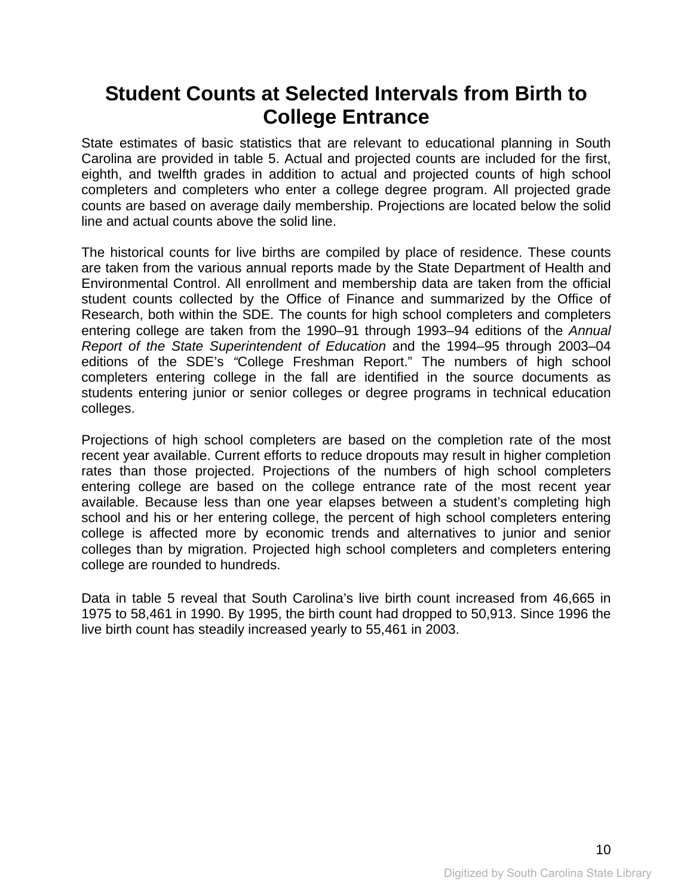# Student Counts at Selected Intervals from Birth to College Entrance

State estimates of basic statistics that are relevant to educational planning in South Carolina are provided in table 5. Actual and projected counts are included for the first, eighth, and twelfth grades in addition to actual and projected counts of high school completers and completers who enter a college degree program. All projected grade counts are based on average daily membership. Projections are located below the solid line and actual counts above the solid line.

The historical counts for live births are compiled by place of residence. These counts are taken from the various annual reports made by the State Department of Health and Environmental Control. All enrollment and membership data are taken from the official student counts collected by the Office of Finance and summarized by the Office of Research, both within the SDE. The counts for high school completers and completers entering college are taken from the 1990–91 through 1993–94 editions of the *Annual Report of the State Superintendent of Education* and the 1994–95 through 2003–04 editions of the SDE's "College Freshman Report." The numbers of high school completers entering college in the fall are identified in the source documents as students entering junior or senior colleges or degree programs in technical education colleges.

Projections of high school completers are based on the completion rate of the most recent year available. Current efforts to reduce dropouts may result in higher completion rates than those projected. Projections of the numbers of high school completers entering college are based on the college entrance rate of the most recent year available. Because less than one year elapses between a student's completing high school and his or her entering college, the percent of high school completers entering college is affected more by economic trends and alternatives to junior and senior colleges than by migration. Projected high school completers and completers entering college are rounded to hundreds.

Data in table 5 reveal that South Carolina's live birth count increased from 46,665 in 1975 to 58,461 in 1990. By 1995, the birth count had dropped to 50,913. Since 1996 the live birth count has steadily increased yearly to 55,461 in 2003.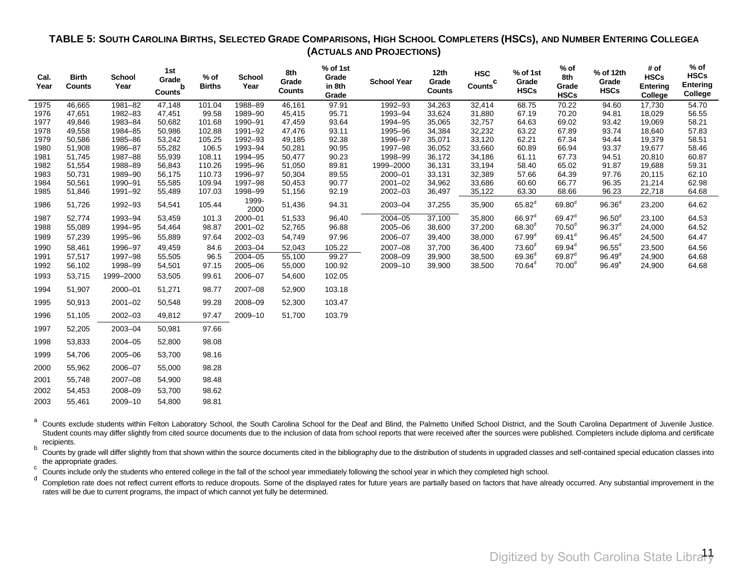**TABLE 5: SOUTH CAROLINA BIRTHS, SELECTED GRADE COMPARISONS, HIGH SCHOOL COMPLETERS (HSCS), AND NUMBER ENTERING COLLEGE[a] (ACTUALS AND PROJECTIONS)**

| Cal. Year | Birth Counts | School Year | 1st Grade Counts[b] | % of Births | School Year | 8th Grade Counts | % of 1st Grade in 8th Grade | School Year | 12th Grade Counts | HSC Counts[c] | % of 1st Grade HSCs | % of 8th Grade HSCs | % of 12th Grade HSCs | # of HSCs Entering College | % of HSCs Entering College |
|---|---|---|---|---|---|---|---|---|---|---|---|---|---|---|---|
| 1975 | 46,665 | 1981–82 | 47,148 | 101.04 | 1988–89 | 46,161 | 97.91 | 1992–93 | 34,263 | 32,414 | 68.75 | 70.22 | 94.60 | 17,730 | 54.70 |
| 1976 | 47,651 | 1982–83 | 47,451 | 99.58 | 1989–90 | 45,415 | 95.71 | 1993–94 | 33,624 | 31,880 | 67.19 | 70.20 | 94.81 | 18,029 | 56.55 |
| 1977 | 49,846 | 1983–84 | 50,682 | 101.68 | 1990–91 | 47,459 | 93.64 | 1994–95 | 35,065 | 32,757 | 64.63 | 69.02 | 93.42 | 19,069 | 58.21 |
| 1978 | 49,558 | 1984–85 | 50,986 | 102.88 | 1991–92 | 47,476 | 93.11 | 1995–96 | 34,384 | 32,232 | 63.22 | 67.89 | 93.74 | 18,640 | 57.83 |
| 1979 | 50,586 | 1985–86 | 53,242 | 105.25 | 1992–93 | 49,185 | 92.38 | 1996–97 | 35,071 | 33,120 | 62.21 | 67.34 | 94.44 | 19,379 | 58.51 |
| 1980 | 51,908 | 1986–87 | 55,282 | 106.5 | 1993–94 | 50,281 | 90.95 | 1997–98 | 36,052 | 33,660 | 60.89 | 66.94 | 93.37 | 19,677 | 58.46 |
| 1981 | 51,745 | 1987–88 | 55,939 | 108.11 | 1994–95 | 50,477 | 90.23 | 1998–99 | 36,172 | 34,186 | 61.11 | 67.73 | 94.51 | 20,810 | 60.87 |
| 1982 | 51,554 | 1988–89 | 56,843 | 110.26 | 1995–96 | 51,050 | 89.81 | 1999–2000 | 36,131 | 33,194 | 58.40 | 65.02 | 91.87 | 19,688 | 59.31 |
| 1983 | 50,731 | 1989–90 | 56,175 | 110.73 | 1996–97 | 50,304 | 89.55 | 2000–01 | 33,131 | 32,389 | 57.66 | 64.39 | 97.76 | 20,115 | 62.10 |
| 1984 | 50,561 | 1990–91 | 55,585 | 109.94 | 1997–98 | 50,453 | 90.77 | 2001–02 | 34,962 | 33,686 | 60.60 | 66.77 | 96.35 | 21,214 | 62.98 |
| 1985 | 51,846 | 1991–92 | 55,489 | 107.03 | 1998–99 | 51,156 | 92.19 | 2002–03 | 36,497 | 35,122 | 63.30 | 68.66 | 96.23 | 22,718 | 64.68 |
| 1986 | 51,726 | 1992–93 | 54,541 | 105.44 | 1999-2000 | 51,436 | 94.31 | 2003–04 | 37,255 | 35,900 | 65.82[d] | 69.80[d] | 96.36[d] | 23,200 | 64.62 |
| 1987 | 52,774 | 1993–94 | 53,459 | 101.3 | 2000–01 | 51,533 | 96.40 | 2004–05 | 37,100 | 35,800 | 66.97[d] | 69.47[d] | 96.50[d] | 23,100 | 64.53 |
| 1988 | 55,089 | 1994–95 | 54,464 | 98.87 | 2001–02 | 52,765 | 96.88 | 2005–06 | 38,600 | 37,200 | 68.30[d] | 70.50[d] | 96.37[d] | 24,000 | 64.52 |
| 1989 | 57,239 | 1995–96 | 55,889 | 97.64 | 2002–03 | 54,749 | 97.96 | 2006–07 | 39,400 | 38,000 | 67.99[d] | 69.41[d] | 96.45[d] | 24,500 | 64.47 |
| 1990 | 58,461 | 1996–97 | 49,459 | 84.6 | 2003–04 | 52,043 | 105.22 | 2007–08 | 37,700 | 36,400 | 73.60[d] | 69.94[d] | 96.55[d] | 23,500 | 64.56 |
| 1991 | 57,517 | 1997–98 | 55,505 | 96.5 | 2004–05 | 55,100 | 99.27 | 2008–09 | 39,900 | 38,500 | 69.36[d] | 69.87[d] | 96.49[d] | 24,900 | 64.68 |
| 1992 | 56,102 | 1998–99 | 54,501 | 97.15 | 2005–06 | 55,000 | 100.92 | 2009–10 | 39,900 | 38,500 | 70.64[d] | 70.00[d] | 96.49[e] | 24,900 | 64.68 |
| 1993 | 53,715 | 1999–2000 | 53,505 | 99.61 | 2006–07 | 54,600 | 102.05 | | | | | | | | |
| 1994 | 51,907 | 2000–01 | 51,271 | 98.77 | 2007–08 | 52,900 | 103.18 | | | | | | | | |
| 1995 | 50,913 | 2001–02 | 50,548 | 99.28 | 2008–09 | 52,300 | 103.47 | | | | | | | | |
| 1996 | 51,105 | 2002–03 | 49,812 | 97.47 | 2009–10 | 51,700 | 103.79 | | | | | | | | |
| 1997 | 52,205 | 2003–04 | 50,981 | 97.66 | | | | | | | | | | | |
| 1998 | 53,833 | 2004–05 | 52,800 | 98.08 | | | | | | | | | | | |
| 1999 | 54,706 | 2005–06 | 53,700 | 98.16 | | | | | | | | | | | |
| 2000 | 55,962 | 2006–07 | 55,000 | 98.28 | | | | | | | | | | | |
| 2001 | 55,748 | 2007–08 | 54,900 | 98.48 | | | | | | | | | | | |
| 2002 | 54,453 | 2008–09 | 53,700 | 98.62 | | | | | | | | | | | |
| 2003 | 55,461 | 2009–10 | 54,800 | 98.81 | | | | | | | | | | | |

[a] Counts exclude students within Felton Laboratory School, the South Carolina School for the Deaf and Blind, the Palmetto Unified School District, and the South Carolina Department of Juvenile Justice. Student counts may differ slightly from cited source documents due to the inclusion of data from school reports that were received after the sources were published. Completers include diploma and certificate recipients.

[b] Counts by grade will differ slightly from that shown within the source documents cited in the bibliography due to the distribution of students in upgraded classes and self-contained special education classes into the appropriate grades.

[c] Counts include only the students who entered college in the fall of the school year immediately following the school year in which they completed high school.

[d] Completion rate does not reflect current efforts to reduce dropouts. Some of the displayed rates for future years are partially based on factors that have already occurred. Any substantial improvement in the rates will be due to current programs, the impact of which cannot yet fully be determined.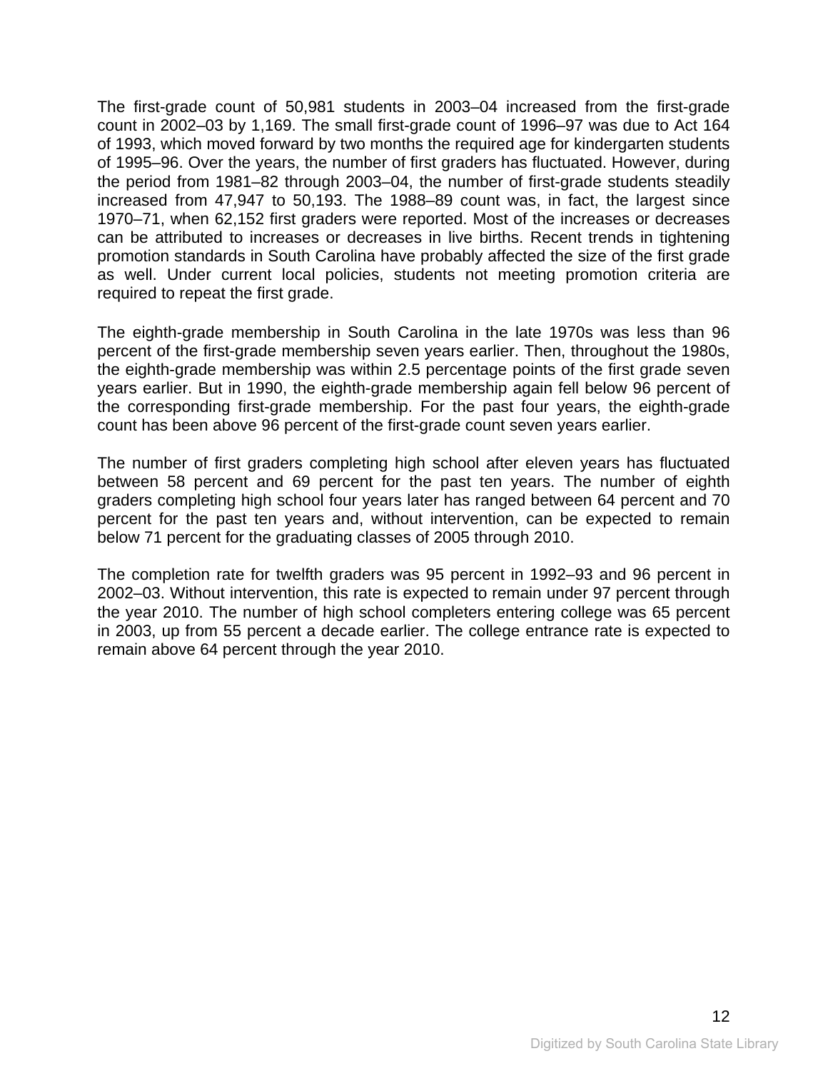The first-grade count of 50,981 students in 2003–04 increased from the first-grade count in 2002–03 by 1,169. The small first-grade count of 1996–97 was due to Act 164 of 1993, which moved forward by two months the required age for kindergarten students of 1995–96. Over the years, the number of first graders has fluctuated. However, during the period from 1981–82 through 2003–04, the number of first-grade students steadily increased from 47,947 to 50,193. The 1988–89 count was, in fact, the largest since 1970–71, when 62,152 first graders were reported. Most of the increases or decreases can be attributed to increases or decreases in live births. Recent trends in tightening promotion standards in South Carolina have probably affected the size of the first grade as well. Under current local policies, students not meeting promotion criteria are required to repeat the first grade.

The eighth-grade membership in South Carolina in the late 1970s was less than 96 percent of the first-grade membership seven years earlier. Then, throughout the 1980s, the eighth-grade membership was within 2.5 percentage points of the first grade seven years earlier. But in 1990, the eighth-grade membership again fell below 96 percent of the corresponding first-grade membership. For the past four years, the eighth-grade count has been above 96 percent of the first-grade count seven years earlier.

The number of first graders completing high school after eleven years has fluctuated between 58 percent and 69 percent for the past ten years. The number of eighth graders completing high school four years later has ranged between 64 percent and 70 percent for the past ten years and, without intervention, can be expected to remain below 71 percent for the graduating classes of 2005 through 2010.

The completion rate for twelfth graders was 95 percent in 1992–93 and 96 percent in 2002–03. Without intervention, this rate is expected to remain under 97 percent through the year 2010. The number of high school completers entering college was 65 percent in 2003, up from 55 percent a decade earlier. The college entrance rate is expected to remain above 64 percent through the year 2010.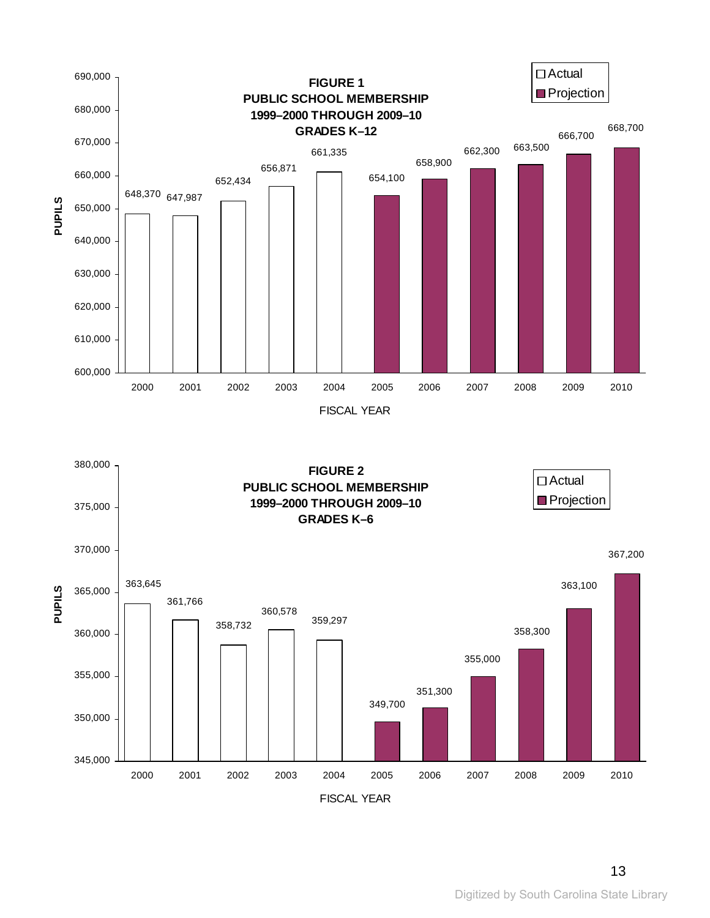**FIGURE 1**
**PUBLIC SCHOOL MEMBERSHIP**
**1999–2000 THROUGH 2009–10**
**GRADES K–12**

| FISCAL YEAR | PUPILS | Type |
|---|---|---|
| 2000 | 648,370 | Actual |
| 2001 | 647,987 | Actual |
| 2002 | 652,434 | Actual |
| 2003 | 656,871 | Actual |
| 2004 | 661,335 | Actual |
| 2005 | 654,100 | Projection |
| 2006 | 658,900 | Projection |
| 2007 | 662,300 | Projection |
| 2008 | 663,500 | Projection |
| 2009 | 666,700 | Projection |
| 2010 | 668,700 | Projection |

**FIGURE 2**
**PUBLIC SCHOOL MEMBERSHIP**
**1999–2000 THROUGH 2009–10**
**GRADES K–6**

| FISCAL YEAR | PUPILS | Type |
|---|---|---|
| 2000 | 363,645 | Actual |
| 2001 | 361,766 | Actual |
| 2002 | 358,732 | Actual |
| 2003 | 360,578 | Actual |
| 2004 | 359,297 | Actual |
| 2005 | 349,700 | Projection |
| 2006 | 351,300 | Projection |
| 2007 | 355,000 | Projection |
| 2008 | 358,300 | Projection |
| 2009 | 363,100 | Projection |
| 2010 | 367,200 | Projection |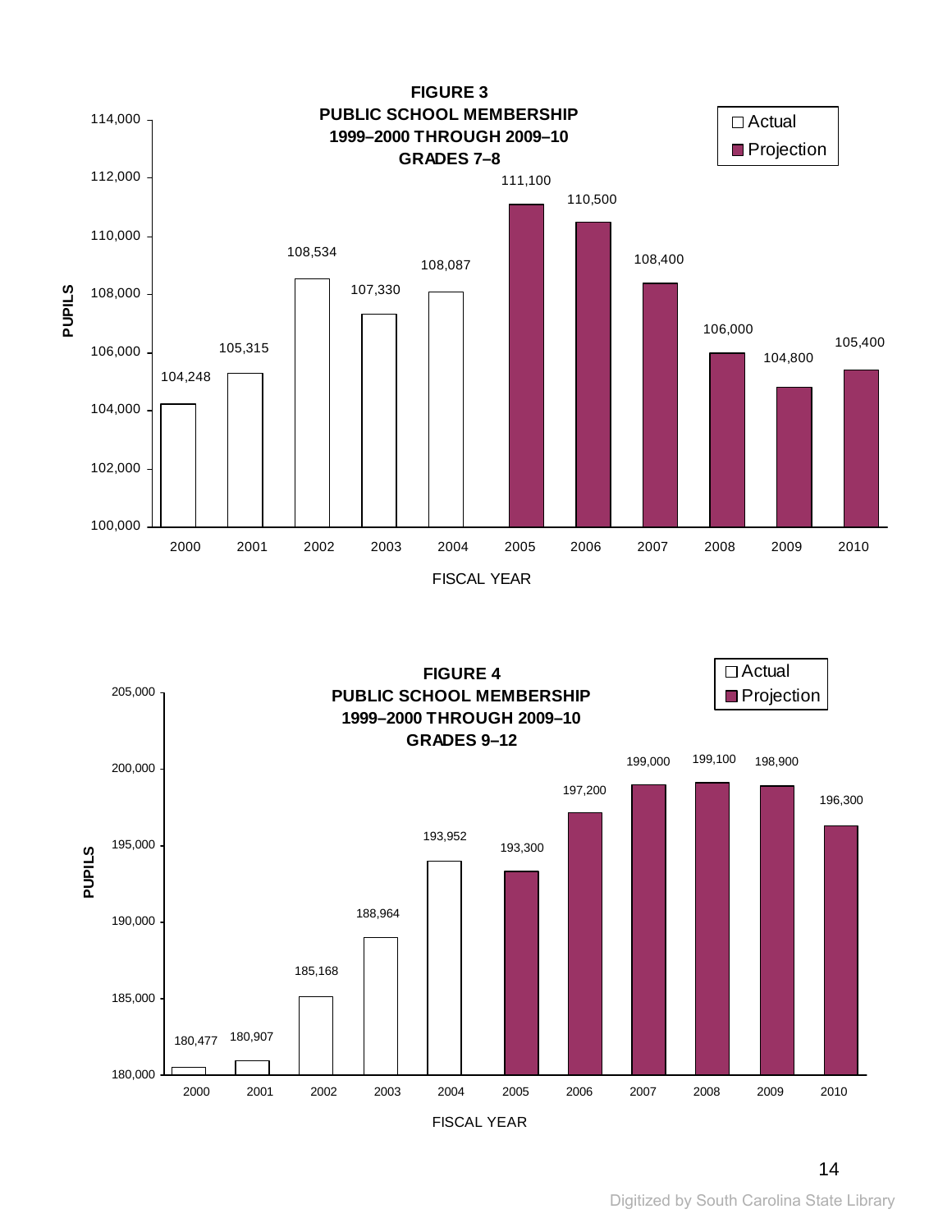**FIGURE 3**
**PUBLIC SCHOOL MEMBERSHIP**
**1999–2000 THROUGH 2009–10**
**GRADES 7–8**

| FISCAL YEAR | PUPILS | Type |
|---|---|---|
| 2000 | 104,248 | Actual |
| 2001 | 105,315 | Actual |
| 2002 | 108,534 | Actual |
| 2003 | 107,330 | Actual |
| 2004 | 108,087 | Actual |
| 2005 | 111,100 | Projection |
| 2006 | 110,500 | Projection |
| 2007 | 108,400 | Projection |
| 2008 | 106,000 | Projection |
| 2009 | 104,800 | Projection |
| 2010 | 105,400 | Projection |

**FIGURE 4**
**PUBLIC SCHOOL MEMBERSHIP**
**1999–2000 THROUGH 2009–10**
**GRADES 9–12**

| FISCAL YEAR | PUPILS | Type |
|---|---|---|
| 2000 | 180,477 | Actual |
| 2001 | 180,907 | Actual |
| 2002 | 185,168 | Actual |
| 2003 | 188,964 | Actual |
| 2004 | 193,952 | Actual |
| 2005 | 193,300 | Projection |
| 2006 | 197,200 | Projection |
| 2007 | 199,000 | Projection |
| 2008 | 199,100 | Projection |
| 2009 | 198,900 | Projection |
| 2010 | 196,300 | Projection |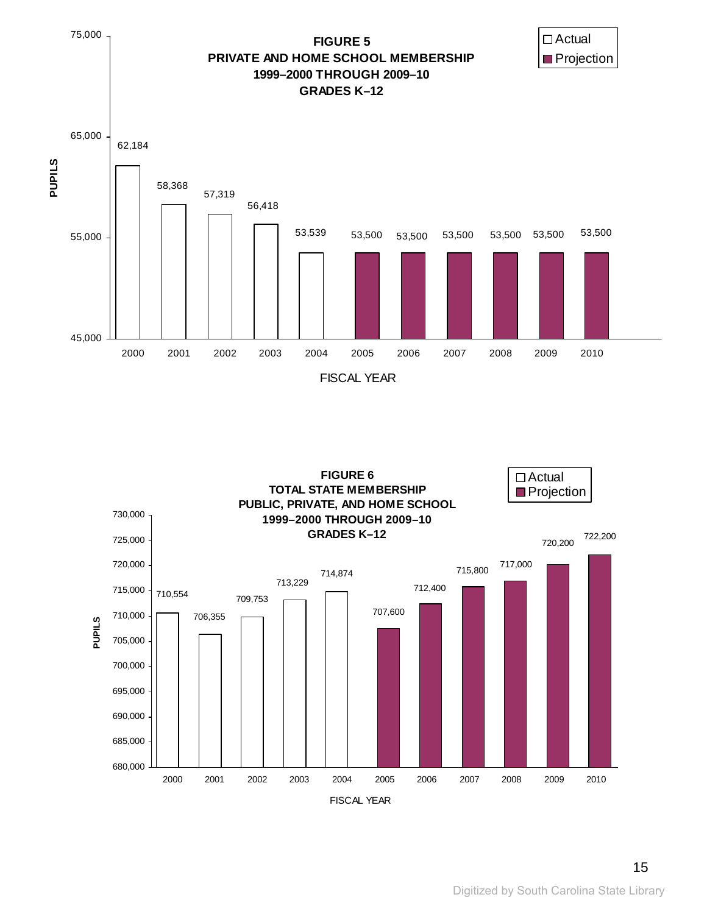## FIGURE 5
## PRIVATE AND HOME SCHOOL MEMBERSHIP
## 1999–2000 THROUGH 2009–10
## GRADES K–12

| Fiscal Year | Pupils | Type |
|---|---|---|
| 2000 | 62,184 | Actual |
| 2001 | 58,368 | Actual |
| 2002 | 57,319 | Actual |
| 2003 | 56,418 | Actual |
| 2004 | 53,539 | Actual |
| 2005 | 53,500 | Projection |
| 2006 | 53,500 | Projection |
| 2007 | 53,500 | Projection |
| 2008 | 53,500 | Projection |
| 2009 | 53,500 | Projection |
| 2010 | 53,500 | Projection |

## FIGURE 6
## TOTAL STATE MEMBERSHIP
## PUBLIC, PRIVATE, AND HOME SCHOOL
## 1999–2000 THROUGH 2009–10
## GRADES K–12

| Fiscal Year | Pupils | Type |
|---|---|---|
| 2000 | 710,554 | Actual |
| 2001 | 706,355 | Actual |
| 2002 | 709,753 | Actual |
| 2003 | 713,229 | Actual |
| 2004 | 714,874 | Actual |
| 2005 | 707,600 | Projection |
| 2006 | 712,400 | Projection |
| 2007 | 715,800 | Projection |
| 2008 | 717,000 | Projection |
| 2009 | 720,200 | Projection |
| 2010 | 722,200 | Projection |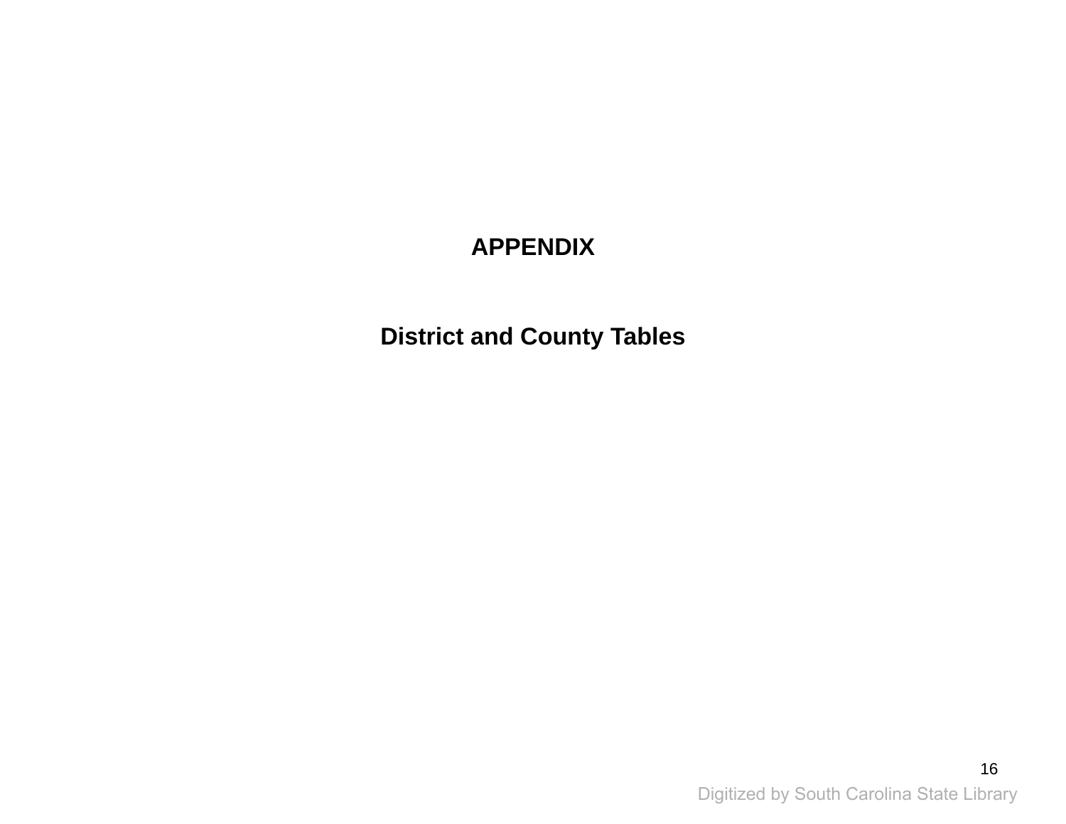# APPENDIX

## District and County Tables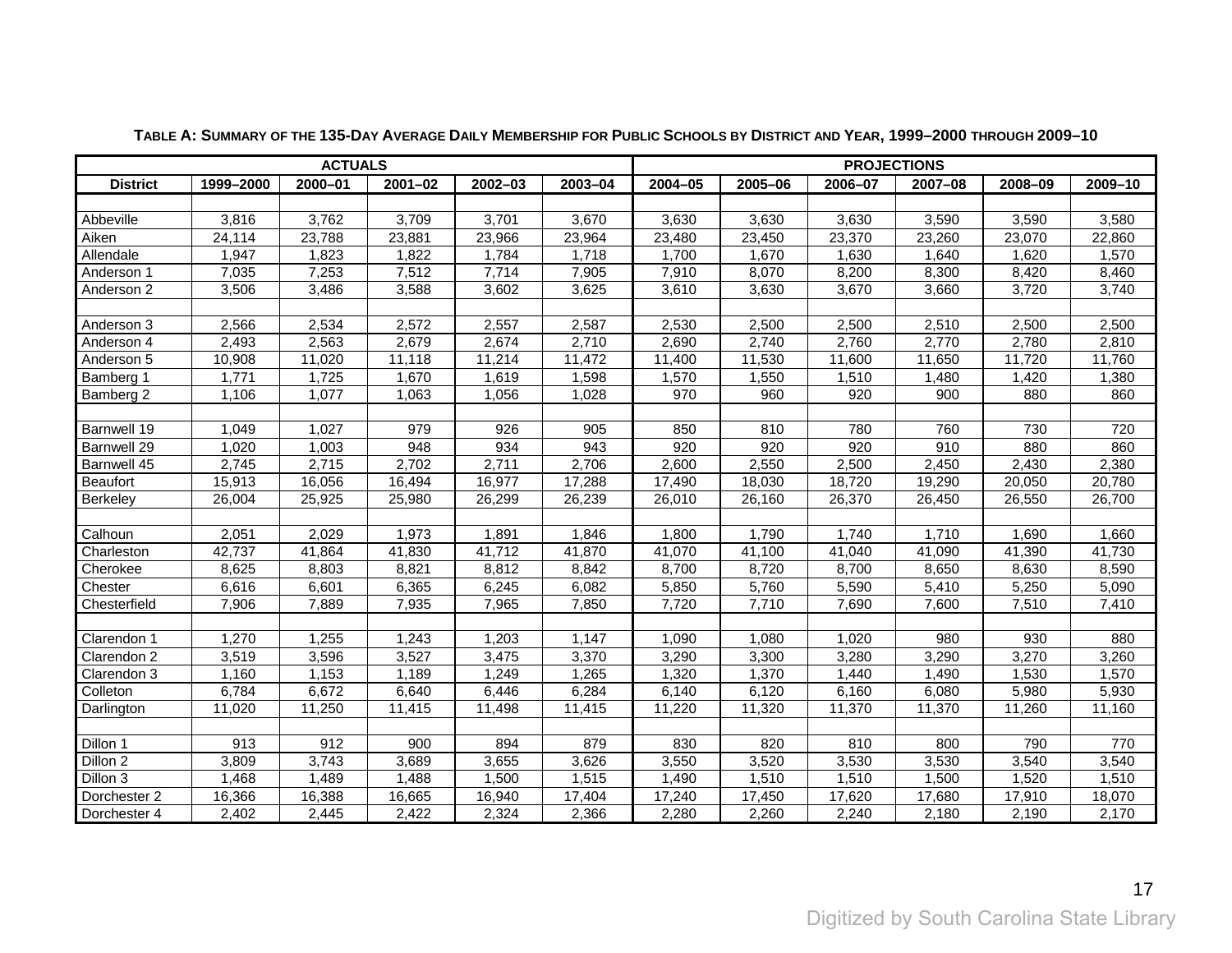**TABLE A: SUMMARY OF THE 135-DAY AVERAGE DAILY MEMBERSHIP FOR PUBLIC SCHOOLS BY DISTRICT AND YEAR, 1999–2000 THROUGH 2009–10**

| | ACTUALS | | | | | PROJECTIONS | | | | | |
|---|---|---|---|---|---|---|---|---|---|---|---|
| District | 1999–2000 | 2000–01 | 2001–02 | 2002–03 | 2003–04 | 2004–05 | 2005–06 | 2006–07 | 2007–08 | 2008–09 | 2009–10 |
| Abbeville | 3,816 | 3,762 | 3,709 | 3,701 | 3,670 | 3,630 | 3,630 | 3,630 | 3,590 | 3,590 | 3,580 |
| Aiken | 24,114 | 23,788 | 23,881 | 23,966 | 23,964 | 23,480 | 23,450 | 23,370 | 23,260 | 23,070 | 22,860 |
| Allendale | 1,947 | 1,823 | 1,822 | 1,784 | 1,718 | 1,700 | 1,670 | 1,630 | 1,640 | 1,620 | 1,570 |
| Anderson 1 | 7,035 | 7,253 | 7,512 | 7,714 | 7,905 | 7,910 | 8,070 | 8,200 | 8,300 | 8,420 | 8,460 |
| Anderson 2 | 3,506 | 3,486 | 3,588 | 3,602 | 3,625 | 3,610 | 3,630 | 3,670 | 3,660 | 3,720 | 3,740 |
| Anderson 3 | 2,566 | 2,534 | 2,572 | 2,557 | 2,587 | 2,530 | 2,500 | 2,500 | 2,510 | 2,500 | 2,500 |
| Anderson 4 | 2,493 | 2,563 | 2,679 | 2,674 | 2,710 | 2,690 | 2,740 | 2,760 | 2,770 | 2,780 | 2,810 |
| Anderson 5 | 10,908 | 11,020 | 11,118 | 11,214 | 11,472 | 11,400 | 11,530 | 11,600 | 11,650 | 11,720 | 11,760 |
| Bamberg 1 | 1,771 | 1,725 | 1,670 | 1,619 | 1,598 | 1,570 | 1,550 | 1,510 | 1,480 | 1,420 | 1,380 |
| Bamberg 2 | 1,106 | 1,077 | 1,063 | 1,056 | 1,028 | 970 | 960 | 920 | 900 | 880 | 860 |
| Barnwell 19 | 1,049 | 1,027 | 979 | 926 | 905 | 850 | 810 | 780 | 760 | 730 | 720 |
| Barnwell 29 | 1,020 | 1,003 | 948 | 934 | 943 | 920 | 920 | 920 | 910 | 880 | 860 |
| Barnwell 45 | 2,745 | 2,715 | 2,702 | 2,711 | 2,706 | 2,600 | 2,550 | 2,500 | 2,450 | 2,430 | 2,380 |
| Beaufort | 15,913 | 16,056 | 16,494 | 16,977 | 17,288 | 17,490 | 18,030 | 18,720 | 19,290 | 20,050 | 20,780 |
| Berkeley | 26,004 | 25,925 | 25,980 | 26,299 | 26,239 | 26,010 | 26,160 | 26,370 | 26,450 | 26,550 | 26,700 |
| Calhoun | 2,051 | 2,029 | 1,973 | 1,891 | 1,846 | 1,800 | 1,790 | 1,740 | 1,710 | 1,690 | 1,660 |
| Charleston | 42,737 | 41,864 | 41,830 | 41,712 | 41,870 | 41,070 | 41,100 | 41,040 | 41,090 | 41,390 | 41,730 |
| Cherokee | 8,625 | 8,803 | 8,821 | 8,812 | 8,842 | 8,700 | 8,720 | 8,700 | 8,650 | 8,630 | 8,590 |
| Chester | 6,616 | 6,601 | 6,365 | 6,245 | 6,082 | 5,850 | 5,760 | 5,590 | 5,410 | 5,250 | 5,090 |
| Chesterfield | 7,906 | 7,889 | 7,935 | 7,965 | 7,850 | 7,720 | 7,710 | 7,690 | 7,600 | 7,510 | 7,410 |
| Clarendon 1 | 1,270 | 1,255 | 1,243 | 1,203 | 1,147 | 1,090 | 1,080 | 1,020 | 980 | 930 | 880 |
| Clarendon 2 | 3,519 | 3,596 | 3,527 | 3,475 | 3,370 | 3,290 | 3,300 | 3,280 | 3,290 | 3,270 | 3,260 |
| Clarendon 3 | 1,160 | 1,153 | 1,189 | 1,249 | 1,265 | 1,320 | 1,370 | 1,440 | 1,490 | 1,530 | 1,570 |
| Colleton | 6,784 | 6,672 | 6,640 | 6,446 | 6,284 | 6,140 | 6,120 | 6,160 | 6,080 | 5,980 | 5,930 |
| Darlington | 11,020 | 11,250 | 11,415 | 11,498 | 11,415 | 11,220 | 11,320 | 11,370 | 11,370 | 11,260 | 11,160 |
| Dillon 1 | 913 | 912 | 900 | 894 | 879 | 830 | 820 | 810 | 800 | 790 | 770 |
| Dillon 2 | 3,809 | 3,743 | 3,689 | 3,655 | 3,626 | 3,550 | 3,520 | 3,530 | 3,530 | 3,540 | 3,540 |
| Dillon 3 | 1,468 | 1,489 | 1,488 | 1,500 | 1,515 | 1,490 | 1,510 | 1,510 | 1,500 | 1,520 | 1,510 |
| Dorchester 2 | 16,366 | 16,388 | 16,665 | 16,940 | 17,404 | 17,240 | 17,450 | 17,620 | 17,680 | 17,910 | 18,070 |
| Dorchester 4 | 2,402 | 2,445 | 2,422 | 2,324 | 2,366 | 2,280 | 2,260 | 2,240 | 2,180 | 2,190 | 2,170 |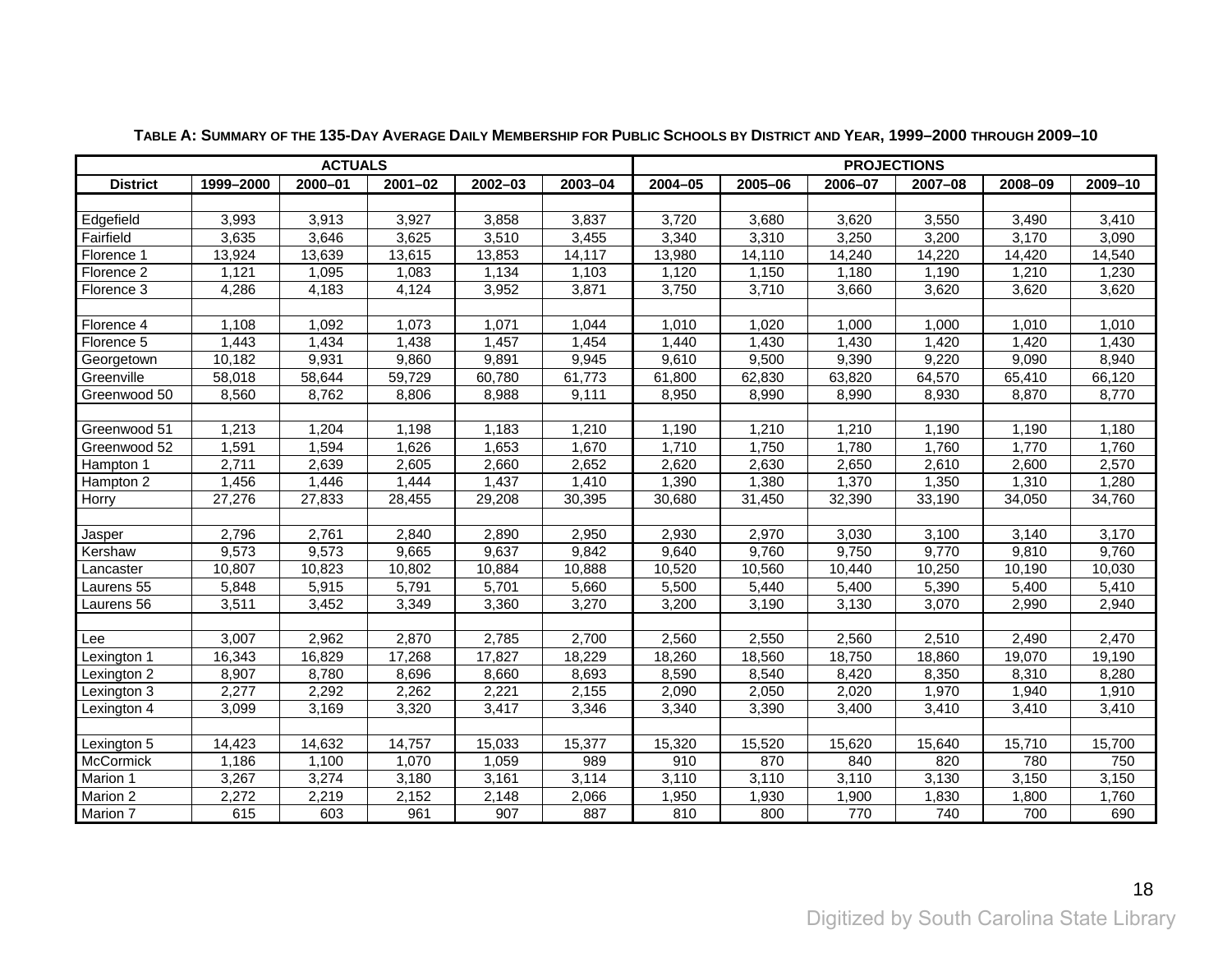**Table A: Summary of the 135-Day Average Daily Membership for Public Schools by District and Year, 1999–2000 through 2009–10**

| | ACTUALS | | | | | PROJECTIONS | | | | | |
|---|---|---|---|---|---|---|---|---|---|---|---|
| District | 1999–2000 | 2000–01 | 2001–02 | 2002–03 | 2003–04 | 2004–05 | 2005–06 | 2006–07 | 2007–08 | 2008–09 | 2009–10 |
| Edgefield | 3,993 | 3,913 | 3,927 | 3,858 | 3,837 | 3,720 | 3,680 | 3,620 | 3,550 | 3,490 | 3,410 |
| Fairfield | 3,635 | 3,646 | 3,625 | 3,510 | 3,455 | 3,340 | 3,310 | 3,250 | 3,200 | 3,170 | 3,090 |
| Florence 1 | 13,924 | 13,639 | 13,615 | 13,853 | 14,117 | 13,980 | 14,110 | 14,240 | 14,220 | 14,420 | 14,540 |
| Florence 2 | 1,121 | 1,095 | 1,083 | 1,134 | 1,103 | 1,120 | 1,150 | 1,180 | 1,190 | 1,210 | 1,230 |
| Florence 3 | 4,286 | 4,183 | 4,124 | 3,952 | 3,871 | 3,750 | 3,710 | 3,660 | 3,620 | 3,620 | 3,620 |
| Florence 4 | 1,108 | 1,092 | 1,073 | 1,071 | 1,044 | 1,010 | 1,020 | 1,000 | 1,000 | 1,010 | 1,010 |
| Florence 5 | 1,443 | 1,434 | 1,438 | 1,457 | 1,454 | 1,440 | 1,430 | 1,430 | 1,420 | 1,420 | 1,430 |
| Georgetown | 10,182 | 9,931 | 9,860 | 9,891 | 9,945 | 9,610 | 9,500 | 9,390 | 9,220 | 9,090 | 8,940 |
| Greenville | 58,018 | 58,644 | 59,729 | 60,780 | 61,773 | 61,800 | 62,830 | 63,820 | 64,570 | 65,410 | 66,120 |
| Greenwood 50 | 8,560 | 8,762 | 8,806 | 8,988 | 9,111 | 8,950 | 8,990 | 8,990 | 8,930 | 8,870 | 8,770 |
| Greenwood 51 | 1,213 | 1,204 | 1,198 | 1,183 | 1,210 | 1,190 | 1,210 | 1,210 | 1,190 | 1,190 | 1,180 |
| Greenwood 52 | 1,591 | 1,594 | 1,626 | 1,653 | 1,670 | 1,710 | 1,750 | 1,780 | 1,760 | 1,770 | 1,760 |
| Hampton 1 | 2,711 | 2,639 | 2,605 | 2,660 | 2,652 | 2,620 | 2,630 | 2,650 | 2,610 | 2,600 | 2,570 |
| Hampton 2 | 1,456 | 1,446 | 1,444 | 1,437 | 1,410 | 1,390 | 1,380 | 1,370 | 1,350 | 1,310 | 1,280 |
| Horry | 27,276 | 27,833 | 28,455 | 29,208 | 30,395 | 30,680 | 31,450 | 32,390 | 33,190 | 34,050 | 34,760 |
| Jasper | 2,796 | 2,761 | 2,840 | 2,890 | 2,950 | 2,930 | 2,970 | 3,030 | 3,100 | 3,140 | 3,170 |
| Kershaw | 9,573 | 9,573 | 9,665 | 9,637 | 9,842 | 9,640 | 9,760 | 9,750 | 9,770 | 9,810 | 9,760 |
| Lancaster | 10,807 | 10,823 | 10,802 | 10,884 | 10,888 | 10,520 | 10,560 | 10,440 | 10,250 | 10,190 | 10,030 |
| Laurens 55 | 5,848 | 5,915 | 5,791 | 5,701 | 5,660 | 5,500 | 5,440 | 5,400 | 5,390 | 5,400 | 5,410 |
| Laurens 56 | 3,511 | 3,452 | 3,349 | 3,360 | 3,270 | 3,200 | 3,190 | 3,130 | 3,070 | 2,990 | 2,940 |
| Lee | 3,007 | 2,962 | 2,870 | 2,785 | 2,700 | 2,560 | 2,550 | 2,560 | 2,510 | 2,490 | 2,470 |
| Lexington 1 | 16,343 | 16,829 | 17,268 | 17,827 | 18,229 | 18,260 | 18,560 | 18,750 | 18,860 | 19,070 | 19,190 |
| Lexington 2 | 8,907 | 8,780 | 8,696 | 8,660 | 8,693 | 8,590 | 8,540 | 8,420 | 8,350 | 8,310 | 8,280 |
| Lexington 3 | 2,277 | 2,292 | 2,262 | 2,221 | 2,155 | 2,090 | 2,050 | 2,020 | 1,970 | 1,940 | 1,910 |
| Lexington 4 | 3,099 | 3,169 | 3,320 | 3,417 | 3,346 | 3,340 | 3,390 | 3,400 | 3,410 | 3,410 | 3,410 |
| Lexington 5 | 14,423 | 14,632 | 14,757 | 15,033 | 15,377 | 15,320 | 15,520 | 15,620 | 15,640 | 15,710 | 15,700 |
| McCormick | 1,186 | 1,100 | 1,070 | 1,059 | 989 | 910 | 870 | 840 | 820 | 780 | 750 |
| Marion 1 | 3,267 | 3,274 | 3,180 | 3,161 | 3,114 | 3,110 | 3,110 | 3,110 | 3,130 | 3,150 | 3,150 |
| Marion 2 | 2,272 | 2,219 | 2,152 | 2,148 | 2,066 | 1,950 | 1,930 | 1,900 | 1,830 | 1,800 | 1,760 |
| Marion 7 | 615 | 603 | 961 | 907 | 887 | 810 | 800 | 770 | 740 | 700 | 690 |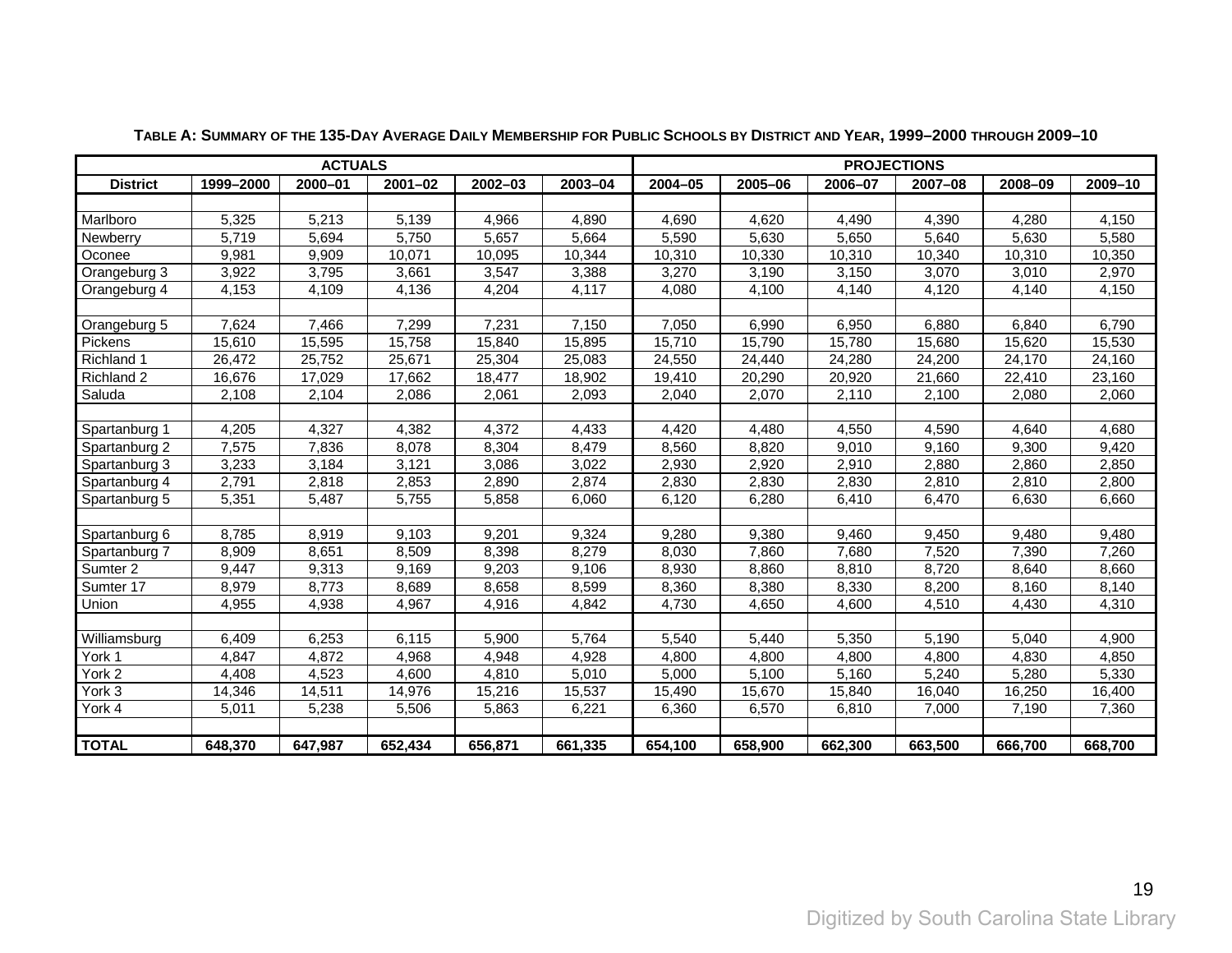**TABLE A: SUMMARY OF THE 135-DAY AVERAGE DAILY MEMBERSHIP FOR PUBLIC SCHOOLS BY DISTRICT AND YEAR, 1999–2000 THROUGH 2009–10**

| | ACTUALS | | | | | PROJECTIONS | | | | | |
|---|---|---|---|---|---|---|---|---|---|---|---|
| **District** | **1999–2000** | **2000–01** | **2001–02** | **2002–03** | **2003–04** | **2004–05** | **2005–06** | **2006–07** | **2007–08** | **2008–09** | **2009–10** |
| Marlboro | 5,325 | 5,213 | 5,139 | 4,966 | 4,890 | 4,690 | 4,620 | 4,490 | 4,390 | 4,280 | 4,150 |
| Newberry | 5,719 | 5,694 | 5,750 | 5,657 | 5,664 | 5,590 | 5,630 | 5,650 | 5,640 | 5,630 | 5,580 |
| Oconee | 9,981 | 9,909 | 10,071 | 10,095 | 10,344 | 10,310 | 10,330 | 10,310 | 10,340 | 10,310 | 10,350 |
| Orangeburg 3 | 3,922 | 3,795 | 3,661 | 3,547 | 3,388 | 3,270 | 3,190 | 3,150 | 3,070 | 3,010 | 2,970 |
| Orangeburg 4 | 4,153 | 4,109 | 4,136 | 4,204 | 4,117 | 4,080 | 4,100 | 4,140 | 4,120 | 4,140 | 4,150 |
| Orangeburg 5 | 7,624 | 7,466 | 7,299 | 7,231 | 7,150 | 7,050 | 6,990 | 6,950 | 6,880 | 6,840 | 6,790 |
| Pickens | 15,610 | 15,595 | 15,758 | 15,840 | 15,895 | 15,710 | 15,790 | 15,780 | 15,680 | 15,620 | 15,530 |
| Richland 1 | 26,472 | 25,752 | 25,671 | 25,304 | 25,083 | 24,550 | 24,440 | 24,280 | 24,200 | 24,170 | 24,160 |
| Richland 2 | 16,676 | 17,029 | 17,662 | 18,477 | 18,902 | 19,410 | 20,290 | 20,920 | 21,660 | 22,410 | 23,160 |
| Saluda | 2,108 | 2,104 | 2,086 | 2,061 | 2,093 | 2,040 | 2,070 | 2,110 | 2,100 | 2,080 | 2,060 |
| Spartanburg 1 | 4,205 | 4,327 | 4,382 | 4,372 | 4,433 | 4,420 | 4,480 | 4,550 | 4,590 | 4,640 | 4,680 |
| Spartanburg 2 | 7,575 | 7,836 | 8,078 | 8,304 | 8,479 | 8,560 | 8,820 | 9,010 | 9,160 | 9,300 | 9,420 |
| Spartanburg 3 | 3,233 | 3,184 | 3,121 | 3,086 | 3,022 | 2,930 | 2,920 | 2,910 | 2,880 | 2,860 | 2,850 |
| Spartanburg 4 | 2,791 | 2,818 | 2,853 | 2,890 | 2,874 | 2,830 | 2,830 | 2,830 | 2,810 | 2,810 | 2,800 |
| Spartanburg 5 | 5,351 | 5,487 | 5,755 | 5,858 | 6,060 | 6,120 | 6,280 | 6,410 | 6,470 | 6,630 | 6,660 |
| Spartanburg 6 | 8,785 | 8,919 | 9,103 | 9,201 | 9,324 | 9,280 | 9,380 | 9,460 | 9,450 | 9,480 | 9,480 |
| Spartanburg 7 | 8,909 | 8,651 | 8,509 | 8,398 | 8,279 | 8,030 | 7,860 | 7,680 | 7,520 | 7,390 | 7,260 |
| Sumter 2 | 9,447 | 9,313 | 9,169 | 9,203 | 9,106 | 8,930 | 8,860 | 8,810 | 8,720 | 8,640 | 8,660 |
| Sumter 17 | 8,979 | 8,773 | 8,689 | 8,658 | 8,599 | 8,360 | 8,380 | 8,330 | 8,200 | 8,160 | 8,140 |
| Union | 4,955 | 4,938 | 4,967 | 4,916 | 4,842 | 4,730 | 4,650 | 4,600 | 4,510 | 4,430 | 4,310 |
| Williamsburg | 6,409 | 6,253 | 6,115 | 5,900 | 5,764 | 5,540 | 5,440 | 5,350 | 5,190 | 5,040 | 4,900 |
| York 1 | 4,847 | 4,872 | 4,968 | 4,948 | 4,928 | 4,800 | 4,800 | 4,800 | 4,800 | 4,830 | 4,850 |
| York 2 | 4,408 | 4,523 | 4,600 | 4,810 | 5,010 | 5,000 | 5,100 | 5,160 | 5,240 | 5,280 | 5,330 |
| York 3 | 14,346 | 14,511 | 14,976 | 15,216 | 15,537 | 15,490 | 15,670 | 15,840 | 16,040 | 16,250 | 16,400 |
| York 4 | 5,011 | 5,238 | 5,506 | 5,863 | 6,221 | 6,360 | 6,570 | 6,810 | 7,000 | 7,190 | 7,360 |
| **TOTAL** | **648,370** | **647,987** | **652,434** | **656,871** | **661,335** | **654,100** | **658,900** | **662,300** | **663,500** | **666,700** | **668,700** |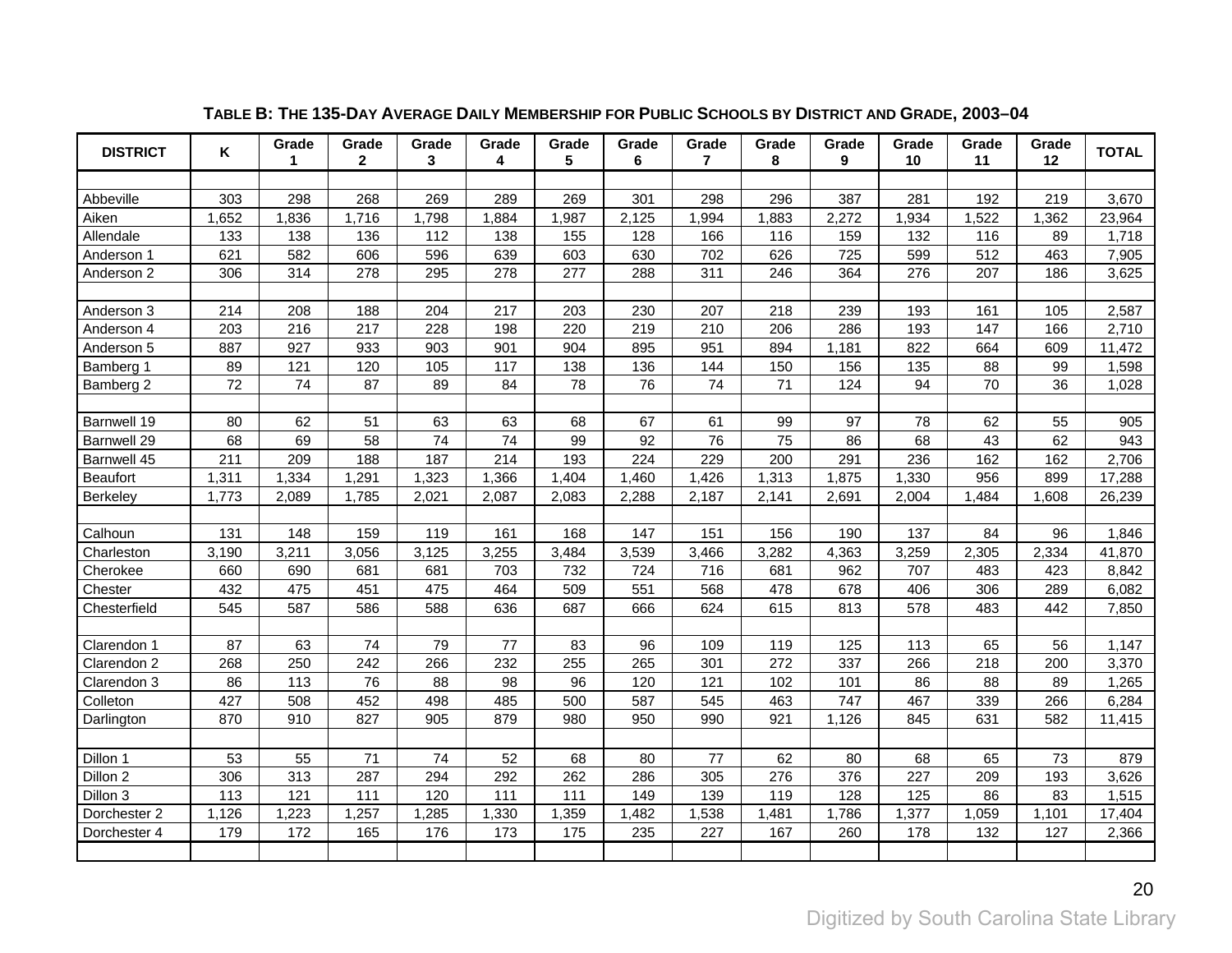**TABLE B: THE 135-DAY AVERAGE DAILY MEMBERSHIP FOR PUBLIC SCHOOLS BY DISTRICT AND GRADE, 2003–04**

| DISTRICT | K | Grade 1 | Grade 2 | Grade 3 | Grade 4 | Grade 5 | Grade 6 | Grade 7 | Grade 8 | Grade 9 | Grade 10 | Grade 11 | Grade 12 | TOTAL |
|---|---|---|---|---|---|---|---|---|---|---|---|---|---|---|
| Abbeville | 303 | 298 | 268 | 269 | 289 | 269 | 301 | 298 | 296 | 387 | 281 | 192 | 219 | 3,670 |
| Aiken | 1,652 | 1,836 | 1,716 | 1,798 | 1,884 | 1,987 | 2,125 | 1,994 | 1,883 | 2,272 | 1,934 | 1,522 | 1,362 | 23,964 |
| Allendale | 133 | 138 | 136 | 112 | 138 | 155 | 128 | 166 | 116 | 159 | 132 | 116 | 89 | 1,718 |
| Anderson 1 | 621 | 582 | 606 | 596 | 639 | 603 | 630 | 702 | 626 | 725 | 599 | 512 | 463 | 7,905 |
| Anderson 2 | 306 | 314 | 278 | 295 | 278 | 277 | 288 | 311 | 246 | 364 | 276 | 207 | 186 | 3,625 |
| Anderson 3 | 214 | 208 | 188 | 204 | 217 | 203 | 230 | 207 | 218 | 239 | 193 | 161 | 105 | 2,587 |
| Anderson 4 | 203 | 216 | 217 | 228 | 198 | 220 | 219 | 210 | 206 | 286 | 193 | 147 | 166 | 2,710 |
| Anderson 5 | 887 | 927 | 933 | 903 | 901 | 904 | 895 | 951 | 894 | 1,181 | 822 | 664 | 609 | 11,472 |
| Bamberg 1 | 89 | 121 | 120 | 105 | 117 | 138 | 136 | 144 | 150 | 156 | 135 | 88 | 99 | 1,598 |
| Bamberg 2 | 72 | 74 | 87 | 89 | 84 | 78 | 76 | 74 | 71 | 124 | 94 | 70 | 36 | 1,028 |
| Barnwell 19 | 80 | 62 | 51 | 63 | 63 | 68 | 67 | 61 | 99 | 97 | 78 | 62 | 55 | 905 |
| Barnwell 29 | 68 | 69 | 58 | 74 | 74 | 99 | 92 | 76 | 75 | 86 | 68 | 43 | 62 | 943 |
| Barnwell 45 | 211 | 209 | 188 | 187 | 214 | 193 | 224 | 229 | 200 | 291 | 236 | 162 | 162 | 2,706 |
| Beaufort | 1,311 | 1,334 | 1,291 | 1,323 | 1,366 | 1,404 | 1,460 | 1,426 | 1,313 | 1,875 | 1,330 | 956 | 899 | 17,288 |
| Berkeley | 1,773 | 2,089 | 1,785 | 2,021 | 2,087 | 2,083 | 2,288 | 2,187 | 2,141 | 2,691 | 2,004 | 1,484 | 1,608 | 26,239 |
| Calhoun | 131 | 148 | 159 | 119 | 161 | 168 | 147 | 151 | 156 | 190 | 137 | 84 | 96 | 1,846 |
| Charleston | 3,190 | 3,211 | 3,056 | 3,125 | 3,255 | 3,484 | 3,539 | 3,466 | 3,282 | 4,363 | 3,259 | 2,305 | 2,334 | 41,870 |
| Cherokee | 660 | 690 | 681 | 681 | 703 | 732 | 724 | 716 | 681 | 962 | 707 | 483 | 423 | 8,842 |
| Chester | 432 | 475 | 451 | 475 | 464 | 509 | 551 | 568 | 478 | 678 | 406 | 306 | 289 | 6,082 |
| Chesterfield | 545 | 587 | 586 | 588 | 636 | 687 | 666 | 624 | 615 | 813 | 578 | 483 | 442 | 7,850 |
| Clarendon 1 | 87 | 63 | 74 | 79 | 77 | 83 | 96 | 109 | 119 | 125 | 113 | 65 | 56 | 1,147 |
| Clarendon 2 | 268 | 250 | 242 | 266 | 232 | 255 | 265 | 301 | 272 | 337 | 266 | 218 | 200 | 3,370 |
| Clarendon 3 | 86 | 113 | 76 | 88 | 98 | 96 | 120 | 121 | 102 | 101 | 86 | 88 | 89 | 1,265 |
| Colleton | 427 | 508 | 452 | 498 | 485 | 500 | 587 | 545 | 463 | 747 | 467 | 339 | 266 | 6,284 |
| Darlington | 870 | 910 | 827 | 905 | 879 | 980 | 950 | 990 | 921 | 1,126 | 845 | 631 | 582 | 11,415 |
| Dillon 1 | 53 | 55 | 71 | 74 | 52 | 68 | 80 | 77 | 62 | 80 | 68 | 65 | 73 | 879 |
| Dillon 2 | 306 | 313 | 287 | 294 | 292 | 262 | 286 | 305 | 276 | 376 | 227 | 209 | 193 | 3,626 |
| Dillon 3 | 113 | 121 | 111 | 120 | 111 | 111 | 149 | 139 | 119 | 128 | 125 | 86 | 83 | 1,515 |
| Dorchester 2 | 1,126 | 1,223 | 1,257 | 1,285 | 1,330 | 1,359 | 1,482 | 1,538 | 1,481 | 1,786 | 1,377 | 1,059 | 1,101 | 17,404 |
| Dorchester 4 | 179 | 172 | 165 | 176 | 173 | 175 | 235 | 227 | 167 | 260 | 178 | 132 | 127 | 2,366 |

Digitized by South Carolina State Library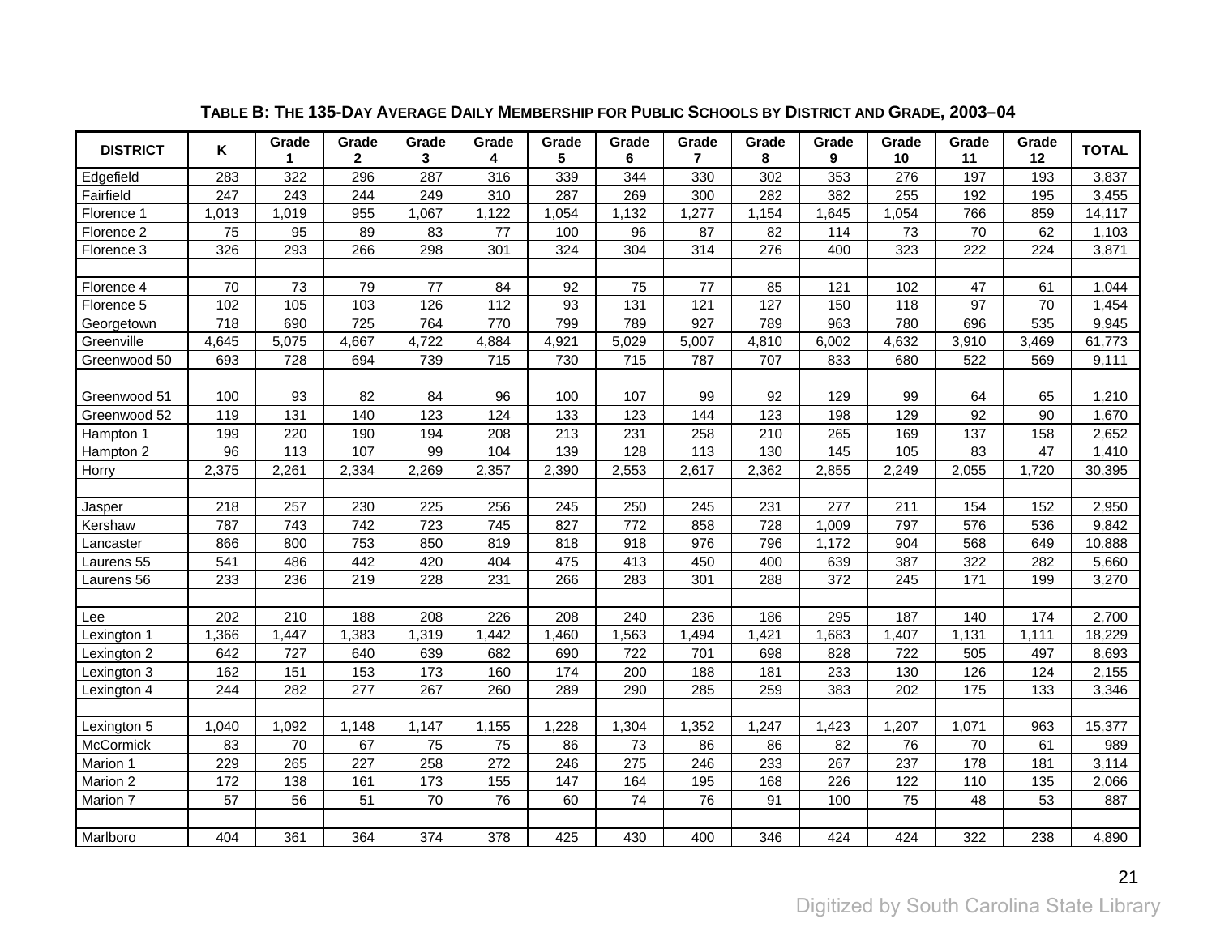**TABLE B: THE 135-DAY AVERAGE DAILY MEMBERSHIP FOR PUBLIC SCHOOLS BY DISTRICT AND GRADE, 2003–04**

| DISTRICT | K | Grade 1 | Grade 2 | Grade 3 | Grade 4 | Grade 5 | Grade 6 | Grade 7 | Grade 8 | Grade 9 | Grade 10 | Grade 11 | Grade 12 | TOTAL |
|---|---|---|---|---|---|---|---|---|---|---|---|---|---|---|
| Edgefield | 283 | 322 | 296 | 287 | 316 | 339 | 344 | 330 | 302 | 353 | 276 | 197 | 193 | 3,837 |
| Fairfield | 247 | 243 | 244 | 249 | 310 | 287 | 269 | 300 | 282 | 382 | 255 | 192 | 195 | 3,455 |
| Florence 1 | 1,013 | 1,019 | 955 | 1,067 | 1,122 | 1,054 | 1,132 | 1,277 | 1,154 | 1,645 | 1,054 | 766 | 859 | 14,117 |
| Florence 2 | 75 | 95 | 89 | 83 | 77 | 100 | 96 | 87 | 82 | 114 | 73 | 70 | 62 | 1,103 |
| Florence 3 | 326 | 293 | 266 | 298 | 301 | 324 | 304 | 314 | 276 | 400 | 323 | 222 | 224 | 3,871 |
| | | | | | | | | | | | | | | |
| Florence 4 | 70 | 73 | 79 | 77 | 84 | 92 | 75 | 77 | 85 | 121 | 102 | 47 | 61 | 1,044 |
| Florence 5 | 102 | 105 | 103 | 126 | 112 | 93 | 131 | 121 | 127 | 150 | 118 | 97 | 70 | 1,454 |
| Georgetown | 718 | 690 | 725 | 764 | 770 | 799 | 789 | 927 | 789 | 963 | 780 | 696 | 535 | 9,945 |
| Greenville | 4,645 | 5,075 | 4,667 | 4,722 | 4,884 | 4,921 | 5,029 | 5,007 | 4,810 | 6,002 | 4,632 | 3,910 | 3,469 | 61,773 |
| Greenwood 50 | 693 | 728 | 694 | 739 | 715 | 730 | 715 | 787 | 707 | 833 | 680 | 522 | 569 | 9,111 |
| | | | | | | | | | | | | | | |
| Greenwood 51 | 100 | 93 | 82 | 84 | 96 | 100 | 107 | 99 | 92 | 129 | 99 | 64 | 65 | 1,210 |
| Greenwood 52 | 119 | 131 | 140 | 123 | 124 | 133 | 123 | 144 | 123 | 198 | 129 | 92 | 90 | 1,670 |
| Hampton 1 | 199 | 220 | 190 | 194 | 208 | 213 | 231 | 258 | 210 | 265 | 169 | 137 | 158 | 2,652 |
| Hampton 2 | 96 | 113 | 107 | 99 | 104 | 139 | 128 | 113 | 130 | 145 | 105 | 83 | 47 | 1,410 |
| Horry | 2,375 | 2,261 | 2,334 | 2,269 | 2,357 | 2,390 | 2,553 | 2,617 | 2,362 | 2,855 | 2,249 | 2,055 | 1,720 | 30,395 |
| | | | | | | | | | | | | | | |
| Jasper | 218 | 257 | 230 | 225 | 256 | 245 | 250 | 245 | 231 | 277 | 211 | 154 | 152 | 2,950 |
| Kershaw | 787 | 743 | 742 | 723 | 745 | 827 | 772 | 858 | 728 | 1,009 | 797 | 576 | 536 | 9,842 |
| Lancaster | 866 | 800 | 753 | 850 | 819 | 818 | 918 | 976 | 796 | 1,172 | 904 | 568 | 649 | 10,888 |
| Laurens 55 | 541 | 486 | 442 | 420 | 404 | 475 | 413 | 450 | 400 | 639 | 387 | 322 | 282 | 5,660 |
| Laurens 56 | 233 | 236 | 219 | 228 | 231 | 266 | 283 | 301 | 288 | 372 | 245 | 171 | 199 | 3,270 |
| | | | | | | | | | | | | | | |
| Lee | 202 | 210 | 188 | 208 | 226 | 208 | 240 | 236 | 186 | 295 | 187 | 140 | 174 | 2,700 |
| Lexington 1 | 1,366 | 1,447 | 1,383 | 1,319 | 1,442 | 1,460 | 1,563 | 1,494 | 1,421 | 1,683 | 1,407 | 1,131 | 1,111 | 18,229 |
| Lexington 2 | 642 | 727 | 640 | 639 | 682 | 690 | 722 | 701 | 698 | 828 | 722 | 505 | 497 | 8,693 |
| Lexington 3 | 162 | 151 | 153 | 173 | 160 | 174 | 200 | 188 | 181 | 233 | 130 | 126 | 124 | 2,155 |
| Lexington 4 | 244 | 282 | 277 | 267 | 260 | 289 | 290 | 285 | 259 | 383 | 202 | 175 | 133 | 3,346 |
| | | | | | | | | | | | | | | |
| Lexington 5 | 1,040 | 1,092 | 1,148 | 1,147 | 1,155 | 1,228 | 1,304 | 1,352 | 1,247 | 1,423 | 1,207 | 1,071 | 963 | 15,377 |
| McCormick | 83 | 70 | 67 | 75 | 75 | 86 | 73 | 86 | 86 | 82 | 76 | 70 | 61 | 989 |
| Marion 1 | 229 | 265 | 227 | 258 | 272 | 246 | 275 | 246 | 233 | 267 | 237 | 178 | 181 | 3,114 |
| Marion 2 | 172 | 138 | 161 | 173 | 155 | 147 | 164 | 195 | 168 | 226 | 122 | 110 | 135 | 2,066 |
| Marion 7 | 57 | 56 | 51 | 70 | 76 | 60 | 74 | 76 | 91 | 100 | 75 | 48 | 53 | 887 |
| | | | | | | | | | | | | | | |
| Marlboro | 404 | 361 | 364 | 374 | 378 | 425 | 430 | 400 | 346 | 424 | 424 | 322 | 238 | 4,890 |

Digitized by South Carolina State Library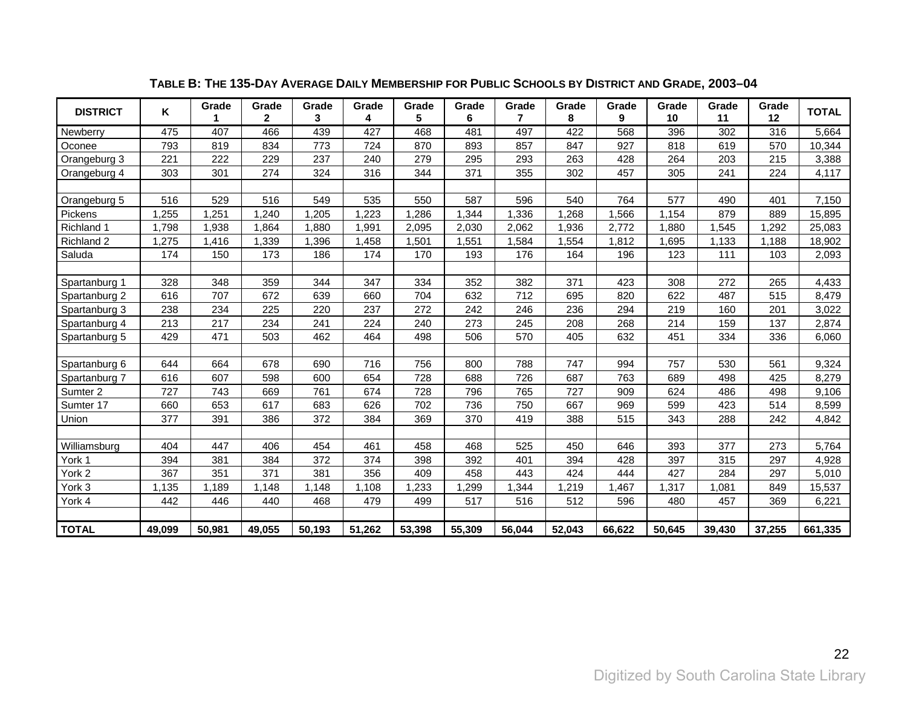**TABLE B: THE 135-DAY AVERAGE DAILY MEMBERSHIP FOR PUBLIC SCHOOLS BY DISTRICT AND GRADE, 2003–04**

| DISTRICT | K | Grade 1 | Grade 2 | Grade 3 | Grade 4 | Grade 5 | Grade 6 | Grade 7 | Grade 8 | Grade 9 | Grade 10 | Grade 11 | Grade 12 | TOTAL |
|---|---|---|---|---|---|---|---|---|---|---|---|---|---|---|
| Newberry | 475 | 407 | 466 | 439 | 427 | 468 | 481 | 497 | 422 | 568 | 396 | 302 | 316 | 5,664 |
| Oconee | 793 | 819 | 834 | 773 | 724 | 870 | 893 | 857 | 847 | 927 | 818 | 619 | 570 | 10,344 |
| Orangeburg 3 | 221 | 222 | 229 | 237 | 240 | 279 | 295 | 293 | 263 | 428 | 264 | 203 | 215 | 3,388 |
| Orangeburg 4 | 303 | 301 | 274 | 324 | 316 | 344 | 371 | 355 | 302 | 457 | 305 | 241 | 224 | 4,117 |
| | | | | | | | | | | | | | | |
| Orangeburg 5 | 516 | 529 | 516 | 549 | 535 | 550 | 587 | 596 | 540 | 764 | 577 | 490 | 401 | 7,150 |
| Pickens | 1,255 | 1,251 | 1,240 | 1,205 | 1,223 | 1,286 | 1,344 | 1,336 | 1,268 | 1,566 | 1,154 | 879 | 889 | 15,895 |
| Richland 1 | 1,798 | 1,938 | 1,864 | 1,880 | 1,991 | 2,095 | 2,030 | 2,062 | 1,936 | 2,772 | 1,880 | 1,545 | 1,292 | 25,083 |
| Richland 2 | 1,275 | 1,416 | 1,339 | 1,396 | 1,458 | 1,501 | 1,551 | 1,584 | 1,554 | 1,812 | 1,695 | 1,133 | 1,188 | 18,902 |
| Saluda | 174 | 150 | 173 | 186 | 174 | 170 | 193 | 176 | 164 | 196 | 123 | 111 | 103 | 2,093 |
| | | | | | | | | | | | | | | |
| Spartanburg 1 | 328 | 348 | 359 | 344 | 347 | 334 | 352 | 382 | 371 | 423 | 308 | 272 | 265 | 4,433 |
| Spartanburg 2 | 616 | 707 | 672 | 639 | 660 | 704 | 632 | 712 | 695 | 820 | 622 | 487 | 515 | 8,479 |
| Spartanburg 3 | 238 | 234 | 225 | 220 | 237 | 272 | 242 | 246 | 236 | 294 | 219 | 160 | 201 | 3,022 |
| Spartanburg 4 | 213 | 217 | 234 | 241 | 224 | 240 | 273 | 245 | 208 | 268 | 214 | 159 | 137 | 2,874 |
| Spartanburg 5 | 429 | 471 | 503 | 462 | 464 | 498 | 506 | 570 | 405 | 632 | 451 | 334 | 336 | 6,060 |
| | | | | | | | | | | | | | | |
| Spartanburg 6 | 644 | 664 | 678 | 690 | 716 | 756 | 800 | 788 | 747 | 994 | 757 | 530 | 561 | 9,324 |
| Spartanburg 7 | 616 | 607 | 598 | 600 | 654 | 728 | 688 | 726 | 687 | 763 | 689 | 498 | 425 | 8,279 |
| Sumter 2 | 727 | 743 | 669 | 761 | 674 | 728 | 796 | 765 | 727 | 909 | 624 | 486 | 498 | 9,106 |
| Sumter 17 | 660 | 653 | 617 | 683 | 626 | 702 | 736 | 750 | 667 | 969 | 599 | 423 | 514 | 8,599 |
| Union | 377 | 391 | 386 | 372 | 384 | 369 | 370 | 419 | 388 | 515 | 343 | 288 | 242 | 4,842 |
| | | | | | | | | | | | | | | |
| Williamsburg | 404 | 447 | 406 | 454 | 461 | 458 | 468 | 525 | 450 | 646 | 393 | 377 | 273 | 5,764 |
| York 1 | 394 | 381 | 384 | 372 | 374 | 398 | 392 | 401 | 394 | 428 | 397 | 315 | 297 | 4,928 |
| York 2 | 367 | 351 | 371 | 381 | 356 | 409 | 458 | 443 | 424 | 444 | 427 | 284 | 297 | 5,010 |
| York 3 | 1,135 | 1,189 | 1,148 | 1,148 | 1,108 | 1,233 | 1,299 | 1,344 | 1,219 | 1,467 | 1,317 | 1,081 | 849 | 15,537 |
| York 4 | 442 | 446 | 440 | 468 | 479 | 499 | 517 | 516 | 512 | 596 | 480 | 457 | 369 | 6,221 |
| | | | | | | | | | | | | | | |
| **TOTAL** | **49,099** | **50,981** | **49,055** | **50,193** | **51,262** | **53,398** | **55,309** | **56,044** | **52,043** | **66,622** | **50,645** | **39,430** | **37,255** | **661,335** |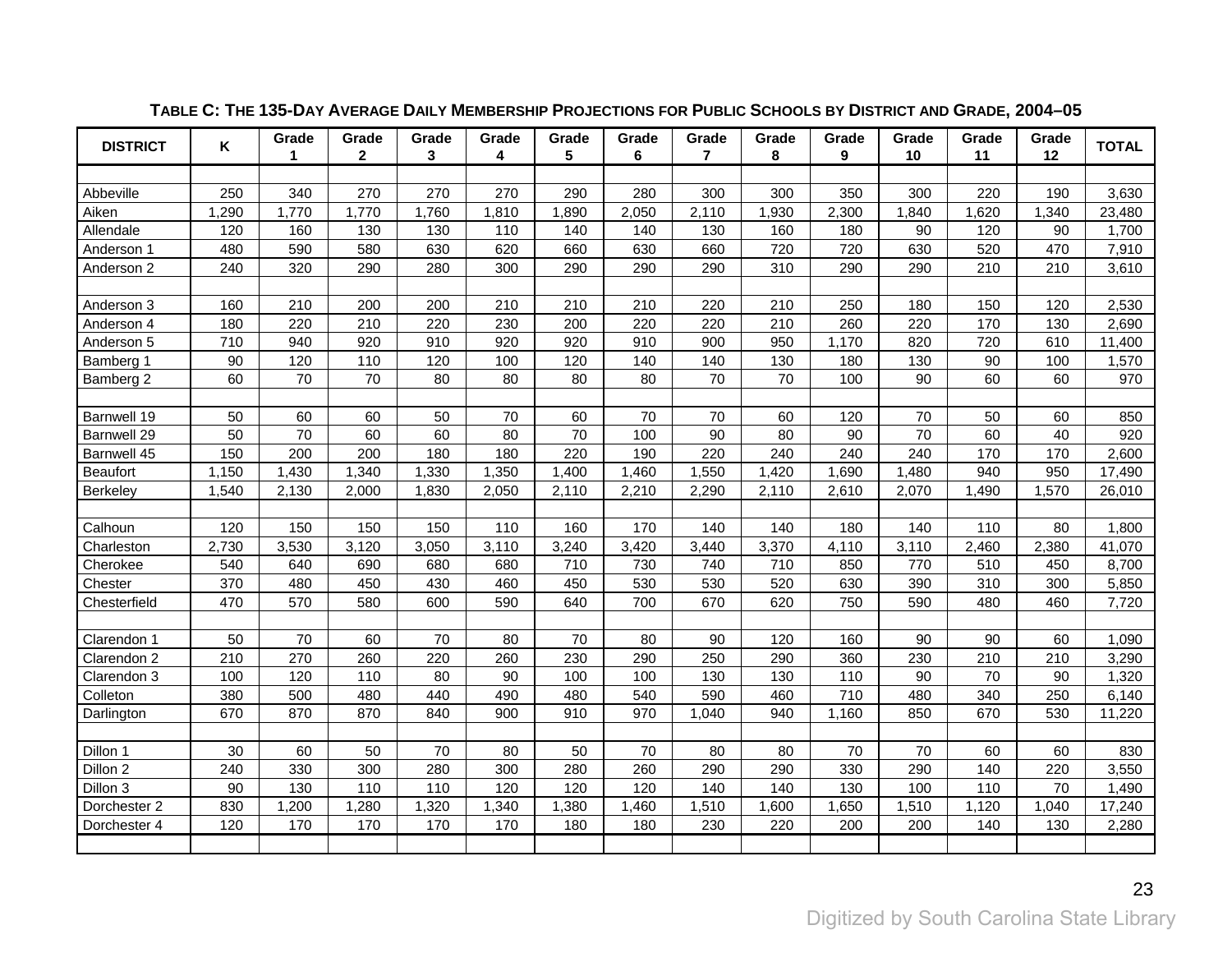**TABLE C: THE 135-DAY AVERAGE DAILY MEMBERSHIP PROJECTIONS FOR PUBLIC SCHOOLS BY DISTRICT AND GRADE, 2004–05**

| DISTRICT | K | Grade 1 | Grade 2 | Grade 3 | Grade 4 | Grade 5 | Grade 6 | Grade 7 | Grade 8 | Grade 9 | Grade 10 | Grade 11 | Grade 12 | TOTAL |
|---|---|---|---|---|---|---|---|---|---|---|---|---|---|---|
| Abbeville | 250 | 340 | 270 | 270 | 270 | 290 | 280 | 300 | 300 | 350 | 300 | 220 | 190 | 3,630 |
| Aiken | 1,290 | 1,770 | 1,770 | 1,760 | 1,810 | 1,890 | 2,050 | 2,110 | 1,930 | 2,300 | 1,840 | 1,620 | 1,340 | 23,480 |
| Allendale | 120 | 160 | 130 | 130 | 110 | 140 | 140 | 130 | 160 | 180 | 90 | 120 | 90 | 1,700 |
| Anderson 1 | 480 | 590 | 580 | 630 | 620 | 660 | 630 | 660 | 720 | 720 | 630 | 520 | 470 | 7,910 |
| Anderson 2 | 240 | 320 | 290 | 280 | 300 | 290 | 290 | 290 | 310 | 290 | 290 | 210 | 210 | 3,610 |
| Anderson 3 | 160 | 210 | 200 | 200 | 210 | 210 | 210 | 220 | 210 | 250 | 180 | 150 | 120 | 2,530 |
| Anderson 4 | 180 | 220 | 210 | 220 | 230 | 200 | 220 | 220 | 210 | 260 | 220 | 170 | 130 | 2,690 |
| Anderson 5 | 710 | 940 | 920 | 910 | 920 | 920 | 910 | 900 | 950 | 1,170 | 820 | 720 | 610 | 11,400 |
| Bamberg 1 | 90 | 120 | 110 | 120 | 100 | 120 | 140 | 140 | 130 | 180 | 130 | 90 | 100 | 1,570 |
| Bamberg 2 | 60 | 70 | 70 | 80 | 80 | 80 | 80 | 70 | 70 | 100 | 90 | 60 | 60 | 970 |
| Barnwell 19 | 50 | 60 | 60 | 50 | 70 | 60 | 70 | 70 | 60 | 120 | 70 | 50 | 60 | 850 |
| Barnwell 29 | 50 | 70 | 60 | 60 | 80 | 70 | 100 | 90 | 80 | 90 | 70 | 60 | 40 | 920 |
| Barnwell 45 | 150 | 200 | 200 | 180 | 180 | 220 | 190 | 220 | 240 | 240 | 240 | 170 | 170 | 2,600 |
| Beaufort | 1,150 | 1,430 | 1,340 | 1,330 | 1,350 | 1,400 | 1,460 | 1,550 | 1,420 | 1,690 | 1,480 | 940 | 950 | 17,490 |
| Berkeley | 1,540 | 2,130 | 2,000 | 1,830 | 2,050 | 2,110 | 2,210 | 2,290 | 2,110 | 2,610 | 2,070 | 1,490 | 1,570 | 26,010 |
| Calhoun | 120 | 150 | 150 | 150 | 110 | 160 | 170 | 140 | 140 | 180 | 140 | 110 | 80 | 1,800 |
| Charleston | 2,730 | 3,530 | 3,120 | 3,050 | 3,110 | 3,240 | 3,420 | 3,440 | 3,370 | 4,110 | 3,110 | 2,460 | 2,380 | 41,070 |
| Cherokee | 540 | 640 | 690 | 680 | 680 | 710 | 730 | 740 | 710 | 850 | 770 | 510 | 450 | 8,700 |
| Chester | 370 | 480 | 450 | 430 | 460 | 450 | 530 | 530 | 520 | 630 | 390 | 310 | 300 | 5,850 |
| Chesterfield | 470 | 570 | 580 | 600 | 590 | 640 | 700 | 670 | 620 | 750 | 590 | 480 | 460 | 7,720 |
| Clarendon 1 | 50 | 70 | 60 | 70 | 80 | 70 | 80 | 90 | 120 | 160 | 90 | 90 | 60 | 1,090 |
| Clarendon 2 | 210 | 270 | 260 | 220 | 260 | 230 | 290 | 250 | 290 | 360 | 230 | 210 | 210 | 3,290 |
| Clarendon 3 | 100 | 120 | 110 | 80 | 90 | 100 | 100 | 130 | 130 | 110 | 90 | 70 | 90 | 1,320 |
| Colleton | 380 | 500 | 480 | 440 | 490 | 480 | 540 | 590 | 460 | 710 | 480 | 340 | 250 | 6,140 |
| Darlington | 670 | 870 | 870 | 840 | 900 | 910 | 970 | 1,040 | 940 | 1,160 | 850 | 670 | 530 | 11,220 |
| Dillon 1 | 30 | 60 | 50 | 70 | 80 | 50 | 70 | 80 | 80 | 70 | 70 | 60 | 60 | 830 |
| Dillon 2 | 240 | 330 | 300 | 280 | 300 | 280 | 260 | 290 | 290 | 330 | 290 | 140 | 220 | 3,550 |
| Dillon 3 | 90 | 130 | 110 | 110 | 120 | 120 | 120 | 140 | 140 | 130 | 100 | 110 | 70 | 1,490 |
| Dorchester 2 | 830 | 1,200 | 1,280 | 1,320 | 1,340 | 1,380 | 1,460 | 1,510 | 1,600 | 1,650 | 1,510 | 1,120 | 1,040 | 17,240 |
| Dorchester 4 | 120 | 170 | 170 | 170 | 170 | 180 | 180 | 230 | 220 | 200 | 200 | 140 | 130 | 2,280 |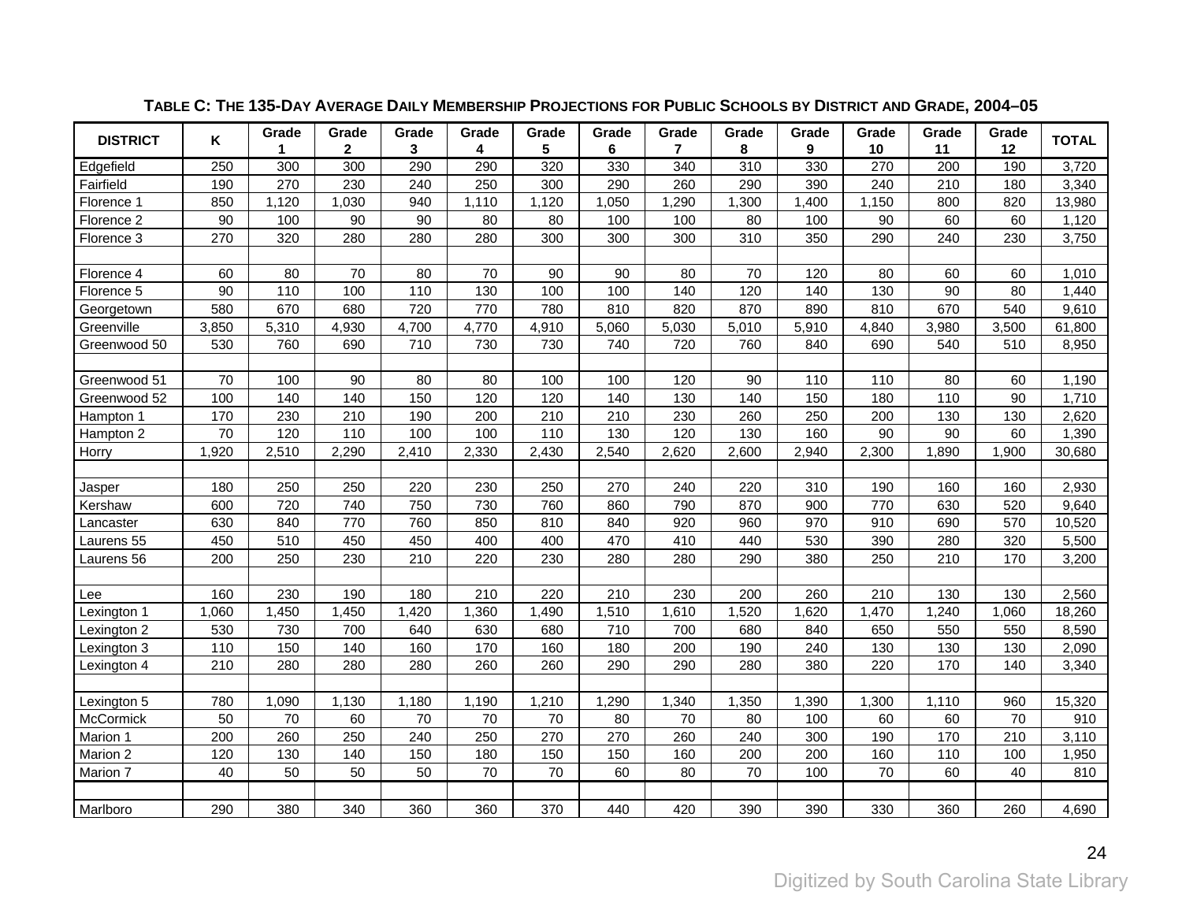**TABLE C: THE 135-DAY AVERAGE DAILY MEMBERSHIP PROJECTIONS FOR PUBLIC SCHOOLS BY DISTRICT AND GRADE, 2004–05**

| DISTRICT | K | Grade 1 | Grade 2 | Grade 3 | Grade 4 | Grade 5 | Grade 6 | Grade 7 | Grade 8 | Grade 9 | Grade 10 | Grade 11 | Grade 12 | TOTAL |
|---|---|---|---|---|---|---|---|---|---|---|---|---|---|---|
| Edgefield | 250 | 300 | 300 | 290 | 290 | 320 | 330 | 340 | 310 | 330 | 270 | 200 | 190 | 3,720 |
| Fairfield | 190 | 270 | 230 | 240 | 250 | 300 | 290 | 260 | 290 | 390 | 240 | 210 | 180 | 3,340 |
| Florence 1 | 850 | 1,120 | 1,030 | 940 | 1,110 | 1,120 | 1,050 | 1,290 | 1,300 | 1,400 | 1,150 | 800 | 820 | 13,980 |
| Florence 2 | 90 | 100 | 90 | 90 | 80 | 80 | 100 | 100 | 80 | 100 | 90 | 60 | 60 | 1,120 |
| Florence 3 | 270 | 320 | 280 | 280 | 280 | 300 | 300 | 300 | 310 | 350 | 290 | 240 | 230 | 3,750 |
| | | | | | | | | | | | | | | |
| Florence 4 | 60 | 80 | 70 | 80 | 70 | 90 | 90 | 80 | 70 | 120 | 80 | 60 | 60 | 1,010 |
| Florence 5 | 90 | 110 | 100 | 110 | 130 | 100 | 100 | 140 | 120 | 140 | 130 | 90 | 80 | 1,440 |
| Georgetown | 580 | 670 | 680 | 720 | 770 | 780 | 810 | 820 | 870 | 890 | 810 | 670 | 540 | 9,610 |
| Greenville | 3,850 | 5,310 | 4,930 | 4,700 | 4,770 | 4,910 | 5,060 | 5,030 | 5,010 | 5,910 | 4,840 | 3,980 | 3,500 | 61,800 |
| Greenwood 50 | 530 | 760 | 690 | 710 | 730 | 730 | 740 | 720 | 760 | 840 | 690 | 540 | 510 | 8,950 |
| | | | | | | | | | | | | | | |
| Greenwood 51 | 70 | 100 | 90 | 80 | 80 | 100 | 100 | 120 | 90 | 110 | 110 | 80 | 60 | 1,190 |
| Greenwood 52 | 100 | 140 | 140 | 150 | 120 | 120 | 140 | 130 | 140 | 150 | 180 | 110 | 90 | 1,710 |
| Hampton 1 | 170 | 230 | 210 | 190 | 200 | 210 | 210 | 230 | 260 | 250 | 200 | 130 | 130 | 2,620 |
| Hampton 2 | 70 | 120 | 110 | 100 | 100 | 110 | 130 | 120 | 130 | 160 | 90 | 90 | 60 | 1,390 |
| Horry | 1,920 | 2,510 | 2,290 | 2,410 | 2,330 | 2,430 | 2,540 | 2,620 | 2,600 | 2,940 | 2,300 | 1,890 | 1,900 | 30,680 |
| | | | | | | | | | | | | | | |
| Jasper | 180 | 250 | 250 | 220 | 230 | 250 | 270 | 240 | 220 | 310 | 190 | 160 | 160 | 2,930 |
| Kershaw | 600 | 720 | 740 | 750 | 730 | 760 | 860 | 790 | 870 | 900 | 770 | 630 | 520 | 9,640 |
| Lancaster | 630 | 840 | 770 | 760 | 850 | 810 | 840 | 920 | 960 | 970 | 910 | 690 | 570 | 10,520 |
| Laurens 55 | 450 | 510 | 450 | 450 | 400 | 400 | 470 | 410 | 440 | 530 | 390 | 280 | 320 | 5,500 |
| Laurens 56 | 200 | 250 | 230 | 210 | 220 | 230 | 280 | 280 | 290 | 380 | 250 | 210 | 170 | 3,200 |
| | | | | | | | | | | | | | | |
| Lee | 160 | 230 | 190 | 180 | 210 | 220 | 210 | 230 | 200 | 260 | 210 | 130 | 130 | 2,560 |
| Lexington 1 | 1,060 | 1,450 | 1,450 | 1,420 | 1,360 | 1,490 | 1,510 | 1,610 | 1,520 | 1,620 | 1,470 | 1,240 | 1,060 | 18,260 |
| Lexington 2 | 530 | 730 | 700 | 640 | 630 | 680 | 710 | 700 | 680 | 840 | 650 | 550 | 550 | 8,590 |
| Lexington 3 | 110 | 150 | 140 | 160 | 170 | 160 | 180 | 200 | 190 | 240 | 130 | 130 | 130 | 2,090 |
| Lexington 4 | 210 | 280 | 280 | 280 | 260 | 260 | 290 | 290 | 280 | 380 | 220 | 170 | 140 | 3,340 |
| | | | | | | | | | | | | | | |
| Lexington 5 | 780 | 1,090 | 1,130 | 1,180 | 1,190 | 1,210 | 1,290 | 1,340 | 1,350 | 1,390 | 1,300 | 1,110 | 960 | 15,320 |
| McCormick | 50 | 70 | 60 | 70 | 70 | 70 | 80 | 70 | 80 | 100 | 60 | 60 | 70 | 910 |
| Marion 1 | 200 | 260 | 250 | 240 | 250 | 270 | 270 | 260 | 240 | 300 | 190 | 170 | 210 | 3,110 |
| Marion 2 | 120 | 130 | 140 | 150 | 180 | 150 | 150 | 160 | 200 | 200 | 160 | 110 | 100 | 1,950 |
| Marion 7 | 40 | 50 | 50 | 50 | 70 | 70 | 60 | 80 | 70 | 100 | 70 | 60 | 40 | 810 |
| | | | | | | | | | | | | | | |
| Marlboro | 290 | 380 | 340 | 360 | 360 | 370 | 440 | 420 | 390 | 390 | 330 | 360 | 260 | 4,690 |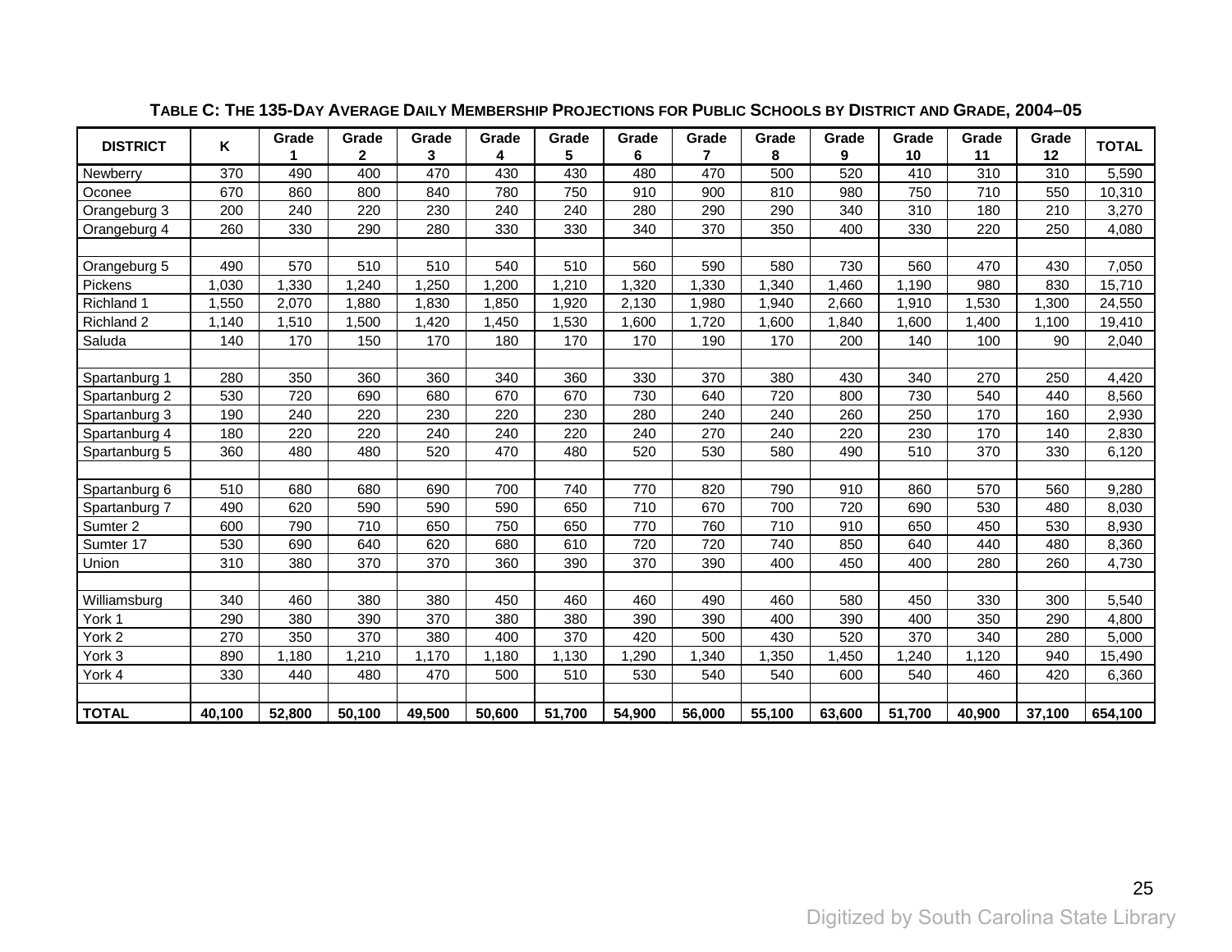### TABLE C: THE 135-DAY AVERAGE DAILY MEMBERSHIP PROJECTIONS FOR PUBLIC SCHOOLS BY DISTRICT AND GRADE, 2004–05

| DISTRICT | K | Grade 1 | Grade 2 | Grade 3 | Grade 4 | Grade 5 | Grade 6 | Grade 7 | Grade 8 | Grade 9 | Grade 10 | Grade 11 | Grade 12 | TOTAL |
|---|---|---|---|---|---|---|---|---|---|---|---|---|---|---|
| Newberry | 370 | 490 | 400 | 470 | 430 | 430 | 480 | 470 | 500 | 520 | 410 | 310 | 310 | 5,590 |
| Oconee | 670 | 860 | 800 | 840 | 780 | 750 | 910 | 900 | 810 | 980 | 750 | 710 | 550 | 10,310 |
| Orangeburg 3 | 200 | 240 | 220 | 230 | 240 | 240 | 280 | 290 | 290 | 340 | 310 | 180 | 210 | 3,270 |
| Orangeburg 4 | 260 | 330 | 290 | 280 | 330 | 330 | 340 | 370 | 350 | 400 | 330 | 220 | 250 | 4,080 |
| | | | | | | | | | | | | | | |
| Orangeburg 5 | 490 | 570 | 510 | 510 | 540 | 510 | 560 | 590 | 580 | 730 | 560 | 470 | 430 | 7,050 |
| Pickens | 1,030 | 1,330 | 1,240 | 1,250 | 1,200 | 1,210 | 1,320 | 1,330 | 1,340 | 1,460 | 1,190 | 980 | 830 | 15,710 |
| Richland 1 | 1,550 | 2,070 | 1,880 | 1,830 | 1,850 | 1,920 | 2,130 | 1,980 | 1,940 | 2,660 | 1,910 | 1,530 | 1,300 | 24,550 |
| Richland 2 | 1,140 | 1,510 | 1,500 | 1,420 | 1,450 | 1,530 | 1,600 | 1,720 | 1,600 | 1,840 | 1,600 | 1,400 | 1,100 | 19,410 |
| Saluda | 140 | 170 | 150 | 170 | 180 | 170 | 170 | 190 | 170 | 200 | 140 | 100 | 90 | 2,040 |
| | | | | | | | | | | | | | | |
| Spartanburg 1 | 280 | 350 | 360 | 360 | 340 | 360 | 330 | 370 | 380 | 430 | 340 | 270 | 250 | 4,420 |
| Spartanburg 2 | 530 | 720 | 690 | 680 | 670 | 670 | 730 | 640 | 720 | 800 | 730 | 540 | 440 | 8,560 |
| Spartanburg 3 | 190 | 240 | 220 | 230 | 220 | 230 | 280 | 240 | 240 | 260 | 250 | 170 | 160 | 2,930 |
| Spartanburg 4 | 180 | 220 | 220 | 240 | 240 | 220 | 240 | 270 | 240 | 220 | 230 | 170 | 140 | 2,830 |
| Spartanburg 5 | 360 | 480 | 480 | 520 | 470 | 480 | 520 | 530 | 580 | 490 | 510 | 370 | 330 | 6,120 |
| | | | | | | | | | | | | | | |
| Spartanburg 6 | 510 | 680 | 680 | 690 | 700 | 740 | 770 | 820 | 790 | 910 | 860 | 570 | 560 | 9,280 |
| Spartanburg 7 | 490 | 620 | 590 | 590 | 590 | 650 | 710 | 670 | 700 | 720 | 690 | 530 | 480 | 8,030 |
| Sumter 2 | 600 | 790 | 710 | 650 | 750 | 650 | 770 | 760 | 710 | 910 | 650 | 450 | 530 | 8,930 |
| Sumter 17 | 530 | 690 | 640 | 620 | 680 | 610 | 720 | 720 | 740 | 850 | 640 | 440 | 480 | 8,360 |
| Union | 310 | 380 | 370 | 370 | 360 | 390 | 370 | 390 | 400 | 450 | 400 | 280 | 260 | 4,730 |
| | | | | | | | | | | | | | | |
| Williamsburg | 340 | 460 | 380 | 380 | 450 | 460 | 460 | 490 | 460 | 580 | 450 | 330 | 300 | 5,540 |
| York 1 | 290 | 380 | 390 | 370 | 380 | 380 | 390 | 390 | 400 | 390 | 400 | 350 | 290 | 4,800 |
| York 2 | 270 | 350 | 370 | 380 | 400 | 370 | 420 | 500 | 430 | 520 | 370 | 340 | 280 | 5,000 |
| York 3 | 890 | 1,180 | 1,210 | 1,170 | 1,180 | 1,130 | 1,290 | 1,340 | 1,350 | 1,450 | 1,240 | 1,120 | 940 | 15,490 |
| York 4 | 330 | 440 | 480 | 470 | 500 | 510 | 530 | 540 | 540 | 600 | 540 | 460 | 420 | 6,360 |
| | | | | | | | | | | | | | | |
| **TOTAL** | **40,100** | **52,800** | **50,100** | **49,500** | **50,600** | **51,700** | **54,900** | **56,000** | **55,100** | **63,600** | **51,700** | **40,900** | **37,100** | **654,100** |

Digitized by South Carolina State Library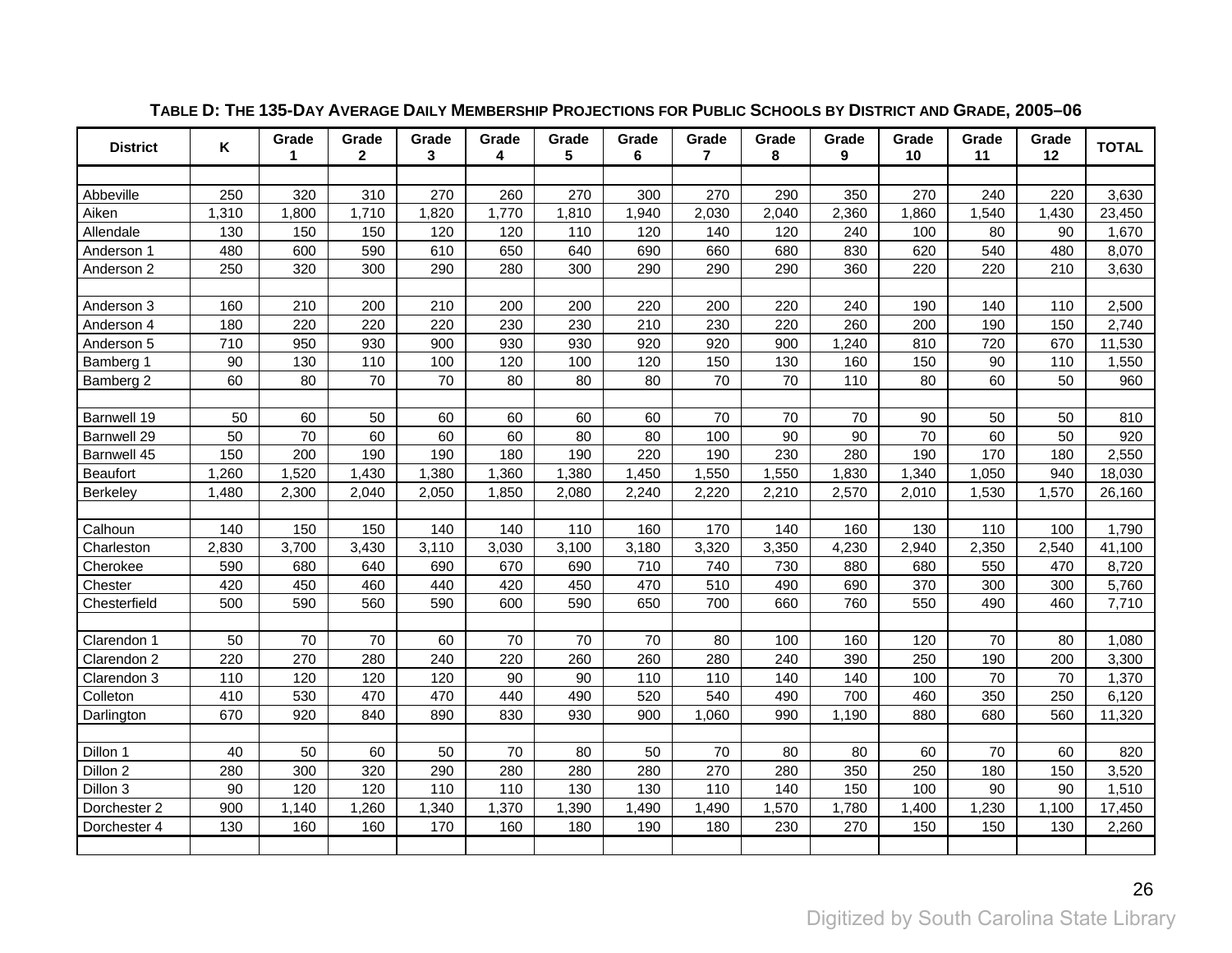**TABLE D: THE 135-DAY AVERAGE DAILY MEMBERSHIP PROJECTIONS FOR PUBLIC SCHOOLS BY DISTRICT AND GRADE, 2005–06**

| District | K | Grade 1 | Grade 2 | Grade 3 | Grade 4 | Grade 5 | Grade 6 | Grade 7 | Grade 8 | Grade 9 | Grade 10 | Grade 11 | Grade 12 | TOTAL |
|---|---|---|---|---|---|---|---|---|---|---|---|---|---|---|
| Abbeville | 250 | 320 | 310 | 270 | 260 | 270 | 300 | 270 | 290 | 350 | 270 | 240 | 220 | 3,630 |
| Aiken | 1,310 | 1,800 | 1,710 | 1,820 | 1,770 | 1,810 | 1,940 | 2,030 | 2,040 | 2,360 | 1,860 | 1,540 | 1,430 | 23,450 |
| Allendale | 130 | 150 | 150 | 120 | 120 | 110 | 120 | 140 | 120 | 240 | 100 | 80 | 90 | 1,670 |
| Anderson 1 | 480 | 600 | 590 | 610 | 650 | 640 | 690 | 660 | 680 | 830 | 620 | 540 | 480 | 8,070 |
| Anderson 2 | 250 | 320 | 300 | 290 | 280 | 300 | 290 | 290 | 290 | 360 | 220 | 220 | 210 | 3,630 |
| Anderson 3 | 160 | 210 | 200 | 210 | 200 | 200 | 220 | 200 | 220 | 240 | 190 | 140 | 110 | 2,500 |
| Anderson 4 | 180 | 220 | 220 | 220 | 230 | 230 | 210 | 230 | 220 | 260 | 200 | 190 | 150 | 2,740 |
| Anderson 5 | 710 | 950 | 930 | 900 | 930 | 930 | 920 | 920 | 900 | 1,240 | 810 | 720 | 670 | 11,530 |
| Bamberg 1 | 90 | 130 | 110 | 100 | 120 | 100 | 120 | 150 | 130 | 160 | 150 | 90 | 110 | 1,550 |
| Bamberg 2 | 60 | 80 | 70 | 70 | 80 | 80 | 80 | 70 | 70 | 110 | 80 | 60 | 50 | 960 |
| Barnwell 19 | 50 | 60 | 50 | 60 | 60 | 60 | 60 | 70 | 70 | 70 | 90 | 50 | 50 | 810 |
| Barnwell 29 | 50 | 70 | 60 | 60 | 60 | 80 | 80 | 100 | 90 | 90 | 70 | 60 | 50 | 920 |
| Barnwell 45 | 150 | 200 | 190 | 190 | 180 | 190 | 220 | 190 | 230 | 280 | 190 | 170 | 180 | 2,550 |
| Beaufort | 1,260 | 1,520 | 1,430 | 1,380 | 1,360 | 1,380 | 1,450 | 1,550 | 1,550 | 1,830 | 1,340 | 1,050 | 940 | 18,030 |
| Berkeley | 1,480 | 2,300 | 2,040 | 2,050 | 1,850 | 2,080 | 2,240 | 2,220 | 2,210 | 2,570 | 2,010 | 1,530 | 1,570 | 26,160 |
| Calhoun | 140 | 150 | 150 | 140 | 140 | 110 | 160 | 170 | 140 | 160 | 130 | 110 | 100 | 1,790 |
| Charleston | 2,830 | 3,700 | 3,430 | 3,110 | 3,030 | 3,100 | 3,180 | 3,320 | 3,350 | 4,230 | 2,940 | 2,350 | 2,540 | 41,100 |
| Cherokee | 590 | 680 | 640 | 690 | 670 | 690 | 710 | 740 | 730 | 880 | 680 | 550 | 470 | 8,720 |
| Chester | 420 | 450 | 460 | 440 | 420 | 450 | 470 | 510 | 490 | 690 | 370 | 300 | 300 | 5,760 |
| Chesterfield | 500 | 590 | 560 | 590 | 600 | 590 | 650 | 700 | 660 | 760 | 550 | 490 | 460 | 7,710 |
| Clarendon 1 | 50 | 70 | 70 | 60 | 70 | 70 | 70 | 80 | 100 | 160 | 120 | 70 | 80 | 1,080 |
| Clarendon 2 | 220 | 270 | 280 | 240 | 220 | 260 | 260 | 280 | 240 | 390 | 250 | 190 | 200 | 3,300 |
| Clarendon 3 | 110 | 120 | 120 | 120 | 90 | 90 | 110 | 110 | 140 | 140 | 100 | 70 | 70 | 1,370 |
| Colleton | 410 | 530 | 470 | 470 | 440 | 490 | 520 | 540 | 490 | 700 | 460 | 350 | 250 | 6,120 |
| Darlington | 670 | 920 | 840 | 890 | 830 | 930 | 900 | 1,060 | 990 | 1,190 | 880 | 680 | 560 | 11,320 |
| Dillon 1 | 40 | 50 | 60 | 50 | 70 | 80 | 50 | 70 | 80 | 80 | 60 | 70 | 60 | 820 |
| Dillon 2 | 280 | 300 | 320 | 290 | 280 | 280 | 280 | 270 | 280 | 350 | 250 | 180 | 150 | 3,520 |
| Dillon 3 | 90 | 120 | 120 | 110 | 110 | 130 | 130 | 110 | 140 | 150 | 100 | 90 | 90 | 1,510 |
| Dorchester 2 | 900 | 1,140 | 1,260 | 1,340 | 1,370 | 1,390 | 1,490 | 1,490 | 1,570 | 1,780 | 1,400 | 1,230 | 1,100 | 17,450 |
| Dorchester 4 | 130 | 160 | 160 | 170 | 160 | 180 | 190 | 180 | 230 | 270 | 150 | 150 | 130 | 2,260 |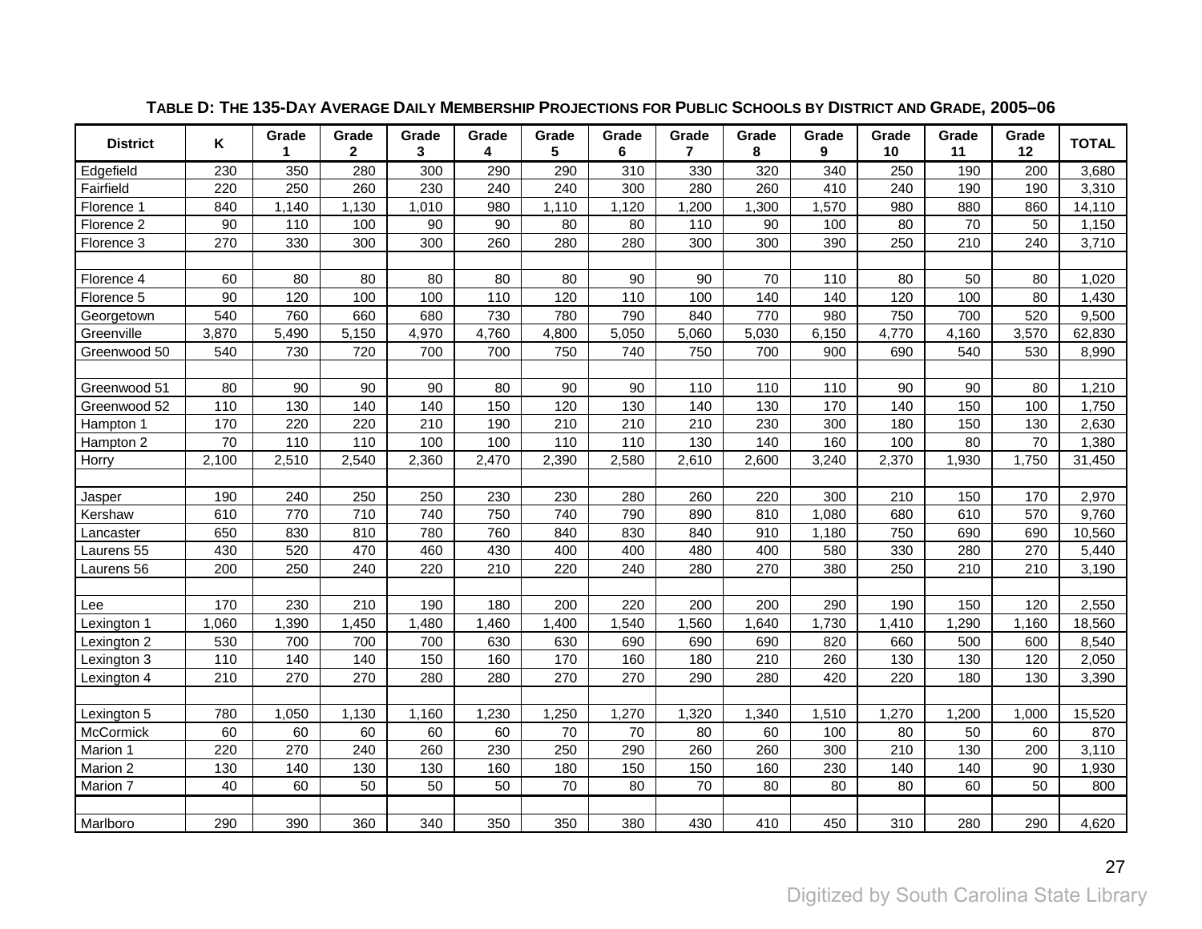**TABLE D: THE 135-DAY AVERAGE DAILY MEMBERSHIP PROJECTIONS FOR PUBLIC SCHOOLS BY DISTRICT AND GRADE, 2005–06**

| District | K | Grade 1 | Grade 2 | Grade 3 | Grade 4 | Grade 5 | Grade 6 | Grade 7 | Grade 8 | Grade 9 | Grade 10 | Grade 11 | Grade 12 | TOTAL |
|---|---|---|---|---|---|---|---|---|---|---|---|---|---|---|
| Edgefield | 230 | 350 | 280 | 300 | 290 | 290 | 310 | 330 | 320 | 340 | 250 | 190 | 200 | 3,680 |
| Fairfield | 220 | 250 | 260 | 230 | 240 | 240 | 300 | 280 | 260 | 410 | 240 | 190 | 190 | 3,310 |
| Florence 1 | 840 | 1,140 | 1,130 | 1,010 | 980 | 1,110 | 1,120 | 1,200 | 1,300 | 1,570 | 980 | 880 | 860 | 14,110 |
| Florence 2 | 90 | 110 | 100 | 90 | 90 | 80 | 80 | 110 | 90 | 100 | 80 | 70 | 50 | 1,150 |
| Florence 3 | 270 | 330 | 300 | 300 | 260 | 280 | 280 | 300 | 300 | 390 | 250 | 210 | 240 | 3,710 |
| | | | | | | | | | | | | | | |
| Florence 4 | 60 | 80 | 80 | 80 | 80 | 80 | 90 | 90 | 70 | 110 | 80 | 50 | 80 | 1,020 |
| Florence 5 | 90 | 120 | 100 | 100 | 110 | 120 | 110 | 100 | 140 | 140 | 120 | 100 | 80 | 1,430 |
| Georgetown | 540 | 760 | 660 | 680 | 730 | 780 | 790 | 840 | 770 | 980 | 750 | 700 | 520 | 9,500 |
| Greenville | 3,870 | 5,490 | 5,150 | 4,970 | 4,760 | 4,800 | 5,050 | 5,060 | 5,030 | 6,150 | 4,770 | 4,160 | 3,570 | 62,830 |
| Greenwood 50 | 540 | 730 | 720 | 700 | 700 | 750 | 740 | 750 | 700 | 900 | 690 | 540 | 530 | 8,990 |
| | | | | | | | | | | | | | | |
| Greenwood 51 | 80 | 90 | 90 | 90 | 80 | 90 | 90 | 110 | 110 | 110 | 90 | 90 | 80 | 1,210 |
| Greenwood 52 | 110 | 130 | 140 | 140 | 150 | 120 | 130 | 140 | 130 | 170 | 140 | 150 | 100 | 1,750 |
| Hampton 1 | 170 | 220 | 220 | 210 | 190 | 210 | 210 | 210 | 230 | 300 | 180 | 150 | 130 | 2,630 |
| Hampton 2 | 70 | 110 | 110 | 100 | 100 | 110 | 110 | 130 | 140 | 160 | 100 | 80 | 70 | 1,380 |
| Horry | 2,100 | 2,510 | 2,540 | 2,360 | 2,470 | 2,390 | 2,580 | 2,610 | 2,600 | 3,240 | 2,370 | 1,930 | 1,750 | 31,450 |
| | | | | | | | | | | | | | | |
| Jasper | 190 | 240 | 250 | 250 | 230 | 230 | 280 | 260 | 220 | 300 | 210 | 150 | 170 | 2,970 |
| Kershaw | 610 | 770 | 710 | 740 | 750 | 740 | 790 | 890 | 810 | 1,080 | 680 | 610 | 570 | 9,760 |
| Lancaster | 650 | 830 | 810 | 780 | 760 | 840 | 830 | 840 | 910 | 1,180 | 750 | 690 | 690 | 10,560 |
| Laurens 55 | 430 | 520 | 470 | 460 | 430 | 400 | 400 | 480 | 400 | 580 | 330 | 280 | 270 | 5,440 |
| Laurens 56 | 200 | 250 | 240 | 220 | 210 | 220 | 240 | 280 | 270 | 380 | 250 | 210 | 210 | 3,190 |
| | | | | | | | | | | | | | | |
| Lee | 170 | 230 | 210 | 190 | 180 | 200 | 220 | 200 | 200 | 290 | 190 | 150 | 120 | 2,550 |
| Lexington 1 | 1,060 | 1,390 | 1,450 | 1,480 | 1,460 | 1,400 | 1,540 | 1,560 | 1,640 | 1,730 | 1,410 | 1,290 | 1,160 | 18,560 |
| Lexington 2 | 530 | 700 | 700 | 700 | 630 | 630 | 690 | 690 | 690 | 820 | 660 | 500 | 600 | 8,540 |
| Lexington 3 | 110 | 140 | 140 | 150 | 160 | 170 | 160 | 180 | 210 | 260 | 130 | 130 | 120 | 2,050 |
| Lexington 4 | 210 | 270 | 270 | 280 | 280 | 270 | 270 | 290 | 280 | 420 | 220 | 180 | 130 | 3,390 |
| | | | | | | | | | | | | | | |
| Lexington 5 | 780 | 1,050 | 1,130 | 1,160 | 1,230 | 1,250 | 1,270 | 1,320 | 1,340 | 1,510 | 1,270 | 1,200 | 1,000 | 15,520 |
| McCormick | 60 | 60 | 60 | 60 | 60 | 70 | 70 | 80 | 60 | 100 | 80 | 50 | 60 | 870 |
| Marion 1 | 220 | 270 | 240 | 260 | 230 | 250 | 290 | 260 | 260 | 300 | 210 | 130 | 200 | 3,110 |
| Marion 2 | 130 | 140 | 130 | 130 | 160 | 180 | 150 | 150 | 160 | 230 | 140 | 140 | 90 | 1,930 |
| Marion 7 | 40 | 60 | 50 | 50 | 50 | 70 | 80 | 70 | 80 | 80 | 80 | 60 | 50 | 800 |
| | | | | | | | | | | | | | | |
| Marlboro | 290 | 390 | 360 | 340 | 350 | 350 | 380 | 430 | 410 | 450 | 310 | 280 | 290 | 4,620 |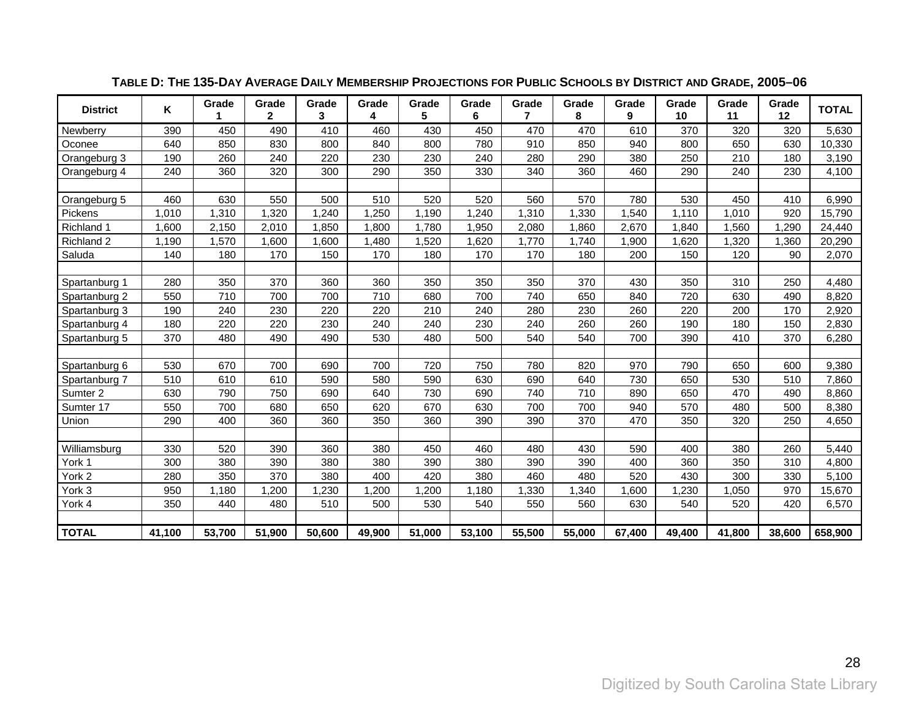**TABLE D: THE 135-DAY AVERAGE DAILY MEMBERSHIP PROJECTIONS FOR PUBLIC SCHOOLS BY DISTRICT AND GRADE, 2005–06**

| District | K | Grade 1 | Grade 2 | Grade 3 | Grade 4 | Grade 5 | Grade 6 | Grade 7 | Grade 8 | Grade 9 | Grade 10 | Grade 11 | Grade 12 | TOTAL |
|---|---|---|---|---|---|---|---|---|---|---|---|---|---|---|
| Newberry | 390 | 450 | 490 | 410 | 460 | 430 | 450 | 470 | 470 | 610 | 370 | 320 | 320 | 5,630 |
| Oconee | 640 | 850 | 830 | 800 | 840 | 800 | 780 | 910 | 850 | 940 | 800 | 650 | 630 | 10,330 |
| Orangeburg 3 | 190 | 260 | 240 | 220 | 230 | 230 | 240 | 280 | 290 | 380 | 250 | 210 | 180 | 3,190 |
| Orangeburg 4 | 240 | 360 | 320 | 300 | 290 | 350 | 330 | 340 | 360 | 460 | 290 | 240 | 230 | 4,100 |
| | | | | | | | | | | | | | | |
| Orangeburg 5 | 460 | 630 | 550 | 500 | 510 | 520 | 520 | 560 | 570 | 780 | 530 | 450 | 410 | 6,990 |
| Pickens | 1,010 | 1,310 | 1,320 | 1,240 | 1,250 | 1,190 | 1,240 | 1,310 | 1,330 | 1,540 | 1,110 | 1,010 | 920 | 15,790 |
| Richland 1 | 1,600 | 2,150 | 2,010 | 1,850 | 1,800 | 1,780 | 1,950 | 2,080 | 1,860 | 2,670 | 1,840 | 1,560 | 1,290 | 24,440 |
| Richland 2 | 1,190 | 1,570 | 1,600 | 1,600 | 1,480 | 1,520 | 1,620 | 1,770 | 1,740 | 1,900 | 1,620 | 1,320 | 1,360 | 20,290 |
| Saluda | 140 | 180 | 170 | 150 | 170 | 180 | 170 | 170 | 180 | 200 | 150 | 120 | 90 | 2,070 |
| | | | | | | | | | | | | | | |
| Spartanburg 1 | 280 | 350 | 370 | 360 | 360 | 350 | 350 | 350 | 370 | 430 | 350 | 310 | 250 | 4,480 |
| Spartanburg 2 | 550 | 710 | 700 | 700 | 710 | 680 | 700 | 740 | 650 | 840 | 720 | 630 | 490 | 8,820 |
| Spartanburg 3 | 190 | 240 | 230 | 220 | 220 | 210 | 240 | 280 | 230 | 260 | 220 | 200 | 170 | 2,920 |
| Spartanburg 4 | 180 | 220 | 220 | 230 | 240 | 240 | 230 | 240 | 260 | 260 | 190 | 180 | 150 | 2,830 |
| Spartanburg 5 | 370 | 480 | 490 | 490 | 530 | 480 | 500 | 540 | 540 | 700 | 390 | 410 | 370 | 6,280 |
| | | | | | | | | | | | | | | |
| Spartanburg 6 | 530 | 670 | 700 | 690 | 700 | 720 | 750 | 780 | 820 | 970 | 790 | 650 | 600 | 9,380 |
| Spartanburg 7 | 510 | 610 | 610 | 590 | 580 | 590 | 630 | 690 | 640 | 730 | 650 | 530 | 510 | 7,860 |
| Sumter 2 | 630 | 790 | 750 | 690 | 640 | 730 | 690 | 740 | 710 | 890 | 650 | 470 | 490 | 8,860 |
| Sumter 17 | 550 | 700 | 680 | 650 | 620 | 670 | 630 | 700 | 700 | 940 | 570 | 480 | 500 | 8,380 |
| Union | 290 | 400 | 360 | 360 | 350 | 360 | 390 | 390 | 370 | 470 | 350 | 320 | 250 | 4,650 |
| | | | | | | | | | | | | | | |
| Williamsburg | 330 | 520 | 390 | 360 | 380 | 450 | 460 | 480 | 430 | 590 | 400 | 380 | 260 | 5,440 |
| York 1 | 300 | 380 | 390 | 380 | 380 | 390 | 380 | 390 | 390 | 400 | 360 | 350 | 310 | 4,800 |
| York 2 | 280 | 350 | 370 | 380 | 400 | 420 | 380 | 460 | 480 | 520 | 430 | 300 | 330 | 5,100 |
| York 3 | 950 | 1,180 | 1,200 | 1,230 | 1,200 | 1,200 | 1,180 | 1,330 | 1,340 | 1,600 | 1,230 | 1,050 | 970 | 15,670 |
| York 4 | 350 | 440 | 480 | 510 | 500 | 530 | 540 | 550 | 560 | 630 | 540 | 520 | 420 | 6,570 |
| | | | | | | | | | | | | | | |
| **TOTAL** | **41,100** | **53,700** | **51,900** | **50,600** | **49,900** | **51,000** | **53,100** | **55,500** | **55,000** | **67,400** | **49,400** | **41,800** | **38,600** | **658,900** |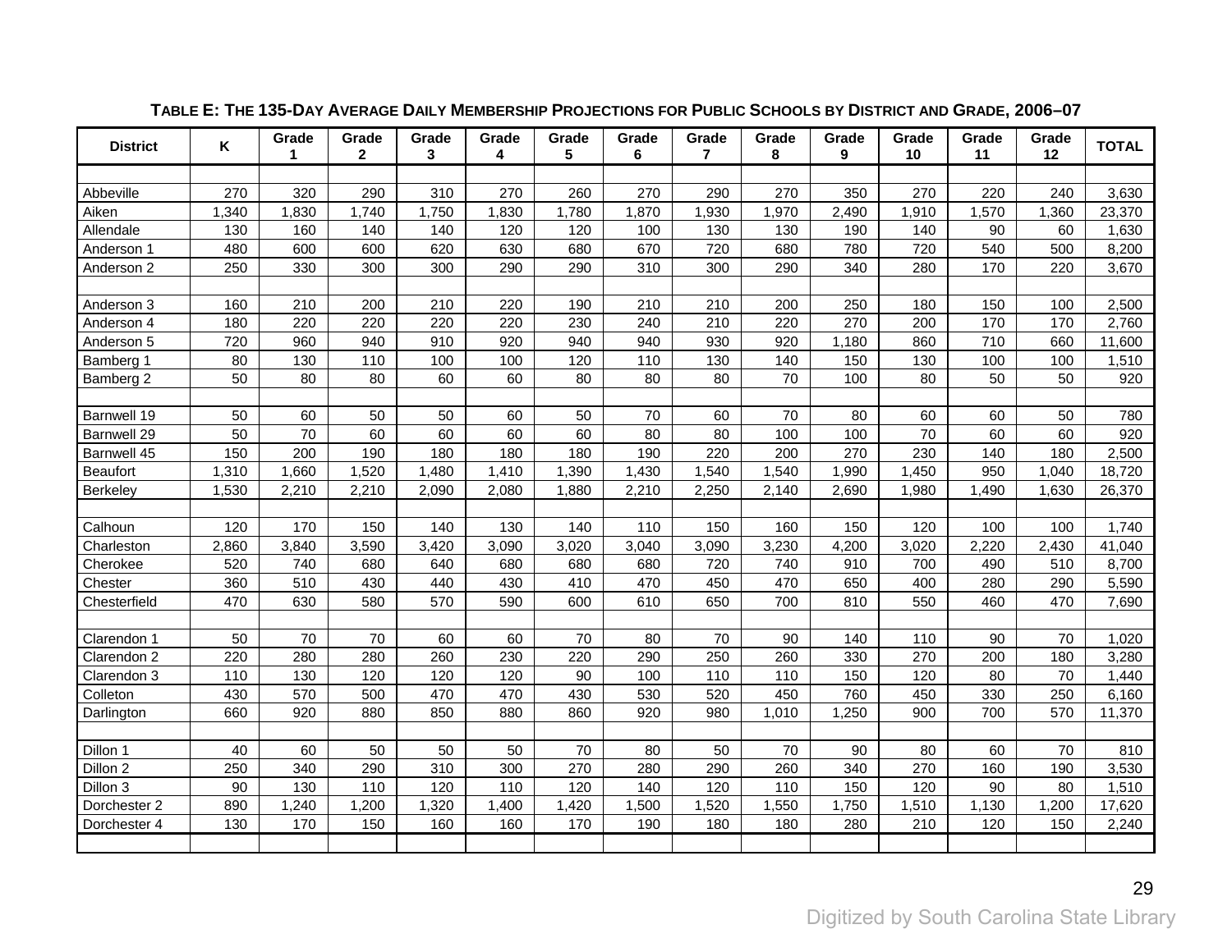**TABLE E: THE 135-DAY AVERAGE DAILY MEMBERSHIP PROJECTIONS FOR PUBLIC SCHOOLS BY DISTRICT AND GRADE, 2006–07**

| District | K | Grade 1 | Grade 2 | Grade 3 | Grade 4 | Grade 5 | Grade 6 | Grade 7 | Grade 8 | Grade 9 | Grade 10 | Grade 11 | Grade 12 | TOTAL |
|---|---|---|---|---|---|---|---|---|---|---|---|---|---|---|
| Abbeville | 270 | 320 | 290 | 310 | 270 | 260 | 270 | 290 | 270 | 350 | 270 | 220 | 240 | 3,630 |
| Aiken | 1,340 | 1,830 | 1,740 | 1,750 | 1,830 | 1,780 | 1,870 | 1,930 | 1,970 | 2,490 | 1,910 | 1,570 | 1,360 | 23,370 |
| Allendale | 130 | 160 | 140 | 140 | 120 | 120 | 100 | 130 | 130 | 190 | 140 | 90 | 60 | 1,630 |
| Anderson 1 | 480 | 600 | 600 | 620 | 630 | 680 | 670 | 720 | 680 | 780 | 720 | 540 | 500 | 8,200 |
| Anderson 2 | 250 | 330 | 300 | 300 | 290 | 290 | 310 | 300 | 290 | 340 | 280 | 170 | 220 | 3,670 |
| Anderson 3 | 160 | 210 | 200 | 210 | 220 | 190 | 210 | 210 | 200 | 250 | 180 | 150 | 100 | 2,500 |
| Anderson 4 | 180 | 220 | 220 | 220 | 220 | 230 | 240 | 210 | 220 | 270 | 200 | 170 | 170 | 2,760 |
| Anderson 5 | 720 | 960 | 940 | 910 | 920 | 940 | 940 | 930 | 920 | 1,180 | 860 | 710 | 660 | 11,600 |
| Bamberg 1 | 80 | 130 | 110 | 100 | 100 | 120 | 110 | 130 | 140 | 150 | 130 | 100 | 100 | 1,510 |
| Bamberg 2 | 50 | 80 | 80 | 60 | 60 | 80 | 80 | 80 | 70 | 100 | 80 | 50 | 50 | 920 |
| Barnwell 19 | 50 | 60 | 50 | 50 | 60 | 50 | 70 | 60 | 70 | 80 | 60 | 60 | 50 | 780 |
| Barnwell 29 | 50 | 70 | 60 | 60 | 60 | 60 | 80 | 80 | 100 | 100 | 70 | 60 | 60 | 920 |
| Barnwell 45 | 150 | 200 | 190 | 180 | 180 | 180 | 190 | 220 | 200 | 270 | 230 | 140 | 180 | 2,500 |
| Beaufort | 1,310 | 1,660 | 1,520 | 1,480 | 1,410 | 1,390 | 1,430 | 1,540 | 1,540 | 1,990 | 1,450 | 950 | 1,040 | 18,720 |
| Berkeley | 1,530 | 2,210 | 2,210 | 2,090 | 2,080 | 1,880 | 2,210 | 2,250 | 2,140 | 2,690 | 1,980 | 1,490 | 1,630 | 26,370 |
| Calhoun | 120 | 170 | 150 | 140 | 130 | 140 | 110 | 150 | 160 | 150 | 120 | 100 | 100 | 1,740 |
| Charleston | 2,860 | 3,840 | 3,590 | 3,420 | 3,090 | 3,020 | 3,040 | 3,090 | 3,230 | 4,200 | 3,020 | 2,220 | 2,430 | 41,040 |
| Cherokee | 520 | 740 | 680 | 640 | 680 | 680 | 680 | 720 | 740 | 910 | 700 | 490 | 510 | 8,700 |
| Chester | 360 | 510 | 430 | 440 | 430 | 410 | 470 | 450 | 470 | 650 | 400 | 280 | 290 | 5,590 |
| Chesterfield | 470 | 630 | 580 | 570 | 590 | 600 | 610 | 650 | 700 | 810 | 550 | 460 | 470 | 7,690 |
| Clarendon 1 | 50 | 70 | 70 | 60 | 60 | 70 | 80 | 70 | 90 | 140 | 110 | 90 | 70 | 1,020 |
| Clarendon 2 | 220 | 280 | 280 | 260 | 230 | 220 | 290 | 250 | 260 | 330 | 270 | 200 | 180 | 3,280 |
| Clarendon 3 | 110 | 130 | 120 | 120 | 120 | 90 | 100 | 110 | 110 | 150 | 120 | 80 | 70 | 1,440 |
| Colleton | 430 | 570 | 500 | 470 | 470 | 430 | 530 | 520 | 450 | 760 | 450 | 330 | 250 | 6,160 |
| Darlington | 660 | 920 | 880 | 850 | 880 | 860 | 920 | 980 | 1,010 | 1,250 | 900 | 700 | 570 | 11,370 |
| Dillon 1 | 40 | 60 | 50 | 50 | 50 | 70 | 80 | 50 | 70 | 90 | 80 | 60 | 70 | 810 |
| Dillon 2 | 250 | 340 | 290 | 310 | 300 | 270 | 280 | 290 | 260 | 340 | 270 | 160 | 190 | 3,530 |
| Dillon 3 | 90 | 130 | 110 | 120 | 110 | 120 | 140 | 120 | 110 | 150 | 120 | 90 | 80 | 1,510 |
| Dorchester 2 | 890 | 1,240 | 1,200 | 1,320 | 1,400 | 1,420 | 1,500 | 1,520 | 1,550 | 1,750 | 1,510 | 1,130 | 1,200 | 17,620 |
| Dorchester 4 | 130 | 170 | 150 | 160 | 160 | 170 | 190 | 180 | 180 | 280 | 210 | 120 | 150 | 2,240 |

Digitized by South Carolina State Library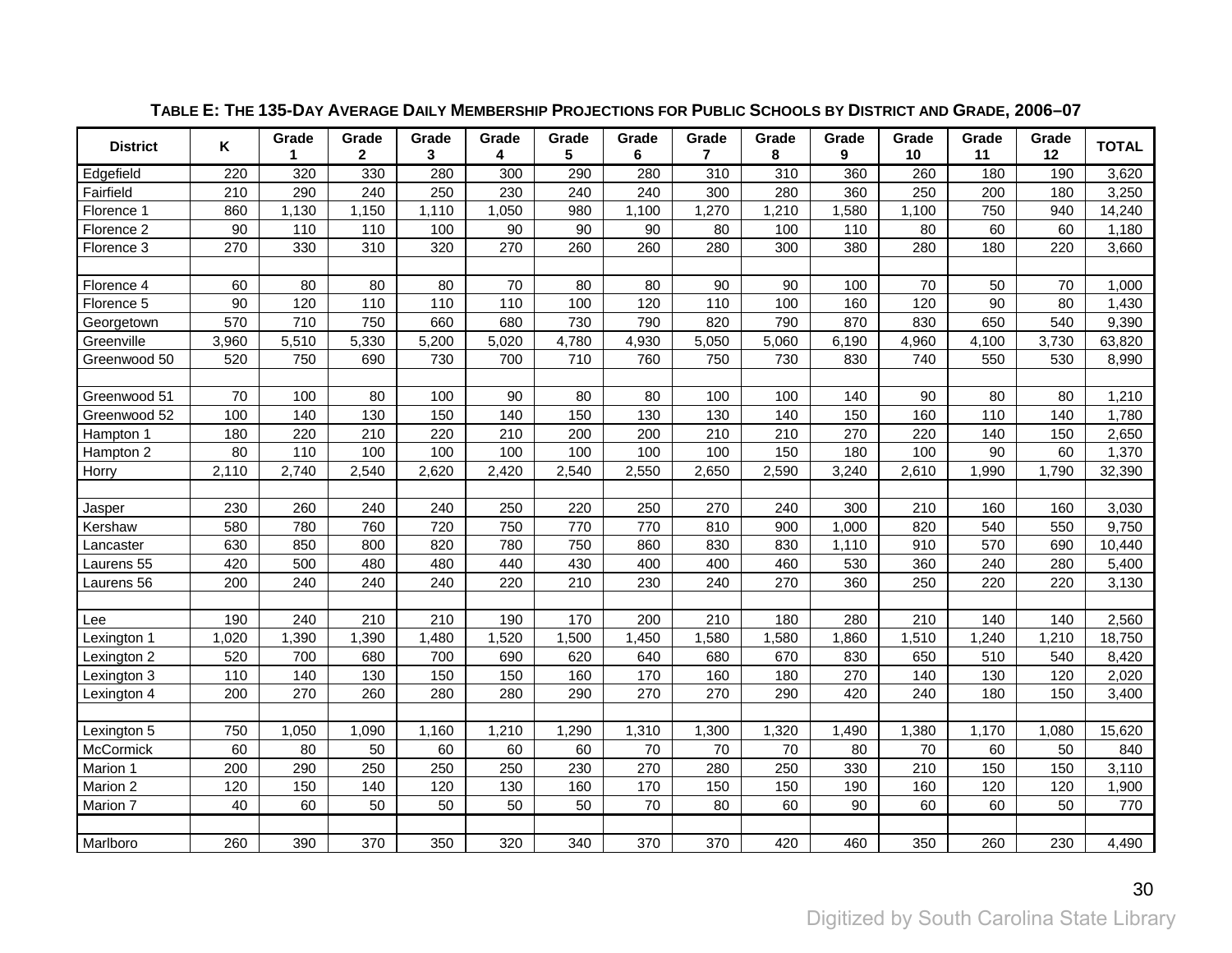**TABLE E: THE 135-DAY AVERAGE DAILY MEMBERSHIP PROJECTIONS FOR PUBLIC SCHOOLS BY DISTRICT AND GRADE, 2006–07**

| District | K | Grade 1 | Grade 2 | Grade 3 | Grade 4 | Grade 5 | Grade 6 | Grade 7 | Grade 8 | Grade 9 | Grade 10 | Grade 11 | Grade 12 | TOTAL |
|---|---|---|---|---|---|---|---|---|---|---|---|---|---|---|
| Edgefield | 220 | 320 | 330 | 280 | 300 | 290 | 280 | 310 | 310 | 360 | 260 | 180 | 190 | 3,620 |
| Fairfield | 210 | 290 | 240 | 250 | 230 | 240 | 240 | 300 | 280 | 360 | 250 | 200 | 180 | 3,250 |
| Florence 1 | 860 | 1,130 | 1,150 | 1,110 | 1,050 | 980 | 1,100 | 1,270 | 1,210 | 1,580 | 1,100 | 750 | 940 | 14,240 |
| Florence 2 | 90 | 110 | 110 | 100 | 90 | 90 | 90 | 80 | 100 | 110 | 80 | 60 | 60 | 1,180 |
| Florence 3 | 270 | 330 | 310 | 320 | 270 | 260 | 260 | 280 | 300 | 380 | 280 | 180 | 220 | 3,660 |
| | | | | | | | | | | | | | | |
| Florence 4 | 60 | 80 | 80 | 80 | 70 | 80 | 80 | 90 | 90 | 100 | 70 | 50 | 70 | 1,000 |
| Florence 5 | 90 | 120 | 110 | 110 | 110 | 100 | 120 | 110 | 100 | 160 | 120 | 90 | 80 | 1,430 |
| Georgetown | 570 | 710 | 750 | 660 | 680 | 730 | 790 | 820 | 790 | 870 | 830 | 650 | 540 | 9,390 |
| Greenville | 3,960 | 5,510 | 5,330 | 5,200 | 5,020 | 4,780 | 4,930 | 5,050 | 5,060 | 6,190 | 4,960 | 4,100 | 3,730 | 63,820 |
| Greenwood 50 | 520 | 750 | 690 | 730 | 700 | 710 | 760 | 750 | 730 | 830 | 740 | 550 | 530 | 8,990 |
| | | | | | | | | | | | | | | |
| Greenwood 51 | 70 | 100 | 80 | 100 | 90 | 80 | 80 | 100 | 100 | 140 | 90 | 80 | 80 | 1,210 |
| Greenwood 52 | 100 | 140 | 130 | 150 | 140 | 150 | 130 | 130 | 140 | 150 | 160 | 110 | 140 | 1,780 |
| Hampton 1 | 180 | 220 | 210 | 220 | 210 | 200 | 200 | 210 | 210 | 270 | 220 | 140 | 150 | 2,650 |
| Hampton 2 | 80 | 110 | 100 | 100 | 100 | 100 | 100 | 100 | 150 | 180 | 100 | 90 | 60 | 1,370 |
| Horry | 2,110 | 2,740 | 2,540 | 2,620 | 2,420 | 2,540 | 2,550 | 2,650 | 2,590 | 3,240 | 2,610 | 1,990 | 1,790 | 32,390 |
| | | | | | | | | | | | | | | |
| Jasper | 230 | 260 | 240 | 240 | 250 | 220 | 250 | 270 | 240 | 300 | 210 | 160 | 160 | 3,030 |
| Kershaw | 580 | 780 | 760 | 720 | 750 | 770 | 770 | 810 | 900 | 1,000 | 820 | 540 | 550 | 9,750 |
| Lancaster | 630 | 850 | 800 | 820 | 780 | 750 | 860 | 830 | 830 | 1,110 | 910 | 570 | 690 | 10,440 |
| Laurens 55 | 420 | 500 | 480 | 480 | 440 | 430 | 400 | 400 | 460 | 530 | 360 | 240 | 280 | 5,400 |
| Laurens 56 | 200 | 240 | 240 | 240 | 220 | 210 | 230 | 240 | 270 | 360 | 250 | 220 | 220 | 3,130 |
| | | | | | | | | | | | | | | |
| Lee | 190 | 240 | 210 | 210 | 190 | 170 | 200 | 210 | 180 | 280 | 210 | 140 | 140 | 2,560 |
| Lexington 1 | 1,020 | 1,390 | 1,390 | 1,480 | 1,520 | 1,500 | 1,450 | 1,580 | 1,580 | 1,860 | 1,510 | 1,240 | 1,210 | 18,750 |
| Lexington 2 | 520 | 700 | 680 | 700 | 690 | 620 | 640 | 680 | 670 | 830 | 650 | 510 | 540 | 8,420 |
| Lexington 3 | 110 | 140 | 130 | 150 | 150 | 160 | 170 | 160 | 180 | 270 | 140 | 130 | 120 | 2,020 |
| Lexington 4 | 200 | 270 | 260 | 280 | 280 | 290 | 270 | 270 | 290 | 420 | 240 | 180 | 150 | 3,400 |
| | | | | | | | | | | | | | | |
| Lexington 5 | 750 | 1,050 | 1,090 | 1,160 | 1,210 | 1,290 | 1,310 | 1,300 | 1,320 | 1,490 | 1,380 | 1,170 | 1,080 | 15,620 |
| McCormick | 60 | 80 | 50 | 60 | 60 | 60 | 70 | 70 | 70 | 80 | 70 | 60 | 50 | 840 |
| Marion 1 | 200 | 290 | 250 | 250 | 250 | 230 | 270 | 280 | 250 | 330 | 210 | 150 | 150 | 3,110 |
| Marion 2 | 120 | 150 | 140 | 120 | 130 | 160 | 170 | 150 | 150 | 190 | 160 | 120 | 120 | 1,900 |
| Marion 7 | 40 | 60 | 50 | 50 | 50 | 50 | 70 | 80 | 60 | 90 | 60 | 60 | 50 | 770 |
| | | | | | | | | | | | | | | |
| Marlboro | 260 | 390 | 370 | 350 | 320 | 340 | 370 | 370 | 420 | 460 | 350 | 260 | 230 | 4,490 |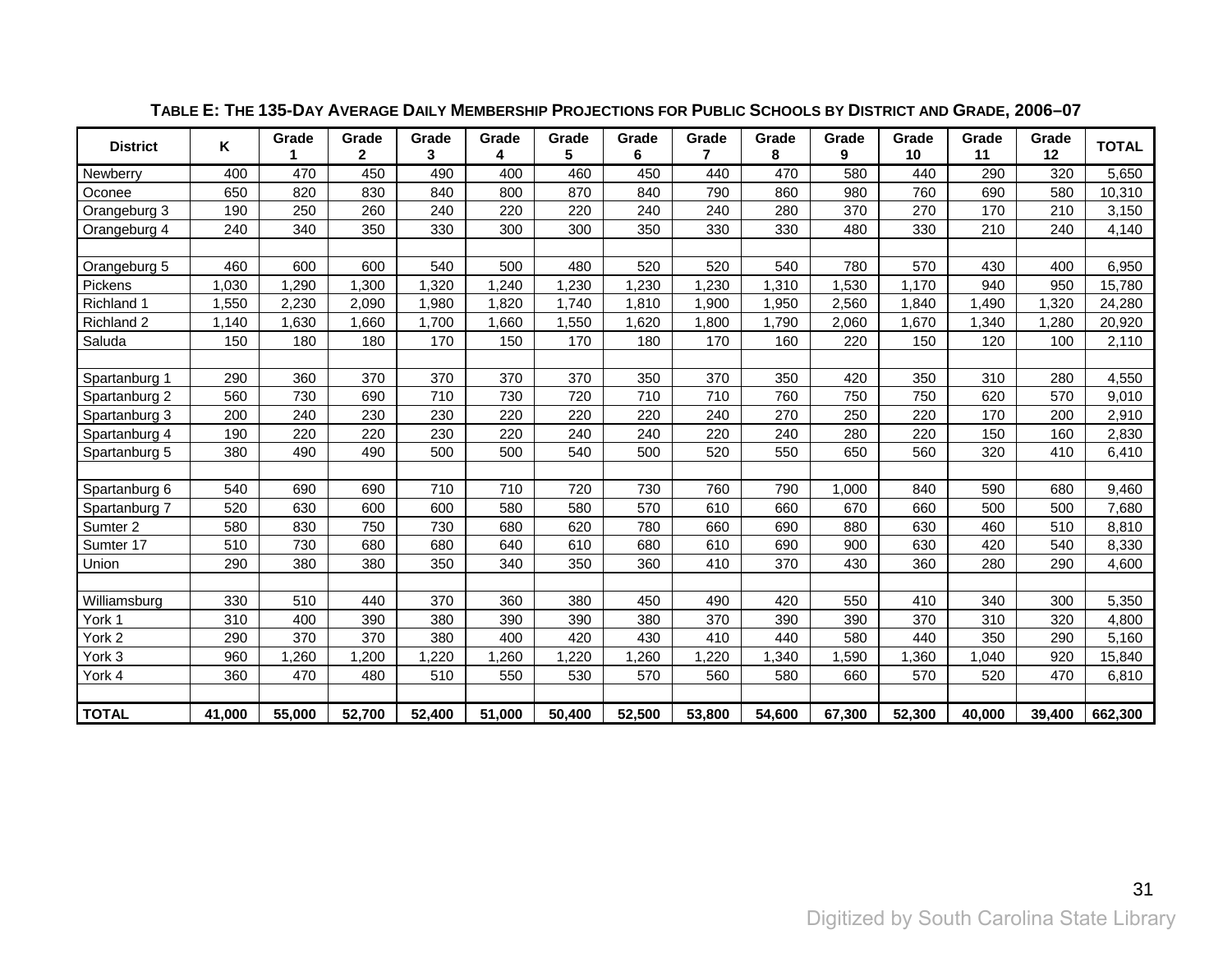**TABLE E: THE 135-DAY AVERAGE DAILY MEMBERSHIP PROJECTIONS FOR PUBLIC SCHOOLS BY DISTRICT AND GRADE, 2006–07**

| District | K | Grade 1 | Grade 2 | Grade 3 | Grade 4 | Grade 5 | Grade 6 | Grade 7 | Grade 8 | Grade 9 | Grade 10 | Grade 11 | Grade 12 | TOTAL |
|---|---|---|---|---|---|---|---|---|---|---|---|---|---|---|
| Newberry | 400 | 470 | 450 | 490 | 400 | 460 | 450 | 440 | 470 | 580 | 440 | 290 | 320 | 5,650 |
| Oconee | 650 | 820 | 830 | 840 | 800 | 870 | 840 | 790 | 860 | 980 | 760 | 690 | 580 | 10,310 |
| Orangeburg 3 | 190 | 250 | 260 | 240 | 220 | 220 | 240 | 240 | 280 | 370 | 270 | 170 | 210 | 3,150 |
| Orangeburg 4 | 240 | 340 | 350 | 330 | 300 | 300 | 350 | 330 | 330 | 480 | 330 | 210 | 240 | 4,140 |
| | | | | | | | | | | | | | | |
| Orangeburg 5 | 460 | 600 | 600 | 540 | 500 | 480 | 520 | 520 | 540 | 780 | 570 | 430 | 400 | 6,950 |
| Pickens | 1,030 | 1,290 | 1,300 | 1,320 | 1,240 | 1,230 | 1,230 | 1,230 | 1,310 | 1,530 | 1,170 | 940 | 950 | 15,780 |
| Richland 1 | 1,550 | 2,230 | 2,090 | 1,980 | 1,820 | 1,740 | 1,810 | 1,900 | 1,950 | 2,560 | 1,840 | 1,490 | 1,320 | 24,280 |
| Richland 2 | 1,140 | 1,630 | 1,660 | 1,700 | 1,660 | 1,550 | 1,620 | 1,800 | 1,790 | 2,060 | 1,670 | 1,340 | 1,280 | 20,920 |
| Saluda | 150 | 180 | 180 | 170 | 150 | 170 | 180 | 170 | 160 | 220 | 150 | 120 | 100 | 2,110 |
| | | | | | | | | | | | | | | |
| Spartanburg 1 | 290 | 360 | 370 | 370 | 370 | 370 | 350 | 370 | 350 | 420 | 350 | 310 | 280 | 4,550 |
| Spartanburg 2 | 560 | 730 | 690 | 710 | 730 | 720 | 710 | 710 | 760 | 750 | 750 | 620 | 570 | 9,010 |
| Spartanburg 3 | 200 | 240 | 230 | 230 | 220 | 220 | 220 | 240 | 270 | 250 | 220 | 170 | 200 | 2,910 |
| Spartanburg 4 | 190 | 220 | 220 | 230 | 220 | 240 | 240 | 220 | 240 | 280 | 220 | 150 | 160 | 2,830 |
| Spartanburg 5 | 380 | 490 | 490 | 500 | 500 | 540 | 500 | 520 | 550 | 650 | 560 | 320 | 410 | 6,410 |
| | | | | | | | | | | | | | | |
| Spartanburg 6 | 540 | 690 | 690 | 710 | 710 | 720 | 730 | 760 | 790 | 1,000 | 840 | 590 | 680 | 9,460 |
| Spartanburg 7 | 520 | 630 | 600 | 600 | 580 | 580 | 570 | 610 | 660 | 670 | 660 | 500 | 500 | 7,680 |
| Sumter 2 | 580 | 830 | 750 | 730 | 680 | 620 | 780 | 660 | 690 | 880 | 630 | 460 | 510 | 8,810 |
| Sumter 17 | 510 | 730 | 680 | 680 | 640 | 610 | 680 | 610 | 690 | 900 | 630 | 420 | 540 | 8,330 |
| Union | 290 | 380 | 380 | 350 | 340 | 350 | 360 | 410 | 370 | 430 | 360 | 280 | 290 | 4,600 |
| | | | | | | | | | | | | | | |
| Williamsburg | 330 | 510 | 440 | 370 | 360 | 380 | 450 | 490 | 420 | 550 | 410 | 340 | 300 | 5,350 |
| York 1 | 310 | 400 | 390 | 380 | 390 | 390 | 380 | 370 | 390 | 390 | 370 | 310 | 320 | 4,800 |
| York 2 | 290 | 370 | 370 | 380 | 400 | 420 | 430 | 410 | 440 | 580 | 440 | 350 | 290 | 5,160 |
| York 3 | 960 | 1,260 | 1,200 | 1,220 | 1,260 | 1,220 | 1,260 | 1,220 | 1,340 | 1,590 | 1,360 | 1,040 | 920 | 15,840 |
| York 4 | 360 | 470 | 480 | 510 | 550 | 530 | 570 | 560 | 580 | 660 | 570 | 520 | 470 | 6,810 |
| | | | | | | | | | | | | | | |
| **TOTAL** | **41,000** | **55,000** | **52,700** | **52,400** | **51,000** | **50,400** | **52,500** | **53,800** | **54,600** | **67,300** | **52,300** | **40,000** | **39,400** | **662,300** |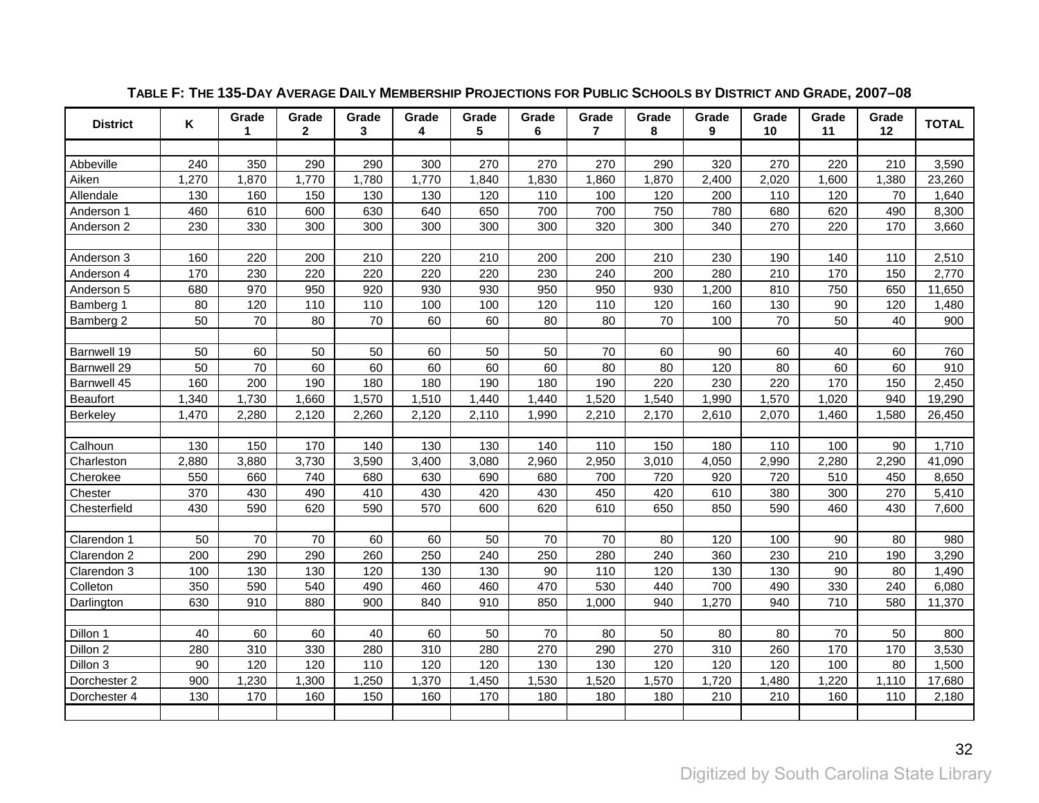**TABLE F: THE 135-DAY AVERAGE DAILY MEMBERSHIP PROJECTIONS FOR PUBLIC SCHOOLS BY DISTRICT AND GRADE, 2007–08**

| District | K | Grade 1 | Grade 2 | Grade 3 | Grade 4 | Grade 5 | Grade 6 | Grade 7 | Grade 8 | Grade 9 | Grade 10 | Grade 11 | Grade 12 | TOTAL |
|---|---|---|---|---|---|---|---|---|---|---|---|---|---|---|
| Abbeville | 240 | 350 | 290 | 290 | 300 | 270 | 270 | 270 | 290 | 320 | 270 | 220 | 210 | 3,590 |
| Aiken | 1,270 | 1,870 | 1,770 | 1,780 | 1,770 | 1,840 | 1,830 | 1,860 | 1,870 | 2,400 | 2,020 | 1,600 | 1,380 | 23,260 |
| Allendale | 130 | 160 | 150 | 130 | 130 | 120 | 110 | 100 | 120 | 200 | 110 | 120 | 70 | 1,640 |
| Anderson 1 | 460 | 610 | 600 | 630 | 640 | 650 | 700 | 700 | 750 | 780 | 680 | 620 | 490 | 8,300 |
| Anderson 2 | 230 | 330 | 300 | 300 | 300 | 300 | 300 | 320 | 300 | 340 | 270 | 220 | 170 | 3,660 |
| Anderson 3 | 160 | 220 | 200 | 210 | 220 | 210 | 200 | 200 | 210 | 230 | 190 | 140 | 110 | 2,510 |
| Anderson 4 | 170 | 230 | 220 | 220 | 220 | 220 | 230 | 240 | 200 | 280 | 210 | 170 | 150 | 2,770 |
| Anderson 5 | 680 | 970 | 950 | 920 | 930 | 930 | 950 | 950 | 930 | 1,200 | 810 | 750 | 650 | 11,650 |
| Bamberg 1 | 80 | 120 | 110 | 110 | 100 | 100 | 120 | 110 | 120 | 160 | 130 | 90 | 120 | 1,480 |
| Bamberg 2 | 50 | 70 | 80 | 70 | 60 | 60 | 80 | 80 | 70 | 100 | 70 | 50 | 40 | 900 |
| Barnwell 19 | 50 | 60 | 50 | 50 | 60 | 50 | 50 | 70 | 60 | 90 | 60 | 40 | 60 | 760 |
| Barnwell 29 | 50 | 70 | 60 | 60 | 60 | 60 | 60 | 80 | 80 | 120 | 80 | 60 | 60 | 910 |
| Barnwell 45 | 160 | 200 | 190 | 180 | 180 | 190 | 180 | 190 | 220 | 230 | 220 | 170 | 150 | 2,450 |
| Beaufort | 1,340 | 1,730 | 1,660 | 1,570 | 1,510 | 1,440 | 1,440 | 1,520 | 1,540 | 1,990 | 1,570 | 1,020 | 940 | 19,290 |
| Berkeley | 1,470 | 2,280 | 2,120 | 2,260 | 2,120 | 2,110 | 1,990 | 2,210 | 2,170 | 2,610 | 2,070 | 1,460 | 1,580 | 26,450 |
| Calhoun | 130 | 150 | 170 | 140 | 130 | 130 | 140 | 110 | 150 | 180 | 110 | 100 | 90 | 1,710 |
| Charleston | 2,880 | 3,880 | 3,730 | 3,590 | 3,400 | 3,080 | 2,960 | 2,950 | 3,010 | 4,050 | 2,990 | 2,280 | 2,290 | 41,090 |
| Cherokee | 550 | 660 | 740 | 680 | 630 | 690 | 680 | 700 | 720 | 920 | 720 | 510 | 450 | 8,650 |
| Chester | 370 | 430 | 490 | 410 | 430 | 420 | 430 | 450 | 420 | 610 | 380 | 300 | 270 | 5,410 |
| Chesterfield | 430 | 590 | 620 | 590 | 570 | 600 | 620 | 610 | 650 | 850 | 590 | 460 | 430 | 7,600 |
| Clarendon 1 | 50 | 70 | 70 | 60 | 60 | 50 | 70 | 70 | 80 | 120 | 100 | 90 | 80 | 980 |
| Clarendon 2 | 200 | 290 | 290 | 260 | 250 | 240 | 250 | 280 | 240 | 360 | 230 | 210 | 190 | 3,290 |
| Clarendon 3 | 100 | 130 | 130 | 120 | 130 | 130 | 90 | 110 | 120 | 130 | 130 | 90 | 80 | 1,490 |
| Colleton | 350 | 590 | 540 | 490 | 460 | 460 | 470 | 530 | 440 | 700 | 490 | 330 | 240 | 6,080 |
| Darlington | 630 | 910 | 880 | 900 | 840 | 910 | 850 | 1,000 | 940 | 1,270 | 940 | 710 | 580 | 11,370 |
| Dillon 1 | 40 | 60 | 60 | 40 | 60 | 50 | 70 | 80 | 50 | 80 | 80 | 70 | 50 | 800 |
| Dillon 2 | 280 | 310 | 330 | 280 | 310 | 280 | 270 | 290 | 270 | 310 | 260 | 170 | 170 | 3,530 |
| Dillon 3 | 90 | 120 | 120 | 110 | 120 | 120 | 130 | 130 | 120 | 120 | 120 | 100 | 80 | 1,500 |
| Dorchester 2 | 900 | 1,230 | 1,300 | 1,250 | 1,370 | 1,450 | 1,530 | 1,520 | 1,570 | 1,720 | 1,480 | 1,220 | 1,110 | 17,680 |
| Dorchester 4 | 130 | 170 | 160 | 150 | 160 | 170 | 180 | 180 | 180 | 210 | 210 | 160 | 110 | 2,180 |

Digitized by South Carolina State Library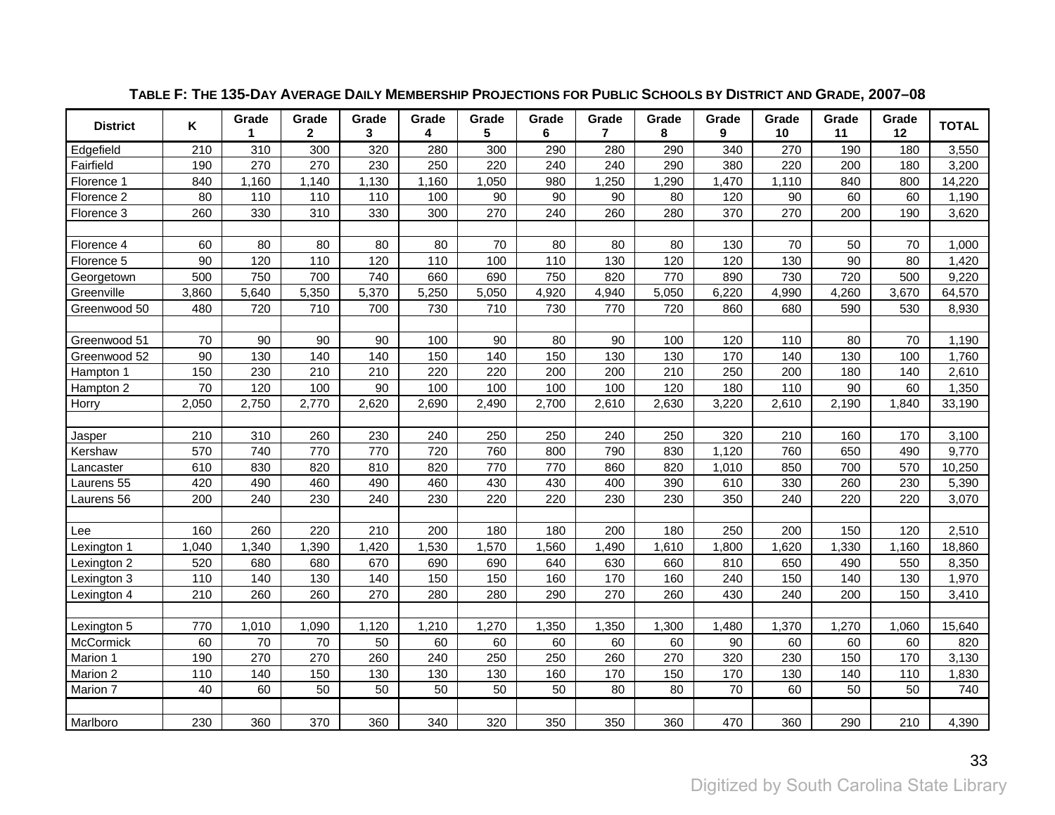**TABLE F: THE 135-DAY AVERAGE DAILY MEMBERSHIP PROJECTIONS FOR PUBLIC SCHOOLS BY DISTRICT AND GRADE, 2007–08**

| District | K | Grade 1 | Grade 2 | Grade 3 | Grade 4 | Grade 5 | Grade 6 | Grade 7 | Grade 8 | Grade 9 | Grade 10 | Grade 11 | Grade 12 | TOTAL |
|---|---|---|---|---|---|---|---|---|---|---|---|---|---|---|
| Edgefield | 210 | 310 | 300 | 320 | 280 | 300 | 290 | 280 | 290 | 340 | 270 | 190 | 180 | 3,550 |
| Fairfield | 190 | 270 | 270 | 230 | 250 | 220 | 240 | 240 | 290 | 380 | 220 | 200 | 180 | 3,200 |
| Florence 1 | 840 | 1,160 | 1,140 | 1,130 | 1,160 | 1,050 | 980 | 1,250 | 1,290 | 1,470 | 1,110 | 840 | 800 | 14,220 |
| Florence 2 | 80 | 110 | 110 | 110 | 100 | 90 | 90 | 90 | 80 | 120 | 90 | 60 | 60 | 1,190 |
| Florence 3 | 260 | 330 | 310 | 330 | 300 | 270 | 240 | 260 | 280 | 370 | 270 | 200 | 190 | 3,620 |
| | | | | | | | | | | | | | | |
| Florence 4 | 60 | 80 | 80 | 80 | 80 | 70 | 80 | 80 | 80 | 130 | 70 | 50 | 70 | 1,000 |
| Florence 5 | 90 | 120 | 110 | 120 | 110 | 100 | 110 | 130 | 120 | 120 | 130 | 90 | 80 | 1,420 |
| Georgetown | 500 | 750 | 700 | 740 | 660 | 690 | 750 | 820 | 770 | 890 | 730 | 720 | 500 | 9,220 |
| Greenville | 3,860 | 5,640 | 5,350 | 5,370 | 5,250 | 5,050 | 4,920 | 4,940 | 5,050 | 6,220 | 4,990 | 4,260 | 3,670 | 64,570 |
| Greenwood 50 | 480 | 720 | 710 | 700 | 730 | 710 | 730 | 770 | 720 | 860 | 680 | 590 | 530 | 8,930 |
| | | | | | | | | | | | | | | |
| Greenwood 51 | 70 | 90 | 90 | 90 | 100 | 90 | 80 | 90 | 100 | 120 | 110 | 80 | 70 | 1,190 |
| Greenwood 52 | 90 | 130 | 140 | 140 | 150 | 140 | 150 | 130 | 130 | 170 | 140 | 130 | 100 | 1,760 |
| Hampton 1 | 150 | 230 | 210 | 210 | 220 | 220 | 200 | 200 | 210 | 250 | 200 | 180 | 140 | 2,610 |
| Hampton 2 | 70 | 120 | 100 | 90 | 100 | 100 | 100 | 100 | 120 | 180 | 110 | 90 | 60 | 1,350 |
| Horry | 2,050 | 2,750 | 2,770 | 2,620 | 2,690 | 2,490 | 2,700 | 2,610 | 2,630 | 3,220 | 2,610 | 2,190 | 1,840 | 33,190 |
| | | | | | | | | | | | | | | |
| Jasper | 210 | 310 | 260 | 230 | 240 | 250 | 250 | 240 | 250 | 320 | 210 | 160 | 170 | 3,100 |
| Kershaw | 570 | 740 | 770 | 770 | 720 | 760 | 800 | 790 | 830 | 1,120 | 760 | 650 | 490 | 9,770 |
| Lancaster | 610 | 830 | 820 | 810 | 820 | 770 | 770 | 860 | 820 | 1,010 | 850 | 700 | 570 | 10,250 |
| Laurens 55 | 420 | 490 | 460 | 490 | 460 | 430 | 430 | 400 | 390 | 610 | 330 | 260 | 230 | 5,390 |
| Laurens 56 | 200 | 240 | 230 | 240 | 230 | 220 | 220 | 230 | 230 | 350 | 240 | 220 | 220 | 3,070 |
| | | | | | | | | | | | | | | |
| Lee | 160 | 260 | 220 | 210 | 200 | 180 | 180 | 200 | 180 | 250 | 200 | 150 | 120 | 2,510 |
| Lexington 1 | 1,040 | 1,340 | 1,390 | 1,420 | 1,530 | 1,570 | 1,560 | 1,490 | 1,610 | 1,800 | 1,620 | 1,330 | 1,160 | 18,860 |
| Lexington 2 | 520 | 680 | 680 | 670 | 690 | 690 | 640 | 630 | 660 | 810 | 650 | 490 | 550 | 8,350 |
| Lexington 3 | 110 | 140 | 130 | 140 | 150 | 150 | 160 | 170 | 160 | 240 | 150 | 140 | 130 | 1,970 |
| Lexington 4 | 210 | 260 | 260 | 270 | 280 | 280 | 290 | 270 | 260 | 430 | 240 | 200 | 150 | 3,410 |
| | | | | | | | | | | | | | | |
| Lexington 5 | 770 | 1,010 | 1,090 | 1,120 | 1,210 | 1,270 | 1,350 | 1,350 | 1,300 | 1,480 | 1,370 | 1,270 | 1,060 | 15,640 |
| McCormick | 60 | 70 | 70 | 50 | 60 | 60 | 60 | 60 | 60 | 90 | 60 | 60 | 60 | 820 |
| Marion 1 | 190 | 270 | 270 | 260 | 240 | 250 | 250 | 260 | 270 | 320 | 230 | 150 | 170 | 3,130 |
| Marion 2 | 110 | 140 | 150 | 130 | 130 | 130 | 160 | 170 | 150 | 170 | 130 | 140 | 110 | 1,830 |
| Marion 7 | 40 | 60 | 50 | 50 | 50 | 50 | 50 | 80 | 80 | 70 | 60 | 50 | 50 | 740 |
| | | | | | | | | | | | | | | |
| Marlboro | 230 | 360 | 370 | 360 | 340 | 320 | 350 | 350 | 360 | 470 | 360 | 290 | 210 | 4,390 |

Digitized by South Carolina State Library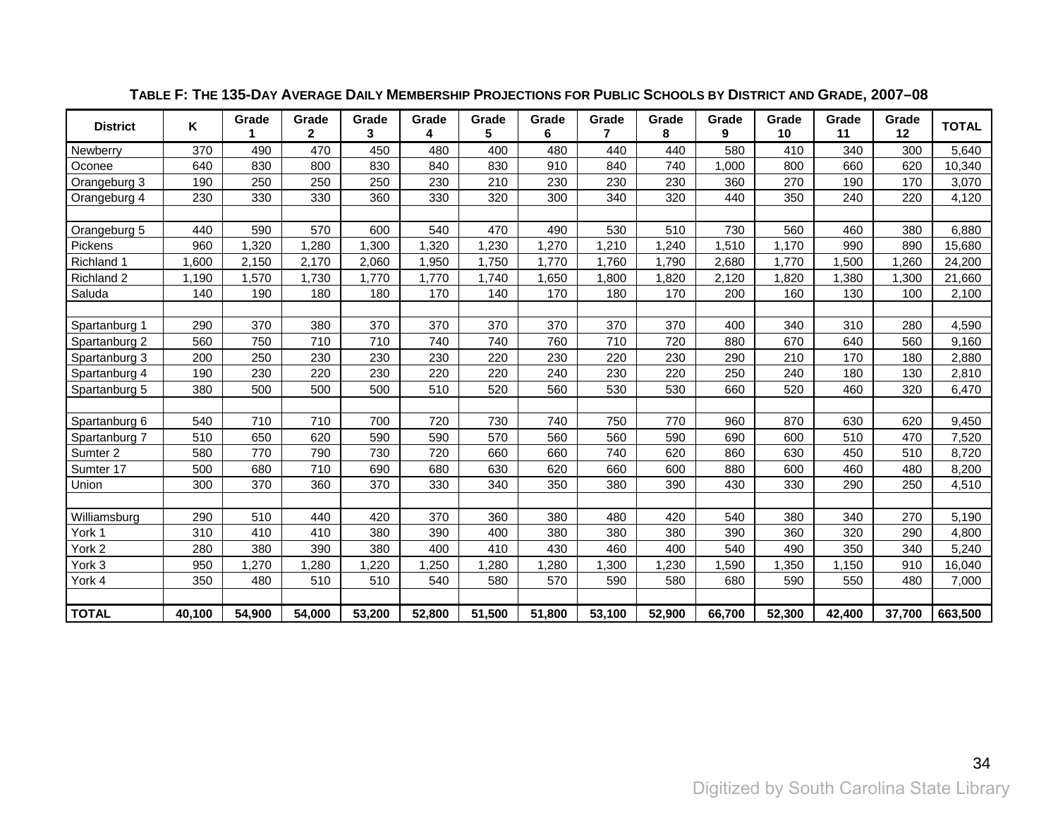**TABLE F: THE 135-DAY AVERAGE DAILY MEMBERSHIP PROJECTIONS FOR PUBLIC SCHOOLS BY DISTRICT AND GRADE, 2007–08**

| District | K | Grade 1 | Grade 2 | Grade 3 | Grade 4 | Grade 5 | Grade 6 | Grade 7 | Grade 8 | Grade 9 | Grade 10 | Grade 11 | Grade 12 | TOTAL |
|---|---|---|---|---|---|---|---|---|---|---|---|---|---|---|
| Newberry | 370 | 490 | 470 | 450 | 480 | 400 | 480 | 440 | 440 | 580 | 410 | 340 | 300 | 5,640 |
| Oconee | 640 | 830 | 800 | 830 | 840 | 830 | 910 | 840 | 740 | 1,000 | 800 | 660 | 620 | 10,340 |
| Orangeburg 3 | 190 | 250 | 250 | 250 | 230 | 210 | 230 | 230 | 230 | 360 | 270 | 190 | 170 | 3,070 |
| Orangeburg 4 | 230 | 330 | 330 | 360 | 330 | 320 | 300 | 340 | 320 | 440 | 350 | 240 | 220 | 4,120 |
| | | | | | | | | | | | | | | |
| Orangeburg 5 | 440 | 590 | 570 | 600 | 540 | 470 | 490 | 530 | 510 | 730 | 560 | 460 | 380 | 6,880 |
| Pickens | 960 | 1,320 | 1,280 | 1,300 | 1,320 | 1,230 | 1,270 | 1,210 | 1,240 | 1,510 | 1,170 | 990 | 890 | 15,680 |
| Richland 1 | 1,600 | 2,150 | 2,170 | 2,060 | 1,950 | 1,750 | 1,770 | 1,760 | 1,790 | 2,680 | 1,770 | 1,500 | 1,260 | 24,200 |
| Richland 2 | 1,190 | 1,570 | 1,730 | 1,770 | 1,770 | 1,740 | 1,650 | 1,800 | 1,820 | 2,120 | 1,820 | 1,380 | 1,300 | 21,660 |
| Saluda | 140 | 190 | 180 | 180 | 170 | 140 | 170 | 180 | 170 | 200 | 160 | 130 | 100 | 2,100 |
| | | | | | | | | | | | | | | |
| Spartanburg 1 | 290 | 370 | 380 | 370 | 370 | 370 | 370 | 370 | 370 | 400 | 340 | 310 | 280 | 4,590 |
| Spartanburg 2 | 560 | 750 | 710 | 710 | 740 | 740 | 760 | 710 | 720 | 880 | 670 | 640 | 560 | 9,160 |
| Spartanburg 3 | 200 | 250 | 230 | 230 | 230 | 220 | 230 | 220 | 230 | 290 | 210 | 170 | 180 | 2,880 |
| Spartanburg 4 | 190 | 230 | 220 | 230 | 220 | 220 | 240 | 230 | 220 | 250 | 240 | 180 | 130 | 2,810 |
| Spartanburg 5 | 380 | 500 | 500 | 500 | 510 | 520 | 560 | 530 | 530 | 660 | 520 | 460 | 320 | 6,470 |
| | | | | | | | | | | | | | | |
| Spartanburg 6 | 540 | 710 | 710 | 700 | 720 | 730 | 740 | 750 | 770 | 960 | 870 | 630 | 620 | 9,450 |
| Spartanburg 7 | 510 | 650 | 620 | 590 | 590 | 570 | 560 | 560 | 590 | 690 | 600 | 510 | 470 | 7,520 |
| Sumter 2 | 580 | 770 | 790 | 730 | 720 | 660 | 660 | 740 | 620 | 860 | 630 | 450 | 510 | 8,720 |
| Sumter 17 | 500 | 680 | 710 | 690 | 680 | 630 | 620 | 660 | 600 | 880 | 600 | 460 | 480 | 8,200 |
| Union | 300 | 370 | 360 | 370 | 330 | 340 | 350 | 380 | 390 | 430 | 330 | 290 | 250 | 4,510 |
| | | | | | | | | | | | | | | |
| Williamsburg | 290 | 510 | 440 | 420 | 370 | 360 | 380 | 480 | 420 | 540 | 380 | 340 | 270 | 5,190 |
| York 1 | 310 | 410 | 410 | 380 | 390 | 400 | 380 | 380 | 380 | 390 | 360 | 320 | 290 | 4,800 |
| York 2 | 280 | 380 | 390 | 380 | 400 | 410 | 430 | 460 | 400 | 540 | 490 | 350 | 340 | 5,240 |
| York 3 | 950 | 1,270 | 1,280 | 1,220 | 1,250 | 1,280 | 1,280 | 1,300 | 1,230 | 1,590 | 1,350 | 1,150 | 910 | 16,040 |
| York 4 | 350 | 480 | 510 | 510 | 540 | 580 | 570 | 590 | 580 | 680 | 590 | 550 | 480 | 7,000 |
| | | | | | | | | | | | | | | |
| **TOTAL** | **40,100** | **54,900** | **54,000** | **53,200** | **52,800** | **51,500** | **51,800** | **53,100** | **52,900** | **66,700** | **52,300** | **42,400** | **37,700** | **663,500** |

Digitized by South Carolina State Library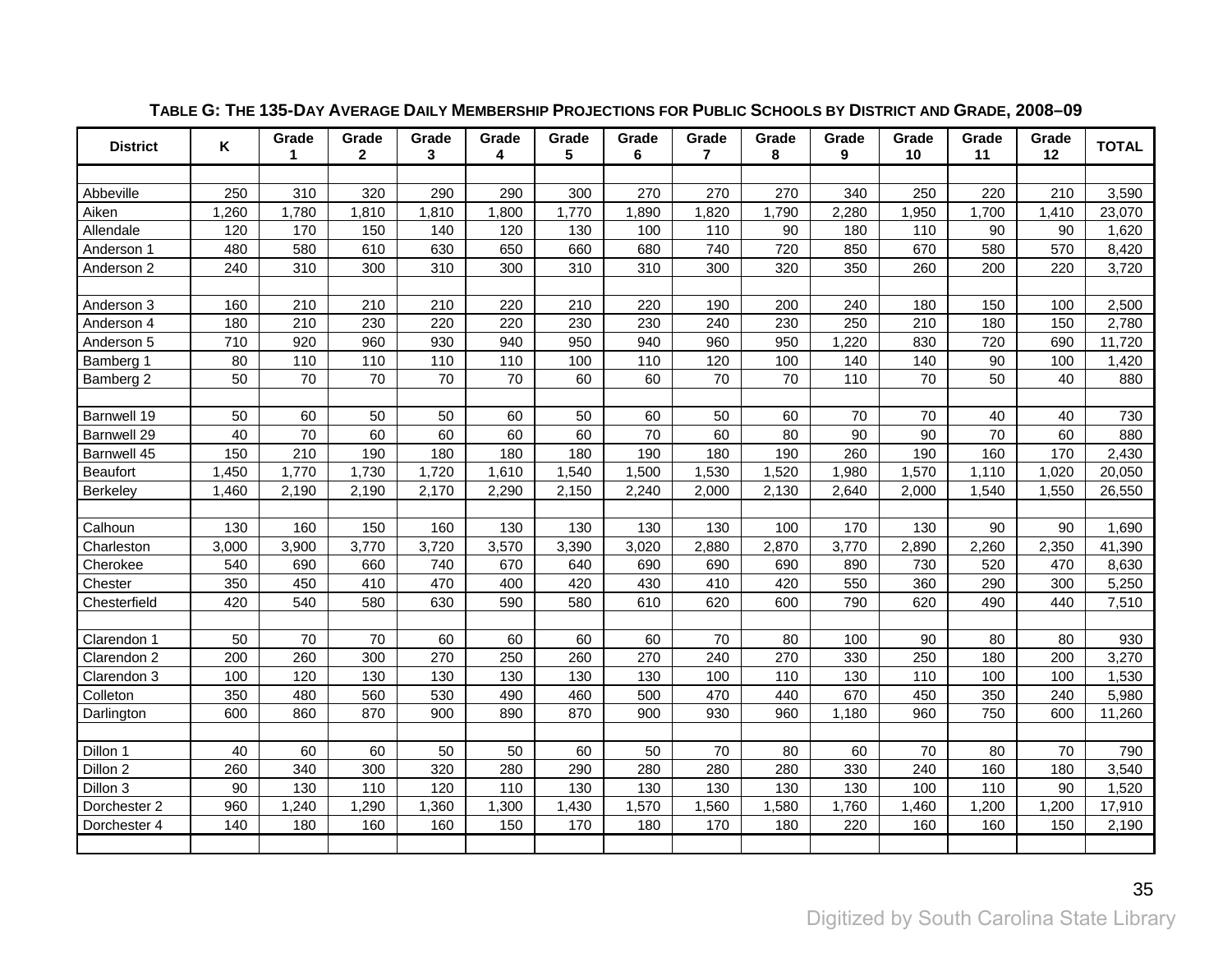**TABLE G: THE 135-DAY AVERAGE DAILY MEMBERSHIP PROJECTIONS FOR PUBLIC SCHOOLS BY DISTRICT AND GRADE, 2008–09**

| District | K | Grade 1 | Grade 2 | Grade 3 | Grade 4 | Grade 5 | Grade 6 | Grade 7 | Grade 8 | Grade 9 | Grade 10 | Grade 11 | Grade 12 | TOTAL |
|---|---|---|---|---|---|---|---|---|---|---|---|---|---|---|
| Abbeville | 250 | 310 | 320 | 290 | 290 | 300 | 270 | 270 | 270 | 340 | 250 | 220 | 210 | 3,590 |
| Aiken | 1,260 | 1,780 | 1,810 | 1,810 | 1,800 | 1,770 | 1,890 | 1,820 | 1,790 | 2,280 | 1,950 | 1,700 | 1,410 | 23,070 |
| Allendale | 120 | 170 | 150 | 140 | 120 | 130 | 100 | 110 | 90 | 180 | 110 | 90 | 90 | 1,620 |
| Anderson 1 | 480 | 580 | 610 | 630 | 650 | 660 | 680 | 740 | 720 | 850 | 670 | 580 | 570 | 8,420 |
| Anderson 2 | 240 | 310 | 300 | 310 | 300 | 310 | 310 | 300 | 320 | 350 | 260 | 200 | 220 | 3,720 |
| Anderson 3 | 160 | 210 | 210 | 210 | 220 | 210 | 220 | 190 | 200 | 240 | 180 | 150 | 100 | 2,500 |
| Anderson 4 | 180 | 210 | 230 | 220 | 220 | 230 | 230 | 240 | 230 | 250 | 210 | 180 | 150 | 2,780 |
| Anderson 5 | 710 | 920 | 960 | 930 | 940 | 950 | 940 | 960 | 950 | 1,220 | 830 | 720 | 690 | 11,720 |
| Bamberg 1 | 80 | 110 | 110 | 110 | 110 | 100 | 110 | 120 | 100 | 140 | 140 | 90 | 100 | 1,420 |
| Bamberg 2 | 50 | 70 | 70 | 70 | 70 | 60 | 60 | 70 | 70 | 110 | 70 | 50 | 40 | 880 |
| Barnwell 19 | 50 | 60 | 50 | 50 | 60 | 50 | 60 | 50 | 60 | 70 | 70 | 40 | 40 | 730 |
| Barnwell 29 | 40 | 70 | 60 | 60 | 60 | 60 | 70 | 60 | 80 | 90 | 90 | 70 | 60 | 880 |
| Barnwell 45 | 150 | 210 | 190 | 180 | 180 | 180 | 190 | 180 | 190 | 260 | 190 | 160 | 170 | 2,430 |
| Beaufort | 1,450 | 1,770 | 1,730 | 1,720 | 1,610 | 1,540 | 1,500 | 1,530 | 1,520 | 1,980 | 1,570 | 1,110 | 1,020 | 20,050 |
| Berkeley | 1,460 | 2,190 | 2,190 | 2,170 | 2,290 | 2,150 | 2,240 | 2,000 | 2,130 | 2,640 | 2,000 | 1,540 | 1,550 | 26,550 |
| Calhoun | 130 | 160 | 150 | 160 | 130 | 130 | 130 | 130 | 100 | 170 | 130 | 90 | 90 | 1,690 |
| Charleston | 3,000 | 3,900 | 3,770 | 3,720 | 3,570 | 3,390 | 3,020 | 2,880 | 2,870 | 3,770 | 2,890 | 2,260 | 2,350 | 41,390 |
| Cherokee | 540 | 690 | 660 | 740 | 670 | 640 | 690 | 690 | 690 | 890 | 730 | 520 | 470 | 8,630 |
| Chester | 350 | 450 | 410 | 470 | 400 | 420 | 430 | 410 | 420 | 550 | 360 | 290 | 300 | 5,250 |
| Chesterfield | 420 | 540 | 580 | 630 | 590 | 580 | 610 | 620 | 600 | 790 | 620 | 490 | 440 | 7,510 |
| Clarendon 1 | 50 | 70 | 70 | 60 | 60 | 60 | 60 | 70 | 80 | 100 | 90 | 80 | 80 | 930 |
| Clarendon 2 | 200 | 260 | 300 | 270 | 250 | 260 | 270 | 240 | 270 | 330 | 250 | 180 | 200 | 3,270 |
| Clarendon 3 | 100 | 120 | 130 | 130 | 130 | 130 | 130 | 100 | 110 | 130 | 110 | 100 | 100 | 1,530 |
| Colleton | 350 | 480 | 560 | 530 | 490 | 460 | 500 | 470 | 440 | 670 | 450 | 350 | 240 | 5,980 |
| Darlington | 600 | 860 | 870 | 900 | 890 | 870 | 900 | 930 | 960 | 1,180 | 960 | 750 | 600 | 11,260 |
| Dillon 1 | 40 | 60 | 60 | 50 | 50 | 60 | 50 | 70 | 80 | 60 | 70 | 80 | 70 | 790 |
| Dillon 2 | 260 | 340 | 300 | 320 | 280 | 290 | 280 | 280 | 280 | 330 | 240 | 160 | 180 | 3,540 |
| Dillon 3 | 90 | 130 | 110 | 120 | 110 | 130 | 130 | 130 | 130 | 130 | 100 | 110 | 90 | 1,520 |
| Dorchester 2 | 960 | 1,240 | 1,290 | 1,360 | 1,300 | 1,430 | 1,570 | 1,560 | 1,580 | 1,760 | 1,460 | 1,200 | 1,200 | 17,910 |
| Dorchester 4 | 140 | 180 | 160 | 160 | 150 | 170 | 180 | 170 | 180 | 220 | 160 | 160 | 150 | 2,190 |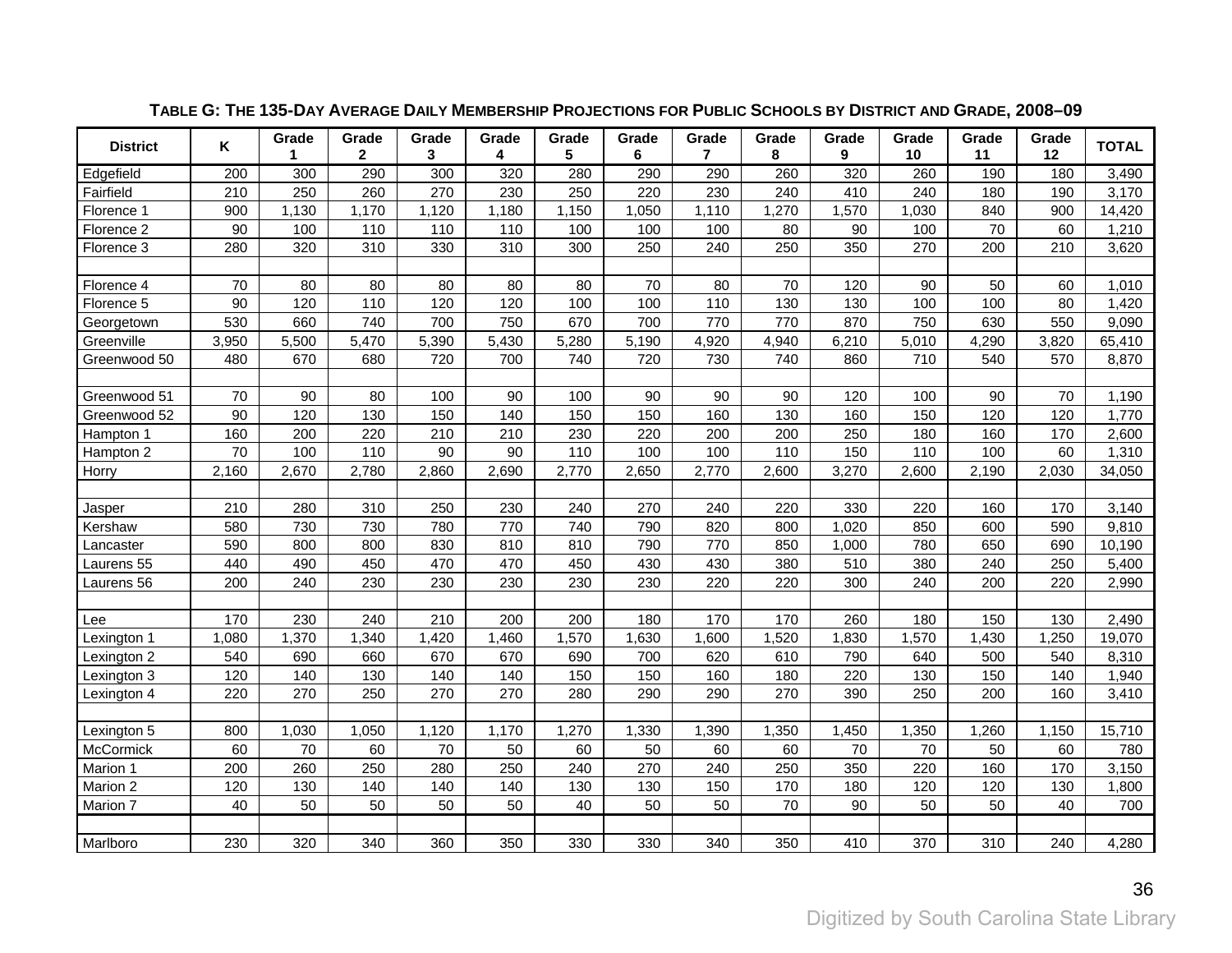**TABLE G: THE 135-DAY AVERAGE DAILY MEMBERSHIP PROJECTIONS FOR PUBLIC SCHOOLS BY DISTRICT AND GRADE, 2008–09**

| District | K | Grade 1 | Grade 2 | Grade 3 | Grade 4 | Grade 5 | Grade 6 | Grade 7 | Grade 8 | Grade 9 | Grade 10 | Grade 11 | Grade 12 | TOTAL |
|---|---|---|---|---|---|---|---|---|---|---|---|---|---|---|
| Edgefield | 200 | 300 | 290 | 300 | 320 | 280 | 290 | 290 | 260 | 320 | 260 | 190 | 180 | 3,490 |
| Fairfield | 210 | 250 | 260 | 270 | 230 | 250 | 220 | 230 | 240 | 410 | 240 | 180 | 190 | 3,170 |
| Florence 1 | 900 | 1,130 | 1,170 | 1,120 | 1,180 | 1,150 | 1,050 | 1,110 | 1,270 | 1,570 | 1,030 | 840 | 900 | 14,420 |
| Florence 2 | 90 | 100 | 110 | 110 | 110 | 100 | 100 | 100 | 80 | 90 | 100 | 70 | 60 | 1,210 |
| Florence 3 | 280 | 320 | 310 | 330 | 310 | 300 | 250 | 240 | 250 | 350 | 270 | 200 | 210 | 3,620 |
| | | | | | | | | | | | | | | |
| Florence 4 | 70 | 80 | 80 | 80 | 80 | 80 | 70 | 80 | 70 | 120 | 90 | 50 | 60 | 1,010 |
| Florence 5 | 90 | 120 | 110 | 120 | 120 | 100 | 100 | 110 | 130 | 130 | 100 | 100 | 80 | 1,420 |
| Georgetown | 530 | 660 | 740 | 700 | 750 | 670 | 700 | 770 | 770 | 870 | 750 | 630 | 550 | 9,090 |
| Greenville | 3,950 | 5,500 | 5,470 | 5,390 | 5,430 | 5,280 | 5,190 | 4,920 | 4,940 | 6,210 | 5,010 | 4,290 | 3,820 | 65,410 |
| Greenwood 50 | 480 | 670 | 680 | 720 | 700 | 740 | 720 | 730 | 740 | 860 | 710 | 540 | 570 | 8,870 |
| | | | | | | | | | | | | | | |
| Greenwood 51 | 70 | 90 | 80 | 100 | 90 | 100 | 90 | 90 | 90 | 120 | 100 | 90 | 70 | 1,190 |
| Greenwood 52 | 90 | 120 | 130 | 150 | 140 | 150 | 150 | 160 | 130 | 160 | 150 | 120 | 120 | 1,770 |
| Hampton 1 | 160 | 200 | 220 | 210 | 210 | 230 | 220 | 200 | 200 | 250 | 180 | 160 | 170 | 2,600 |
| Hampton 2 | 70 | 100 | 110 | 90 | 90 | 110 | 100 | 100 | 110 | 150 | 110 | 100 | 60 | 1,310 |
| Horry | 2,160 | 2,670 | 2,780 | 2,860 | 2,690 | 2,770 | 2,650 | 2,770 | 2,600 | 3,270 | 2,600 | 2,190 | 2,030 | 34,050 |
| | | | | | | | | | | | | | | |
| Jasper | 210 | 280 | 310 | 250 | 230 | 240 | 270 | 240 | 220 | 330 | 220 | 160 | 170 | 3,140 |
| Kershaw | 580 | 730 | 730 | 780 | 770 | 740 | 790 | 820 | 800 | 1,020 | 850 | 600 | 590 | 9,810 |
| Lancaster | 590 | 800 | 800 | 830 | 810 | 810 | 790 | 770 | 850 | 1,000 | 780 | 650 | 690 | 10,190 |
| Laurens 55 | 440 | 490 | 450 | 470 | 470 | 450 | 430 | 430 | 380 | 510 | 380 | 240 | 250 | 5,400 |
| Laurens 56 | 200 | 240 | 230 | 230 | 230 | 230 | 230 | 220 | 220 | 300 | 240 | 200 | 220 | 2,990 |
| | | | | | | | | | | | | | | |
| Lee | 170 | 230 | 240 | 210 | 200 | 200 | 180 | 170 | 170 | 260 | 180 | 150 | 130 | 2,490 |
| Lexington 1 | 1,080 | 1,370 | 1,340 | 1,420 | 1,460 | 1,570 | 1,630 | 1,600 | 1,520 | 1,830 | 1,570 | 1,430 | 1,250 | 19,070 |
| Lexington 2 | 540 | 690 | 660 | 670 | 670 | 690 | 700 | 620 | 610 | 790 | 640 | 500 | 540 | 8,310 |
| Lexington 3 | 120 | 140 | 130 | 140 | 140 | 150 | 150 | 160 | 180 | 220 | 130 | 150 | 140 | 1,940 |
| Lexington 4 | 220 | 270 | 250 | 270 | 270 | 280 | 290 | 290 | 270 | 390 | 250 | 200 | 160 | 3,410 |
| | | | | | | | | | | | | | | |
| Lexington 5 | 800 | 1,030 | 1,050 | 1,120 | 1,170 | 1,270 | 1,330 | 1,390 | 1,350 | 1,450 | 1,350 | 1,260 | 1,150 | 15,710 |
| McCormick | 60 | 70 | 60 | 70 | 50 | 60 | 50 | 60 | 60 | 70 | 70 | 50 | 60 | 780 |
| Marion 1 | 200 | 260 | 250 | 280 | 250 | 240 | 270 | 240 | 250 | 350 | 220 | 160 | 170 | 3,150 |
| Marion 2 | 120 | 130 | 140 | 140 | 140 | 130 | 130 | 150 | 170 | 180 | 120 | 120 | 130 | 1,800 |
| Marion 7 | 40 | 50 | 50 | 50 | 50 | 40 | 50 | 50 | 70 | 90 | 50 | 50 | 40 | 700 |
| | | | | | | | | | | | | | | |
| Marlboro | 230 | 320 | 340 | 360 | 350 | 330 | 330 | 340 | 350 | 410 | 370 | 310 | 240 | 4,280 |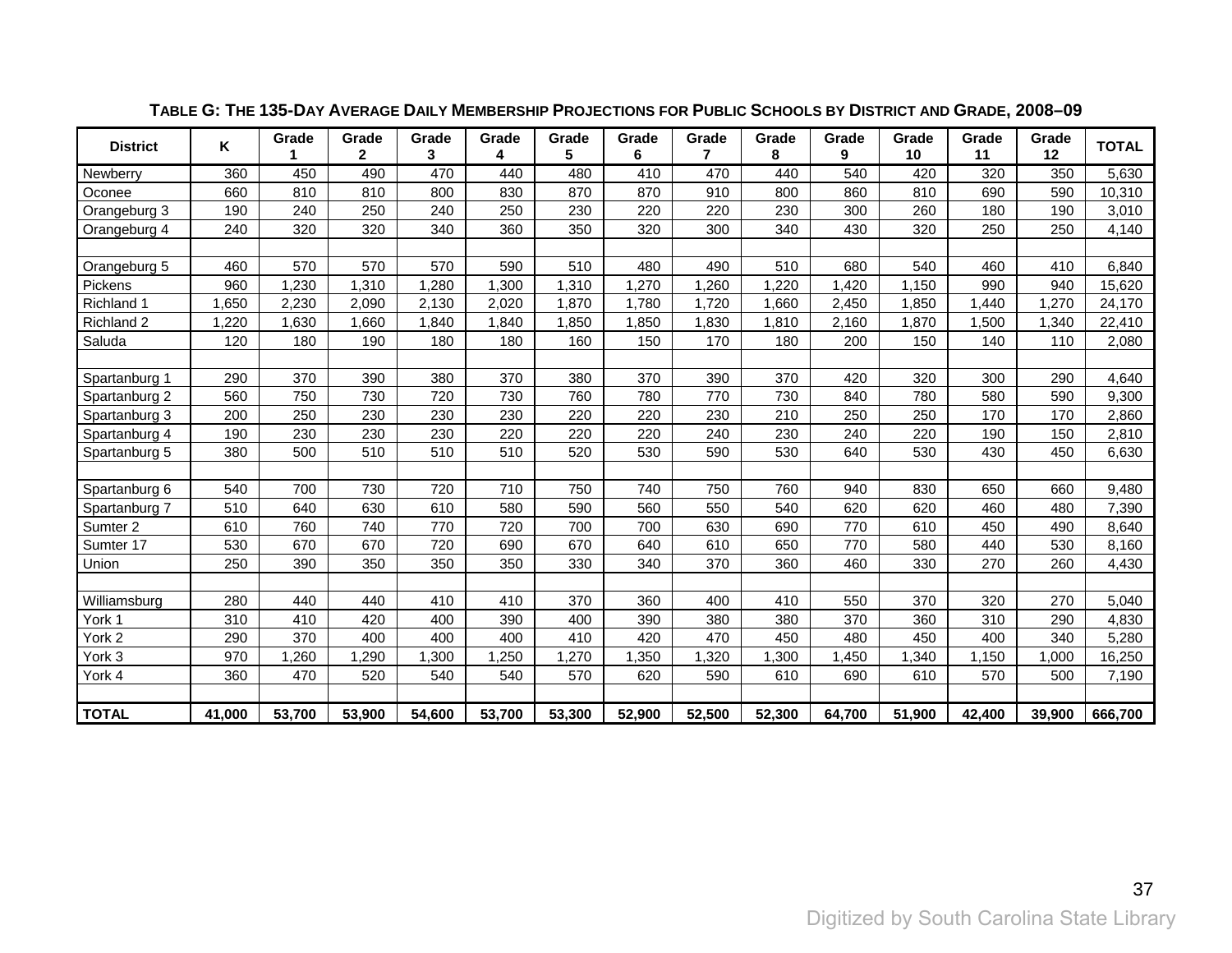**TABLE G: THE 135-DAY AVERAGE DAILY MEMBERSHIP PROJECTIONS FOR PUBLIC SCHOOLS BY DISTRICT AND GRADE, 2008–09**

| District | K | Grade 1 | Grade 2 | Grade 3 | Grade 4 | Grade 5 | Grade 6 | Grade 7 | Grade 8 | Grade 9 | Grade 10 | Grade 11 | Grade 12 | TOTAL |
|---|---|---|---|---|---|---|---|---|---|---|---|---|---|---|
| Newberry | 360 | 450 | 490 | 470 | 440 | 480 | 410 | 470 | 440 | 540 | 420 | 320 | 350 | 5,630 |
| Oconee | 660 | 810 | 810 | 800 | 830 | 870 | 870 | 910 | 800 | 860 | 810 | 690 | 590 | 10,310 |
| Orangeburg 3 | 190 | 240 | 250 | 240 | 250 | 230 | 220 | 220 | 230 | 300 | 260 | 180 | 190 | 3,010 |
| Orangeburg 4 | 240 | 320 | 320 | 340 | 360 | 350 | 320 | 300 | 340 | 430 | 320 | 250 | 250 | 4,140 |
| | | | | | | | | | | | | | | |
| Orangeburg 5 | 460 | 570 | 570 | 570 | 590 | 510 | 480 | 490 | 510 | 680 | 540 | 460 | 410 | 6,840 |
| Pickens | 960 | 1,230 | 1,310 | 1,280 | 1,300 | 1,310 | 1,270 | 1,260 | 1,220 | 1,420 | 1,150 | 990 | 940 | 15,620 |
| Richland 1 | 1,650 | 2,230 | 2,090 | 2,130 | 2,020 | 1,870 | 1,780 | 1,720 | 1,660 | 2,450 | 1,850 | 1,440 | 1,270 | 24,170 |
| Richland 2 | 1,220 | 1,630 | 1,660 | 1,840 | 1,840 | 1,850 | 1,850 | 1,830 | 1,810 | 2,160 | 1,870 | 1,500 | 1,340 | 22,410 |
| Saluda | 120 | 180 | 190 | 180 | 180 | 160 | 150 | 170 | 180 | 200 | 150 | 140 | 110 | 2,080 |
| | | | | | | | | | | | | | | |
| Spartanburg 1 | 290 | 370 | 390 | 380 | 370 | 380 | 370 | 390 | 370 | 420 | 320 | 300 | 290 | 4,640 |
| Spartanburg 2 | 560 | 750 | 730 | 720 | 730 | 760 | 780 | 770 | 730 | 840 | 780 | 580 | 590 | 9,300 |
| Spartanburg 3 | 200 | 250 | 230 | 230 | 230 | 220 | 220 | 230 | 210 | 250 | 250 | 170 | 170 | 2,860 |
| Spartanburg 4 | 190 | 230 | 230 | 230 | 220 | 220 | 220 | 240 | 230 | 240 | 220 | 190 | 150 | 2,810 |
| Spartanburg 5 | 380 | 500 | 510 | 510 | 510 | 520 | 530 | 590 | 530 | 640 | 530 | 430 | 450 | 6,630 |
| | | | | | | | | | | | | | | |
| Spartanburg 6 | 540 | 700 | 730 | 720 | 710 | 750 | 740 | 750 | 760 | 940 | 830 | 650 | 660 | 9,480 |
| Spartanburg 7 | 510 | 640 | 630 | 610 | 580 | 590 | 560 | 550 | 540 | 620 | 620 | 460 | 480 | 7,390 |
| Sumter 2 | 610 | 760 | 740 | 770 | 720 | 700 | 700 | 630 | 690 | 770 | 610 | 450 | 490 | 8,640 |
| Sumter 17 | 530 | 670 | 670 | 720 | 690 | 670 | 640 | 610 | 650 | 770 | 580 | 440 | 530 | 8,160 |
| Union | 250 | 390 | 350 | 350 | 350 | 330 | 340 | 370 | 360 | 460 | 330 | 270 | 260 | 4,430 |
| | | | | | | | | | | | | | | |
| Williamsburg | 280 | 440 | 440 | 410 | 410 | 370 | 360 | 400 | 410 | 550 | 370 | 320 | 270 | 5,040 |
| York 1 | 310 | 410 | 420 | 400 | 390 | 400 | 390 | 380 | 380 | 370 | 360 | 310 | 290 | 4,830 |
| York 2 | 290 | 370 | 400 | 400 | 400 | 410 | 420 | 470 | 450 | 480 | 450 | 400 | 340 | 5,280 |
| York 3 | 970 | 1,260 | 1,290 | 1,300 | 1,250 | 1,270 | 1,350 | 1,320 | 1,300 | 1,450 | 1,340 | 1,150 | 1,000 | 16,250 |
| York 4 | 360 | 470 | 520 | 540 | 540 | 570 | 620 | 590 | 610 | 690 | 610 | 570 | 500 | 7,190 |
| | | | | | | | | | | | | | | |
| **TOTAL** | **41,000** | **53,700** | **53,900** | **54,600** | **53,700** | **53,300** | **52,900** | **52,500** | **52,300** | **64,700** | **51,900** | **42,400** | **39,900** | **666,700** |

Digitized by South Carolina State Library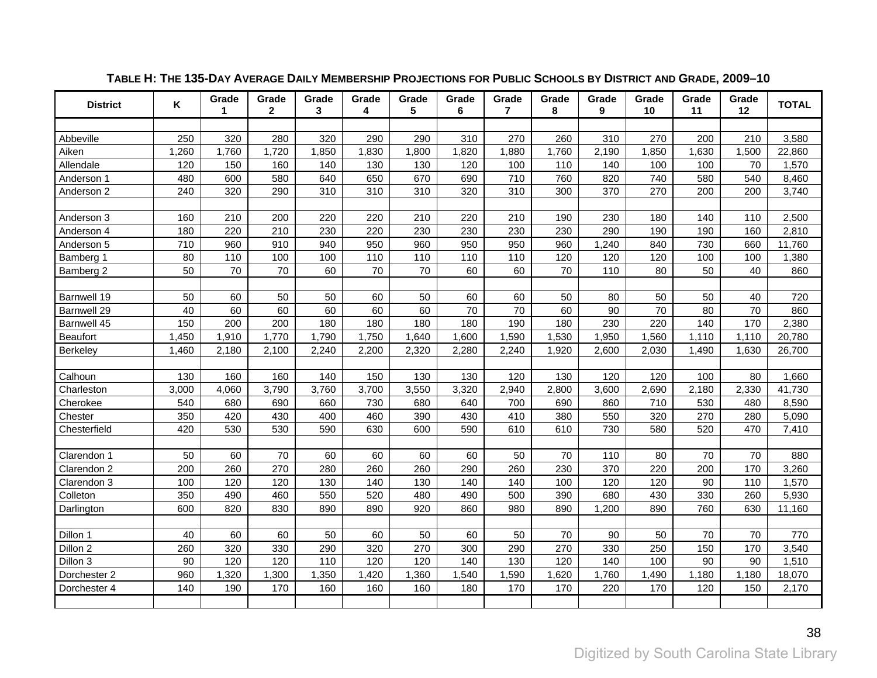**TABLE H: THE 135-DAY AVERAGE DAILY MEMBERSHIP PROJECTIONS FOR PUBLIC SCHOOLS BY DISTRICT AND GRADE, 2009–10**

| District | K | Grade 1 | Grade 2 | Grade 3 | Grade 4 | Grade 5 | Grade 6 | Grade 7 | Grade 8 | Grade 9 | Grade 10 | Grade 11 | Grade 12 | TOTAL |
|---|---|---|---|---|---|---|---|---|---|---|---|---|---|---|
| | | | | | | | | | | | | | | |
| Abbeville | 250 | 320 | 280 | 320 | 290 | 290 | 310 | 270 | 260 | 310 | 270 | 200 | 210 | 3,580 |
| Aiken | 1,260 | 1,760 | 1,720 | 1,850 | 1,830 | 1,800 | 1,820 | 1,880 | 1,760 | 2,190 | 1,850 | 1,630 | 1,500 | 22,860 |
| Allendale | 120 | 150 | 160 | 140 | 130 | 130 | 120 | 100 | 110 | 140 | 100 | 100 | 70 | 1,570 |
| Anderson 1 | 480 | 600 | 580 | 640 | 650 | 670 | 690 | 710 | 760 | 820 | 740 | 580 | 540 | 8,460 |
| Anderson 2 | 240 | 320 | 290 | 310 | 310 | 310 | 320 | 310 | 300 | 370 | 270 | 200 | 200 | 3,740 |
| | | | | | | | | | | | | | | |
| Anderson 3 | 160 | 210 | 200 | 220 | 220 | 210 | 220 | 210 | 190 | 230 | 180 | 140 | 110 | 2,500 |
| Anderson 4 | 180 | 220 | 210 | 230 | 220 | 230 | 230 | 230 | 230 | 290 | 190 | 190 | 160 | 2,810 |
| Anderson 5 | 710 | 960 | 910 | 940 | 950 | 960 | 950 | 950 | 960 | 1,240 | 840 | 730 | 660 | 11,760 |
| Bamberg 1 | 80 | 110 | 100 | 100 | 110 | 110 | 110 | 110 | 120 | 120 | 120 | 100 | 100 | 1,380 |
| Bamberg 2 | 50 | 70 | 70 | 60 | 70 | 70 | 60 | 60 | 70 | 110 | 80 | 50 | 40 | 860 |
| | | | | | | | | | | | | | | |
| Barnwell 19 | 50 | 60 | 50 | 50 | 60 | 50 | 60 | 60 | 50 | 80 | 50 | 50 | 40 | 720 |
| Barnwell 29 | 40 | 60 | 60 | 60 | 60 | 60 | 70 | 70 | 60 | 90 | 70 | 80 | 70 | 860 |
| Barnwell 45 | 150 | 200 | 200 | 180 | 180 | 180 | 180 | 190 | 180 | 230 | 220 | 140 | 170 | 2,380 |
| Beaufort | 1,450 | 1,910 | 1,770 | 1,790 | 1,750 | 1,640 | 1,600 | 1,590 | 1,530 | 1,950 | 1,560 | 1,110 | 1,110 | 20,780 |
| Berkeley | 1,460 | 2,180 | 2,100 | 2,240 | 2,200 | 2,320 | 2,280 | 2,240 | 1,920 | 2,600 | 2,030 | 1,490 | 1,630 | 26,700 |
| | | | | | | | | | | | | | | |
| Calhoun | 130 | 160 | 160 | 140 | 150 | 130 | 130 | 120 | 130 | 120 | 120 | 100 | 80 | 1,660 |
| Charleston | 3,000 | 4,060 | 3,790 | 3,760 | 3,700 | 3,550 | 3,320 | 2,940 | 2,800 | 3,600 | 2,690 | 2,180 | 2,330 | 41,730 |
| Cherokee | 540 | 680 | 690 | 660 | 730 | 680 | 640 | 700 | 690 | 860 | 710 | 530 | 480 | 8,590 |
| Chester | 350 | 420 | 430 | 400 | 460 | 390 | 430 | 410 | 380 | 550 | 320 | 270 | 280 | 5,090 |
| Chesterfield | 420 | 530 | 530 | 590 | 630 | 600 | 590 | 610 | 610 | 730 | 580 | 520 | 470 | 7,410 |
| | | | | | | | | | | | | | | |
| Clarendon 1 | 50 | 60 | 70 | 60 | 60 | 60 | 60 | 50 | 70 | 110 | 80 | 70 | 70 | 880 |
| Clarendon 2 | 200 | 260 | 270 | 280 | 260 | 260 | 290 | 260 | 230 | 370 | 220 | 200 | 170 | 3,260 |
| Clarendon 3 | 100 | 120 | 120 | 130 | 140 | 130 | 140 | 140 | 100 | 120 | 120 | 90 | 110 | 1,570 |
| Colleton | 350 | 490 | 460 | 550 | 520 | 480 | 490 | 500 | 390 | 680 | 430 | 330 | 260 | 5,930 |
| Darlington | 600 | 820 | 830 | 890 | 890 | 920 | 860 | 980 | 890 | 1,200 | 890 | 760 | 630 | 11,160 |
| | | | | | | | | | | | | | | |
| Dillon 1 | 40 | 60 | 60 | 50 | 60 | 50 | 60 | 50 | 70 | 90 | 50 | 70 | 70 | 770 |
| Dillon 2 | 260 | 320 | 330 | 290 | 320 | 270 | 300 | 290 | 270 | 330 | 250 | 150 | 170 | 3,540 |
| Dillon 3 | 90 | 120 | 120 | 110 | 120 | 120 | 140 | 130 | 120 | 140 | 100 | 90 | 90 | 1,510 |
| Dorchester 2 | 960 | 1,320 | 1,300 | 1,350 | 1,420 | 1,360 | 1,540 | 1,590 | 1,620 | 1,760 | 1,490 | 1,180 | 1,180 | 18,070 |
| Dorchester 4 | 140 | 190 | 170 | 160 | 160 | 160 | 180 | 170 | 170 | 220 | 170 | 120 | 150 | 2,170 |
| | | | | | | | | | | | | | | |

Digitized by South Carolina State Library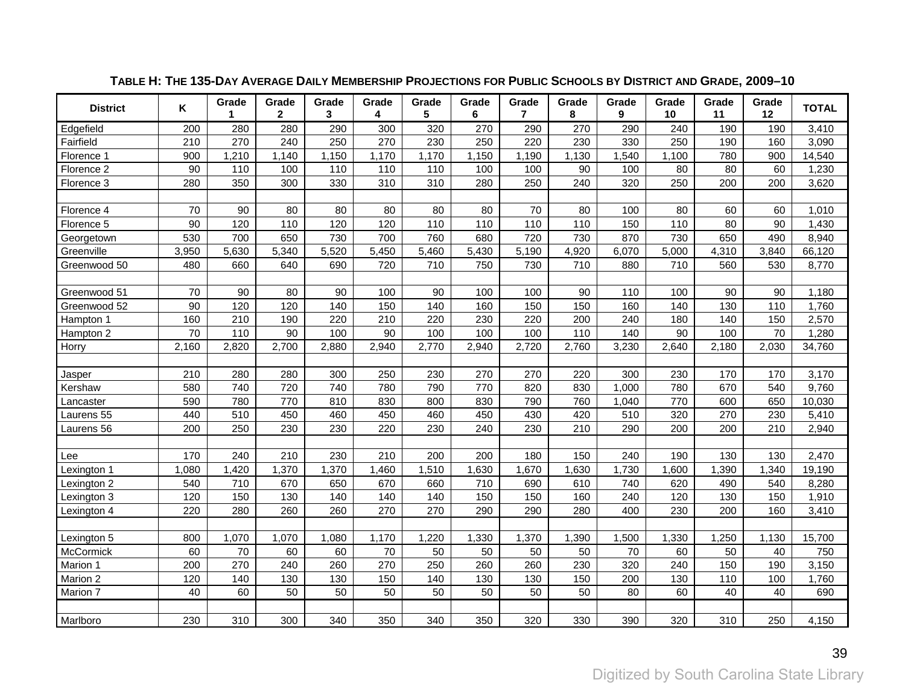**TABLE H: THE 135-DAY AVERAGE DAILY MEMBERSHIP PROJECTIONS FOR PUBLIC SCHOOLS BY DISTRICT AND GRADE, 2009–10**

| District | K | Grade 1 | Grade 2 | Grade 3 | Grade 4 | Grade 5 | Grade 6 | Grade 7 | Grade 8 | Grade 9 | Grade 10 | Grade 11 | Grade 12 | TOTAL |
|---|---|---|---|---|---|---|---|---|---|---|---|---|---|---|
| Edgefield | 200 | 280 | 280 | 290 | 300 | 320 | 270 | 290 | 270 | 290 | 240 | 190 | 190 | 3,410 |
| Fairfield | 210 | 270 | 240 | 250 | 270 | 230 | 250 | 220 | 230 | 330 | 250 | 190 | 160 | 3,090 |
| Florence 1 | 900 | 1,210 | 1,140 | 1,150 | 1,170 | 1,170 | 1,150 | 1,190 | 1,130 | 1,540 | 1,100 | 780 | 900 | 14,540 |
| Florence 2 | 90 | 110 | 100 | 110 | 110 | 110 | 100 | 100 | 90 | 100 | 80 | 80 | 60 | 1,230 |
| Florence 3 | 280 | 350 | 300 | 330 | 310 | 310 | 280 | 250 | 240 | 320 | 250 | 200 | 200 | 3,620 |
| | | | | | | | | | | | | | | |
| Florence 4 | 70 | 90 | 80 | 80 | 80 | 80 | 80 | 70 | 80 | 100 | 80 | 60 | 60 | 1,010 |
| Florence 5 | 90 | 120 | 110 | 120 | 120 | 110 | 110 | 110 | 110 | 150 | 110 | 80 | 90 | 1,430 |
| Georgetown | 530 | 700 | 650 | 730 | 700 | 760 | 680 | 720 | 730 | 870 | 730 | 650 | 490 | 8,940 |
| Greenville | 3,950 | 5,630 | 5,340 | 5,520 | 5,450 | 5,460 | 5,430 | 5,190 | 4,920 | 6,070 | 5,000 | 4,310 | 3,840 | 66,120 |
| Greenwood 50 | 480 | 660 | 640 | 690 | 720 | 710 | 750 | 730 | 710 | 880 | 710 | 560 | 530 | 8,770 |
| | | | | | | | | | | | | | | |
| Greenwood 51 | 70 | 90 | 80 | 90 | 100 | 90 | 100 | 100 | 90 | 110 | 100 | 90 | 90 | 1,180 |
| Greenwood 52 | 90 | 120 | 120 | 140 | 150 | 140 | 160 | 150 | 150 | 160 | 140 | 130 | 110 | 1,760 |
| Hampton 1 | 160 | 210 | 190 | 220 | 210 | 220 | 230 | 220 | 200 | 240 | 180 | 140 | 150 | 2,570 |
| Hampton 2 | 70 | 110 | 90 | 100 | 90 | 100 | 100 | 100 | 110 | 140 | 90 | 100 | 70 | 1,280 |
| Horry | 2,160 | 2,820 | 2,700 | 2,880 | 2,940 | 2,770 | 2,940 | 2,720 | 2,760 | 3,230 | 2,640 | 2,180 | 2,030 | 34,760 |
| | | | | | | | | | | | | | | |
| Jasper | 210 | 280 | 280 | 300 | 250 | 230 | 270 | 270 | 220 | 300 | 230 | 170 | 170 | 3,170 |
| Kershaw | 580 | 740 | 720 | 740 | 780 | 790 | 770 | 820 | 830 | 1,000 | 780 | 670 | 540 | 9,760 |
| Lancaster | 590 | 780 | 770 | 810 | 830 | 800 | 830 | 790 | 760 | 1,040 | 770 | 600 | 650 | 10,030 |
| Laurens 55 | 440 | 510 | 450 | 460 | 450 | 460 | 450 | 430 | 420 | 510 | 320 | 270 | 230 | 5,410 |
| Laurens 56 | 200 | 250 | 230 | 230 | 220 | 230 | 240 | 230 | 210 | 290 | 200 | 200 | 210 | 2,940 |
| | | | | | | | | | | | | | | |
| Lee | 170 | 240 | 210 | 230 | 210 | 200 | 200 | 180 | 150 | 240 | 190 | 130 | 130 | 2,470 |
| Lexington 1 | 1,080 | 1,420 | 1,370 | 1,370 | 1,460 | 1,510 | 1,630 | 1,670 | 1,630 | 1,730 | 1,600 | 1,390 | 1,340 | 19,190 |
| Lexington 2 | 540 | 710 | 670 | 650 | 670 | 660 | 710 | 690 | 610 | 740 | 620 | 490 | 540 | 8,280 |
| Lexington 3 | 120 | 150 | 130 | 140 | 140 | 140 | 150 | 150 | 160 | 240 | 120 | 130 | 150 | 1,910 |
| Lexington 4 | 220 | 280 | 260 | 260 | 270 | 270 | 290 | 290 | 280 | 400 | 230 | 200 | 160 | 3,410 |
| | | | | | | | | | | | | | | |
| Lexington 5 | 800 | 1,070 | 1,070 | 1,080 | 1,170 | 1,220 | 1,330 | 1,370 | 1,390 | 1,500 | 1,330 | 1,250 | 1,130 | 15,700 |
| McCormick | 60 | 70 | 60 | 60 | 70 | 50 | 50 | 50 | 50 | 70 | 60 | 50 | 40 | 750 |
| Marion 1 | 200 | 270 | 240 | 260 | 270 | 250 | 260 | 260 | 230 | 320 | 240 | 150 | 190 | 3,150 |
| Marion 2 | 120 | 140 | 130 | 130 | 150 | 140 | 130 | 130 | 150 | 200 | 130 | 110 | 100 | 1,760 |
| Marion 7 | 40 | 60 | 50 | 50 | 50 | 50 | 50 | 50 | 50 | 80 | 60 | 40 | 40 | 690 |
| | | | | | | | | | | | | | | |
| Marlboro | 230 | 310 | 300 | 340 | 350 | 340 | 350 | 320 | 330 | 390 | 320 | 310 | 250 | 4,150 |

Digitized by South Carolina State Library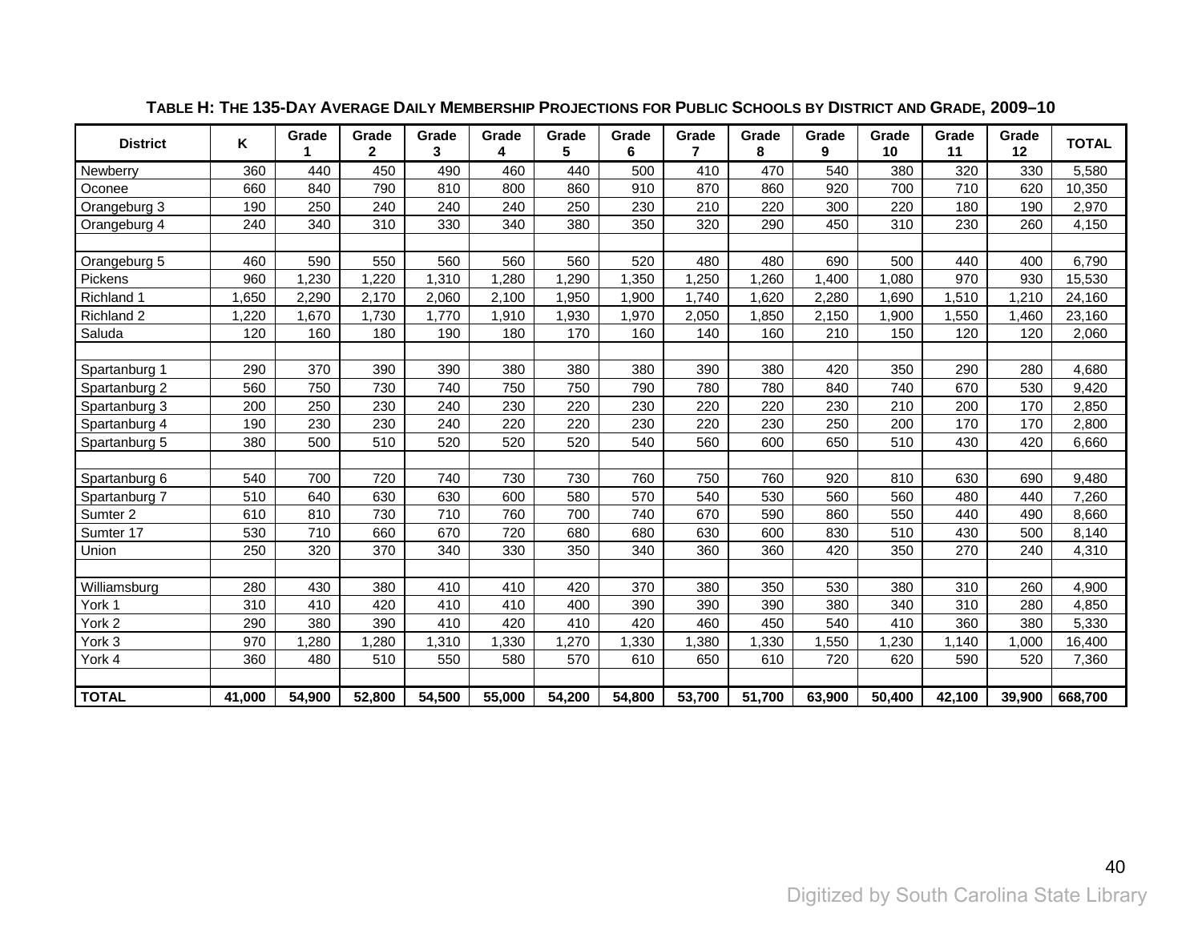**TABLE H: THE 135-DAY AVERAGE DAILY MEMBERSHIP PROJECTIONS FOR PUBLIC SCHOOLS BY DISTRICT AND GRADE, 2009–10**

| District | K | Grade 1 | Grade 2 | Grade 3 | Grade 4 | Grade 5 | Grade 6 | Grade 7 | Grade 8 | Grade 9 | Grade 10 | Grade 11 | Grade 12 | TOTAL |
|---|---|---|---|---|---|---|---|---|---|---|---|---|---|---|
| Newberry | 360 | 440 | 450 | 490 | 460 | 440 | 500 | 410 | 470 | 540 | 380 | 320 | 330 | 5,580 |
| Oconee | 660 | 840 | 790 | 810 | 800 | 860 | 910 | 870 | 860 | 920 | 700 | 710 | 620 | 10,350 |
| Orangeburg 3 | 190 | 250 | 240 | 240 | 240 | 250 | 230 | 210 | 220 | 300 | 220 | 180 | 190 | 2,970 |
| Orangeburg 4 | 240 | 340 | 310 | 330 | 340 | 380 | 350 | 320 | 290 | 450 | 310 | 230 | 260 | 4,150 |
| | | | | | | | | | | | | | | |
| Orangeburg 5 | 460 | 590 | 550 | 560 | 560 | 560 | 520 | 480 | 480 | 690 | 500 | 440 | 400 | 6,790 |
| Pickens | 960 | 1,230 | 1,220 | 1,310 | 1,280 | 1,290 | 1,350 | 1,250 | 1,260 | 1,400 | 1,080 | 970 | 930 | 15,530 |
| Richland 1 | 1,650 | 2,290 | 2,170 | 2,060 | 2,100 | 1,950 | 1,900 | 1,740 | 1,620 | 2,280 | 1,690 | 1,510 | 1,210 | 24,160 |
| Richland 2 | 1,220 | 1,670 | 1,730 | 1,770 | 1,910 | 1,930 | 1,970 | 2,050 | 1,850 | 2,150 | 1,900 | 1,550 | 1,460 | 23,160 |
| Saluda | 120 | 160 | 180 | 190 | 180 | 170 | 160 | 140 | 160 | 210 | 150 | 120 | 120 | 2,060 |
| | | | | | | | | | | | | | | |
| Spartanburg 1 | 290 | 370 | 390 | 390 | 380 | 380 | 380 | 390 | 380 | 420 | 350 | 290 | 280 | 4,680 |
| Spartanburg 2 | 560 | 750 | 730 | 740 | 750 | 750 | 790 | 780 | 780 | 840 | 740 | 670 | 530 | 9,420 |
| Spartanburg 3 | 200 | 250 | 230 | 240 | 230 | 220 | 230 | 220 | 220 | 230 | 210 | 200 | 170 | 2,850 |
| Spartanburg 4 | 190 | 230 | 230 | 240 | 220 | 220 | 230 | 220 | 230 | 250 | 200 | 170 | 170 | 2,800 |
| Spartanburg 5 | 380 | 500 | 510 | 520 | 520 | 520 | 540 | 560 | 600 | 650 | 510 | 430 | 420 | 6,660 |
| | | | | | | | | | | | | | | |
| Spartanburg 6 | 540 | 700 | 720 | 740 | 730 | 730 | 760 | 750 | 760 | 920 | 810 | 630 | 690 | 9,480 |
| Spartanburg 7 | 510 | 640 | 630 | 630 | 600 | 580 | 570 | 540 | 530 | 560 | 560 | 480 | 440 | 7,260 |
| Sumter 2 | 610 | 810 | 730 | 710 | 760 | 700 | 740 | 670 | 590 | 860 | 550 | 440 | 490 | 8,660 |
| Sumter 17 | 530 | 710 | 660 | 670 | 720 | 680 | 680 | 630 | 600 | 830 | 510 | 430 | 500 | 8,140 |
| Union | 250 | 320 | 370 | 340 | 330 | 350 | 340 | 360 | 360 | 420 | 350 | 270 | 240 | 4,310 |
| | | | | | | | | | | | | | | |
| Williamsburg | 280 | 430 | 380 | 410 | 410 | 420 | 370 | 380 | 350 | 530 | 380 | 310 | 260 | 4,900 |
| York 1 | 310 | 410 | 420 | 410 | 410 | 400 | 390 | 390 | 390 | 380 | 340 | 310 | 280 | 4,850 |
| York 2 | 290 | 380 | 390 | 410 | 420 | 410 | 420 | 460 | 450 | 540 | 410 | 360 | 380 | 5,330 |
| York 3 | 970 | 1,280 | 1,280 | 1,310 | 1,330 | 1,270 | 1,330 | 1,380 | 1,330 | 1,550 | 1,230 | 1,140 | 1,000 | 16,400 |
| York 4 | 360 | 480 | 510 | 550 | 580 | 570 | 610 | 650 | 610 | 720 | 620 | 590 | 520 | 7,360 |
| | | | | | | | | | | | | | | |
| **TOTAL** | **41,000** | **54,900** | **52,800** | **54,500** | **55,000** | **54,200** | **54,800** | **53,700** | **51,700** | **63,900** | **50,400** | **42,100** | **39,900** | **668,700** |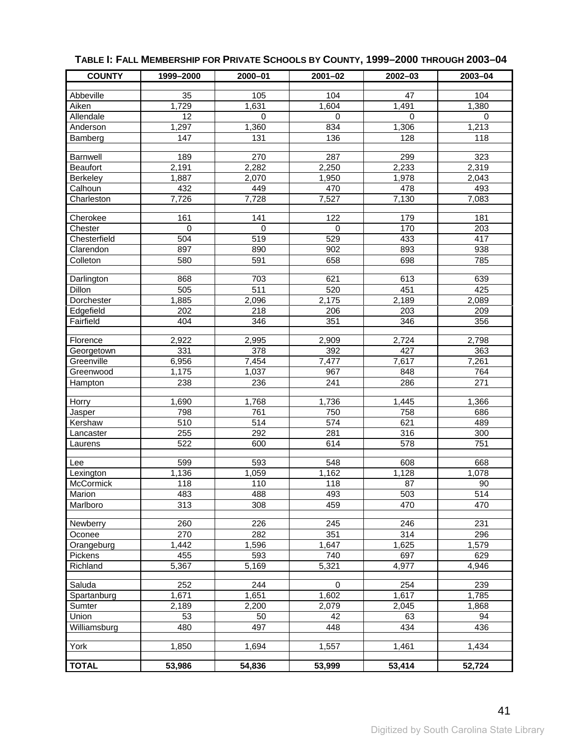**TABLE I: FALL MEMBERSHIP FOR PRIVATE SCHOOLS BY COUNTY, 1999–2000 THROUGH 2003–04**

| COUNTY | 1999–2000 | 2000–01 | 2001–02 | 2002–03 | 2003–04 |
|---|---|---|---|---|---|
| Abbeville | 35 | 105 | 104 | 47 | 104 |
| Aiken | 1,729 | 1,631 | 1,604 | 1,491 | 1,380 |
| Allendale | 12 | 0 | 0 | 0 | 0 |
| Anderson | 1,297 | 1,360 | 834 | 1,306 | 1,213 |
| Bamberg | 147 | 131 | 136 | 128 | 118 |
| Barnwell | 189 | 270 | 287 | 299 | 323 |
| Beaufort | 2,191 | 2,282 | 2,250 | 2,233 | 2,319 |
| Berkeley | 1,887 | 2,070 | 1,950 | 1,978 | 2,043 |
| Calhoun | 432 | 449 | 470 | 478 | 493 |
| Charleston | 7,726 | 7,728 | 7,527 | 7,130 | 7,083 |
| Cherokee | 161 | 141 | 122 | 179 | 181 |
| Chester | 0 | 0 | 0 | 170 | 203 |
| Chesterfield | 504 | 519 | 529 | 433 | 417 |
| Clarendon | 897 | 890 | 902 | 893 | 938 |
| Colleton | 580 | 591 | 658 | 698 | 785 |
| Darlington | 868 | 703 | 621 | 613 | 639 |
| Dillon | 505 | 511 | 520 | 451 | 425 |
| Dorchester | 1,885 | 2,096 | 2,175 | 2,189 | 2,089 |
| Edgefield | 202 | 218 | 206 | 203 | 209 |
| Fairfield | 404 | 346 | 351 | 346 | 356 |
| Florence | 2,922 | 2,995 | 2,909 | 2,724 | 2,798 |
| Georgetown | 331 | 378 | 392 | 427 | 363 |
| Greenville | 6,956 | 7,454 | 7,477 | 7,617 | 7,261 |
| Greenwood | 1,175 | 1,037 | 967 | 848 | 764 |
| Hampton | 238 | 236 | 241 | 286 | 271 |
| Horry | 1,690 | 1,768 | 1,736 | 1,445 | 1,366 |
| Jasper | 798 | 761 | 750 | 758 | 686 |
| Kershaw | 510 | 514 | 574 | 621 | 489 |
| Lancaster | 255 | 292 | 281 | 316 | 300 |
| Laurens | 522 | 600 | 614 | 578 | 751 |
| Lee | 599 | 593 | 548 | 608 | 668 |
| Lexington | 1,136 | 1,059 | 1,162 | 1,128 | 1,078 |
| McCormick | 118 | 110 | 118 | 87 | 90 |
| Marion | 483 | 488 | 493 | 503 | 514 |
| Marlboro | 313 | 308 | 459 | 470 | 470 |
| Newberry | 260 | 226 | 245 | 246 | 231 |
| Oconee | 270 | 282 | 351 | 314 | 296 |
| Orangeburg | 1,442 | 1,596 | 1,647 | 1,625 | 1,579 |
| Pickens | 455 | 593 | 740 | 697 | 629 |
| Richland | 5,367 | 5,169 | 5,321 | 4,977 | 4,946 |
| Saluda | 252 | 244 | 0 | 254 | 239 |
| Spartanburg | 1,671 | 1,651 | 1,602 | 1,617 | 1,785 |
| Sumter | 2,189 | 2,200 | 2,079 | 2,045 | 1,868 |
| Union | 53 | 50 | 42 | 63 | 94 |
| Williamsburg | 480 | 497 | 448 | 434 | 436 |
| York | 1,850 | 1,694 | 1,557 | 1,461 | 1,434 |
| **TOTAL** | **53,986** | **54,836** | **53,999** | **53,414** | **52,724** |

Digitized by South Carolina State Library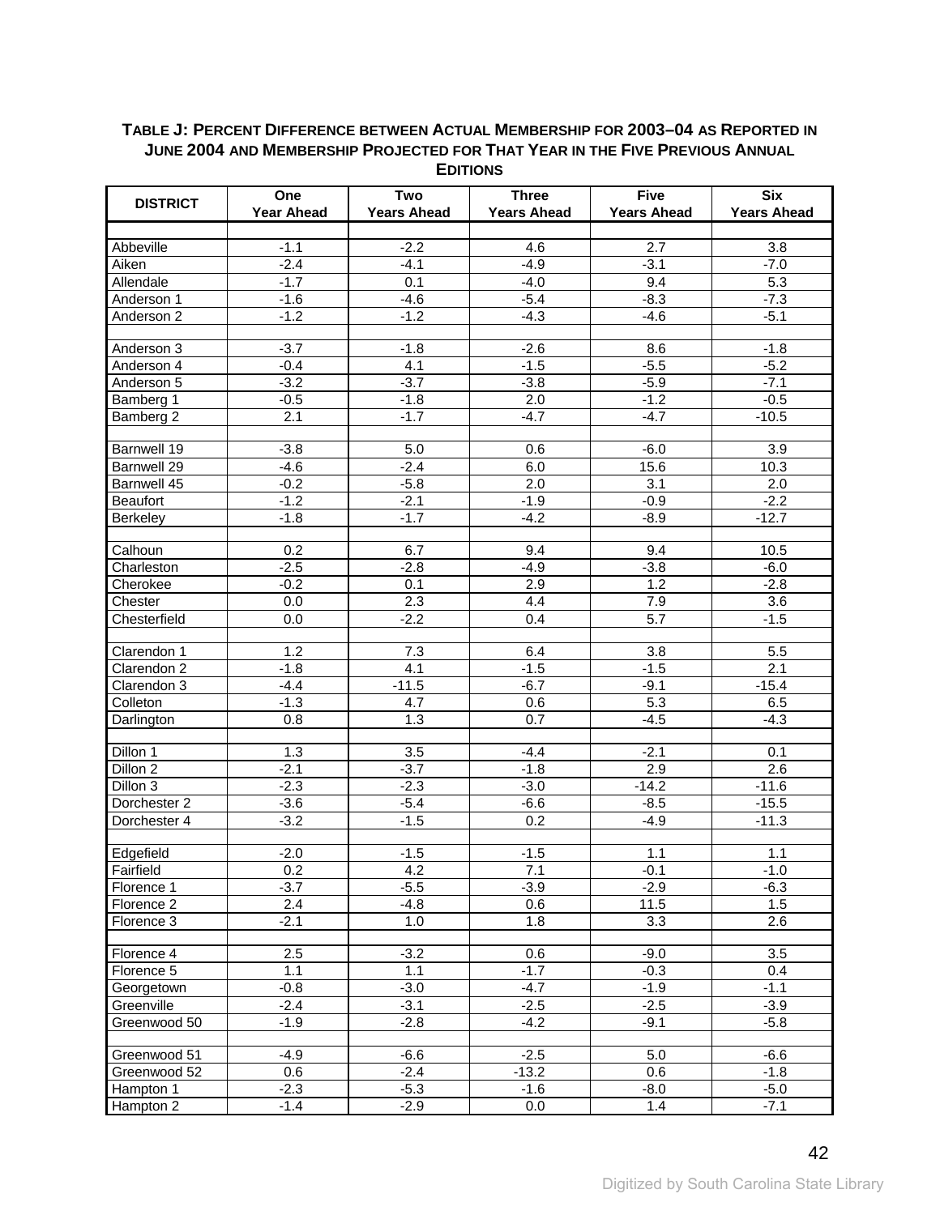**TABLE J: PERCENT DIFFERENCE BETWEEN ACTUAL MEMBERSHIP FOR 2003–04 AS REPORTED IN JUNE 2004 AND MEMBERSHIP PROJECTED FOR THAT YEAR IN THE FIVE PREVIOUS ANNUAL EDITIONS**

| DISTRICT | One Year Ahead | Two Years Ahead | Three Years Ahead | Five Years Ahead | Six Years Ahead |
|---|---|---|---|---|---|
| Abbeville | -1.1 | -2.2 | 4.6 | 2.7 | 3.8 |
| Aiken | -2.4 | -4.1 | -4.9 | -3.1 | -7.0 |
| Allendale | -1.7 | 0.1 | -4.0 | 9.4 | 5.3 |
| Anderson 1 | -1.6 | -4.6 | -5.4 | -8.3 | -7.3 |
| Anderson 2 | -1.2 | -1.2 | -4.3 | -4.6 | -5.1 |
| Anderson 3 | -3.7 | -1.8 | -2.6 | 8.6 | -1.8 |
| Anderson 4 | -0.4 | 4.1 | -1.5 | -5.5 | -5.2 |
| Anderson 5 | -3.2 | -3.7 | -3.8 | -5.9 | -7.1 |
| Bamberg 1 | -0.5 | -1.8 | 2.0 | -1.2 | -0.5 |
| Bamberg 2 | 2.1 | -1.7 | -4.7 | -4.7 | -10.5 |
| Barnwell 19 | -3.8 | 5.0 | 0.6 | -6.0 | 3.9 |
| Barnwell 29 | -4.6 | -2.4 | 6.0 | 15.6 | 10.3 |
| Barnwell 45 | -0.2 | -5.8 | 2.0 | 3.1 | 2.0 |
| Beaufort | -1.2 | -2.1 | -1.9 | -0.9 | -2.2 |
| Berkeley | -1.8 | -1.7 | -4.2 | -8.9 | -12.7 |
| Calhoun | 0.2 | 6.7 | 9.4 | 9.4 | 10.5 |
| Charleston | -2.5 | -2.8 | -4.9 | -3.8 | -6.0 |
| Cherokee | -0.2 | 0.1 | 2.9 | 1.2 | -2.8 |
| Chester | 0.0 | 2.3 | 4.4 | 7.9 | 3.6 |
| Chesterfield | 0.0 | -2.2 | 0.4 | 5.7 | -1.5 |
| Clarendon 1 | 1.2 | 7.3 | 6.4 | 3.8 | 5.5 |
| Clarendon 2 | -1.8 | 4.1 | -1.5 | -1.5 | 2.1 |
| Clarendon 3 | -4.4 | -11.5 | -6.7 | -9.1 | -15.4 |
| Colleton | -1.3 | 4.7 | 0.6 | 5.3 | 6.5 |
| Darlington | 0.8 | 1.3 | 0.7 | -4.5 | -4.3 |
| Dillon 1 | 1.3 | 3.5 | -4.4 | -2.1 | 0.1 |
| Dillon 2 | -2.1 | -3.7 | -1.8 | 2.9 | 2.6 |
| Dillon 3 | -2.3 | -2.3 | -3.0 | -14.2 | -11.6 |
| Dorchester 2 | -3.6 | -5.4 | -6.6 | -8.5 | -15.5 |
| Dorchester 4 | -3.2 | -1.5 | 0.2 | -4.9 | -11.3 |
| Edgefield | -2.0 | -1.5 | -1.5 | 1.1 | 1.1 |
| Fairfield | 0.2 | 4.2 | 7.1 | -0.1 | -1.0 |
| Florence 1 | -3.7 | -5.5 | -3.9 | -2.9 | -6.3 |
| Florence 2 | 2.4 | -4.8 | 0.6 | 11.5 | 1.5 |
| Florence 3 | -2.1 | 1.0 | 1.8 | 3.3 | 2.6 |
| Florence 4 | 2.5 | -3.2 | 0.6 | -9.0 | 3.5 |
| Florence 5 | 1.1 | 1.1 | -1.7 | -0.3 | 0.4 |
| Georgetown | -0.8 | -3.0 | -4.7 | -1.9 | -1.1 |
| Greenville | -2.4 | -3.1 | -2.5 | -2.5 | -3.9 |
| Greenwood 50 | -1.9 | -2.8 | -4.2 | -9.1 | -5.8 |
| Greenwood 51 | -4.9 | -6.6 | -2.5 | 5.0 | -6.6 |
| Greenwood 52 | 0.6 | -2.4 | -13.2 | 0.6 | -1.8 |
| Hampton 1 | -2.3 | -5.3 | -1.6 | -8.0 | -5.0 |
| Hampton 2 | -1.4 | -2.9 | 0.0 | 1.4 | -7.1 |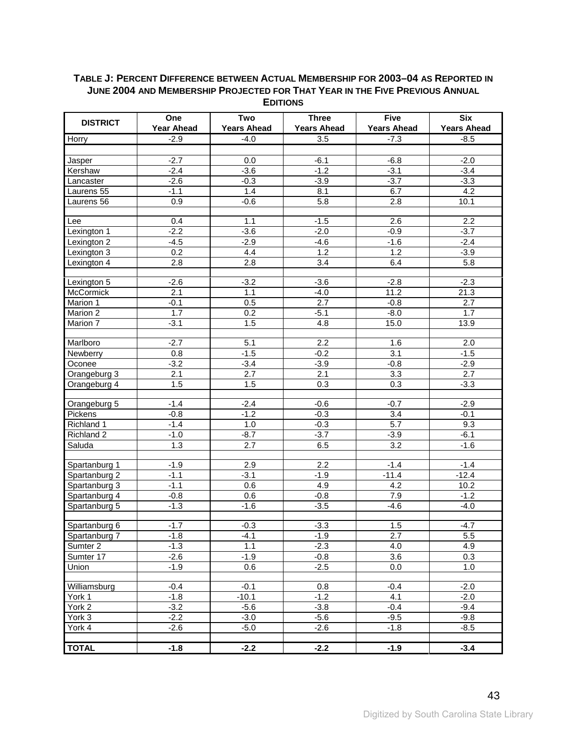**TABLE J: PERCENT DIFFERENCE BETWEEN ACTUAL MEMBERSHIP FOR 2003–04 AS REPORTED IN JUNE 2004 AND MEMBERSHIP PROJECTED FOR THAT YEAR IN THE FIVE PREVIOUS ANNUAL EDITIONS**

| DISTRICT | One Year Ahead | Two Years Ahead | Three Years Ahead | Five Years Ahead | Six Years Ahead |
|---|---|---|---|---|---|
| Horry | -2.9 | -4.0 | 3.5 | -7.3 | -8.5 |
| | | | | | |
| Jasper | -2.7 | 0.0 | -6.1 | -6.8 | -2.0 |
| Kershaw | -2.4 | -3.6 | -1.2 | -3.1 | -3.4 |
| Lancaster | -2.6 | -0.3 | -3.9 | -3.7 | -3.3 |
| Laurens 55 | -1.1 | 1.4 | 8.1 | 6.7 | 4.2 |
| Laurens 56 | 0.9 | -0.6 | 5.8 | 2.8 | 10.1 |
| | | | | | |
| Lee | 0.4 | 1.1 | -1.5 | 2.6 | 2.2 |
| Lexington 1 | -2.2 | -3.6 | -2.0 | -0.9 | -3.7 |
| Lexington 2 | -4.5 | -2.9 | -4.6 | -1.6 | -2.4 |
| Lexington 3 | 0.2 | 4.4 | 1.2 | 1.2 | -3.9 |
| Lexington 4 | 2.8 | 2.8 | 3.4 | 6.4 | 5.8 |
| | | | | | |
| Lexington 5 | -2.6 | -3.2 | -3.6 | -2.8 | -2.3 |
| McCormick | 2.1 | 1.1 | -4.0 | 11.2 | 21.3 |
| Marion 1 | -0.1 | 0.5 | 2.7 | -0.8 | 2.7 |
| Marion 2 | 1.7 | 0.2 | -5.1 | -8.0 | 1.7 |
| Marion 7 | -3.1 | 1.5 | 4.8 | 15.0 | 13.9 |
| | | | | | |
| Marlboro | -2.7 | 5.1 | 2.2 | 1.6 | 2.0 |
| Newberry | 0.8 | -1.5 | -0.2 | 3.1 | -1.5 |
| Oconee | -3.2 | -3.4 | -3.9 | -0.8 | -2.9 |
| Orangeburg 3 | 2.1 | 2.7 | 2.1 | 3.3 | 2.7 |
| Orangeburg 4 | 1.5 | 1.5 | 0.3 | 0.3 | -3.3 |
| | | | | | |
| Orangeburg 5 | -1.4 | -2.4 | -0.6 | -0.7 | -2.9 |
| Pickens | -0.8 | -1.2 | -0.3 | 3.4 | -0.1 |
| Richland 1 | -1.4 | 1.0 | -0.3 | 5.7 | 9.3 |
| Richland 2 | -1.0 | -8.7 | -3.7 | -3.9 | -6.1 |
| Saluda | 1.3 | 2.7 | 6.5 | 3.2 | -1.6 |
| | | | | | |
| Spartanburg 1 | -1.9 | 2.9 | 2.2 | -1.4 | -1.4 |
| Spartanburg 2 | -1.1 | -3.1 | -1.9 | -11.4 | -12.4 |
| Spartanburg 3 | -1.1 | 0.6 | 4.9 | 4.2 | 10.2 |
| Spartanburg 4 | -0.8 | 0.6 | -0.8 | 7.9 | -1.2 |
| Spartanburg 5 | -1.3 | -1.6 | -3.5 | -4.6 | -4.0 |
| | | | | | |
| Spartanburg 6 | -1.7 | -0.3 | -3.3 | 1.5 | -4.7 |
| Spartanburg 7 | -1.8 | -4.1 | -1.9 | 2.7 | 5.5 |
| Sumter 2 | -1.3 | 1.1 | -2.3 | 4.0 | 4.9 |
| Sumter 17 | -2.6 | -1.9 | -0.8 | 3.6 | 0.3 |
| Union | -1.9 | 0.6 | -2.5 | 0.0 | 1.0 |
| | | | | | |
| Williamsburg | -0.4 | -0.1 | 0.8 | -0.4 | -2.0 |
| York 1 | -1.8 | -10.1 | -1.2 | 4.1 | -2.0 |
| York 2 | -3.2 | -5.6 | -3.8 | -0.4 | -9.4 |
| York 3 | -2.2 | -3.0 | -5.6 | -9.5 | -9.8 |
| York 4 | -2.6 | -5.0 | -2.6 | -1.8 | -8.5 |
| | | | | | |
| **TOTAL** | **-1.8** | **-2.2** | **-2.2** | **-1.9** | **-3.4** |

Digitized by South Carolina State Library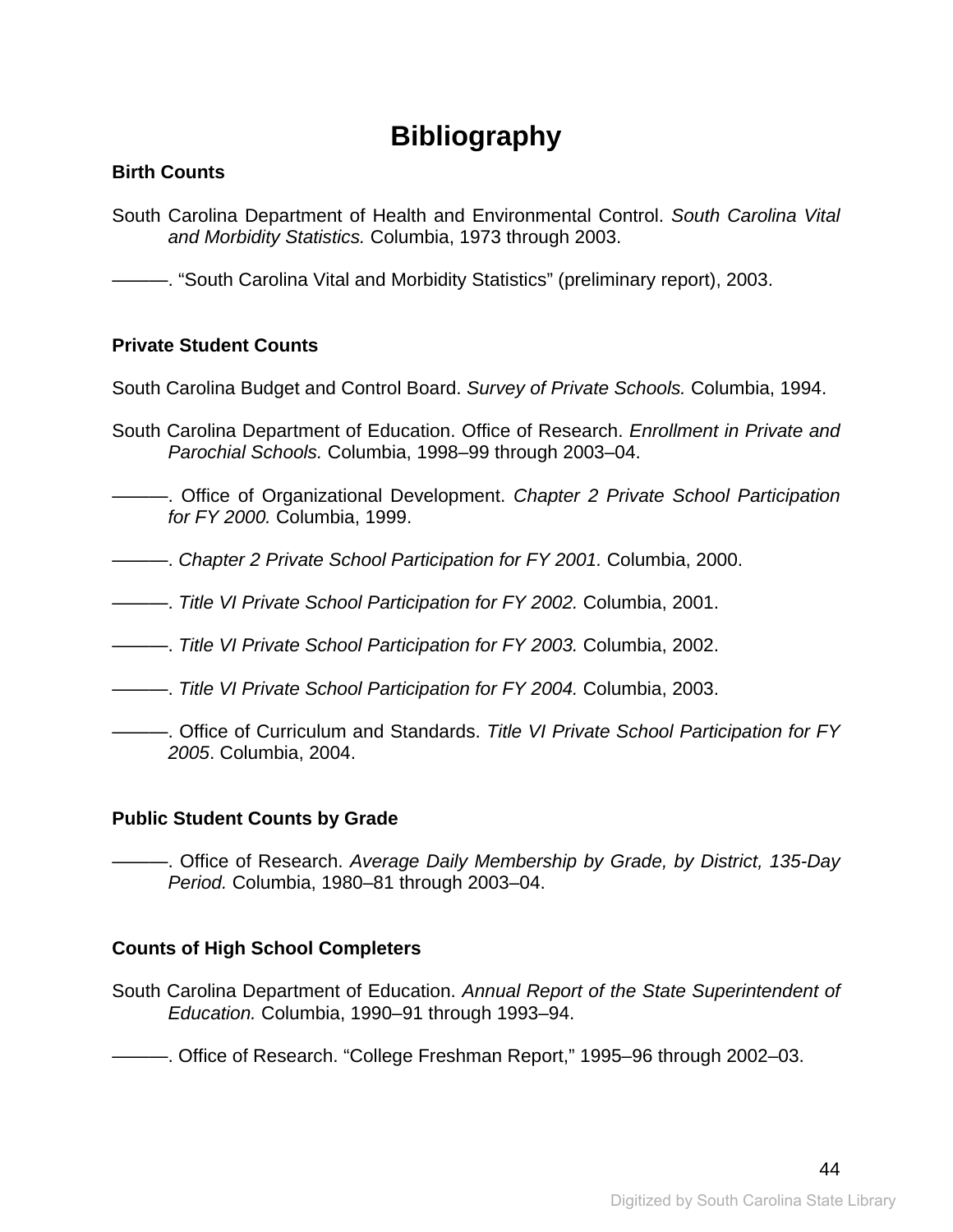# Bibliography

### Birth Counts

South Carolina Department of Health and Environmental Control. *South Carolina Vital and Morbidity Statistics.* Columbia, 1973 through 2003.

———. "South Carolina Vital and Morbidity Statistics" (preliminary report), 2003.

### Private Student Counts

South Carolina Budget and Control Board. *Survey of Private Schools.* Columbia, 1994.

South Carolina Department of Education. Office of Research. *Enrollment in Private and Parochial Schools.* Columbia, 1998–99 through 2003–04.

———. Office of Organizational Development. *Chapter 2 Private School Participation for FY 2000.* Columbia, 1999.

———. *Chapter 2 Private School Participation for FY 2001.* Columbia, 2000.

———. *Title VI Private School Participation for FY 2002.* Columbia, 2001.

———. *Title VI Private School Participation for FY 2003.* Columbia, 2002.

———. *Title VI Private School Participation for FY 2004.* Columbia, 2003.

———. Office of Curriculum and Standards. *Title VI Private School Participation for FY 2005*. Columbia, 2004.

### Public Student Counts by Grade

———. Office of Research. *Average Daily Membership by Grade, by District, 135-Day Period.* Columbia, 1980–81 through 2003–04.

### Counts of High School Completers

South Carolina Department of Education. *Annual Report of the State Superintendent of Education.* Columbia, 1990–91 through 1993–94.

———. Office of Research. "College Freshman Report," 1995–96 through 2002–03.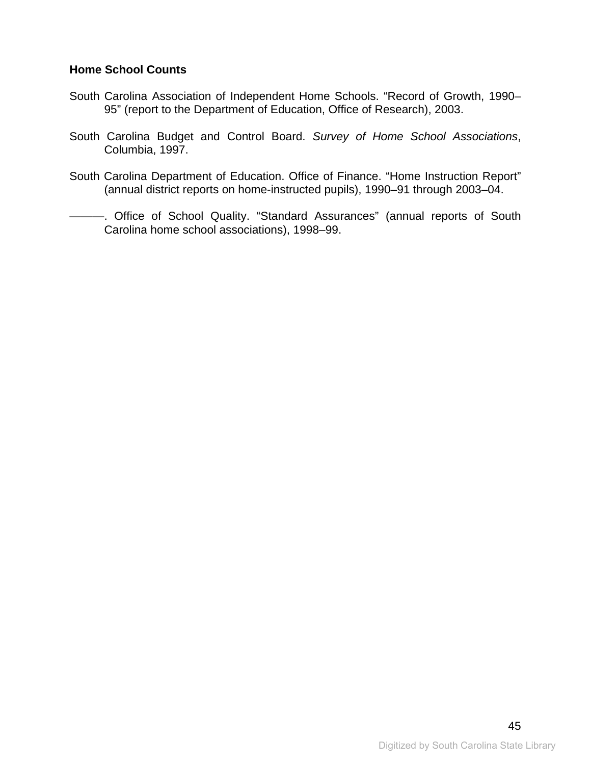**Home School Counts**

South Carolina Association of Independent Home Schools. “Record of Growth, 1990–95” (report to the Department of Education, Office of Research), 2003.

South Carolina Budget and Control Board. *Survey of Home School Associations*, Columbia, 1997.

South Carolina Department of Education. Office of Finance. “Home Instruction Report” (annual district reports on home-instructed pupils), 1990–91 through 2003–04.

———. Office of School Quality. “Standard Assurances” (annual reports of South Carolina home school associations), 1998–99.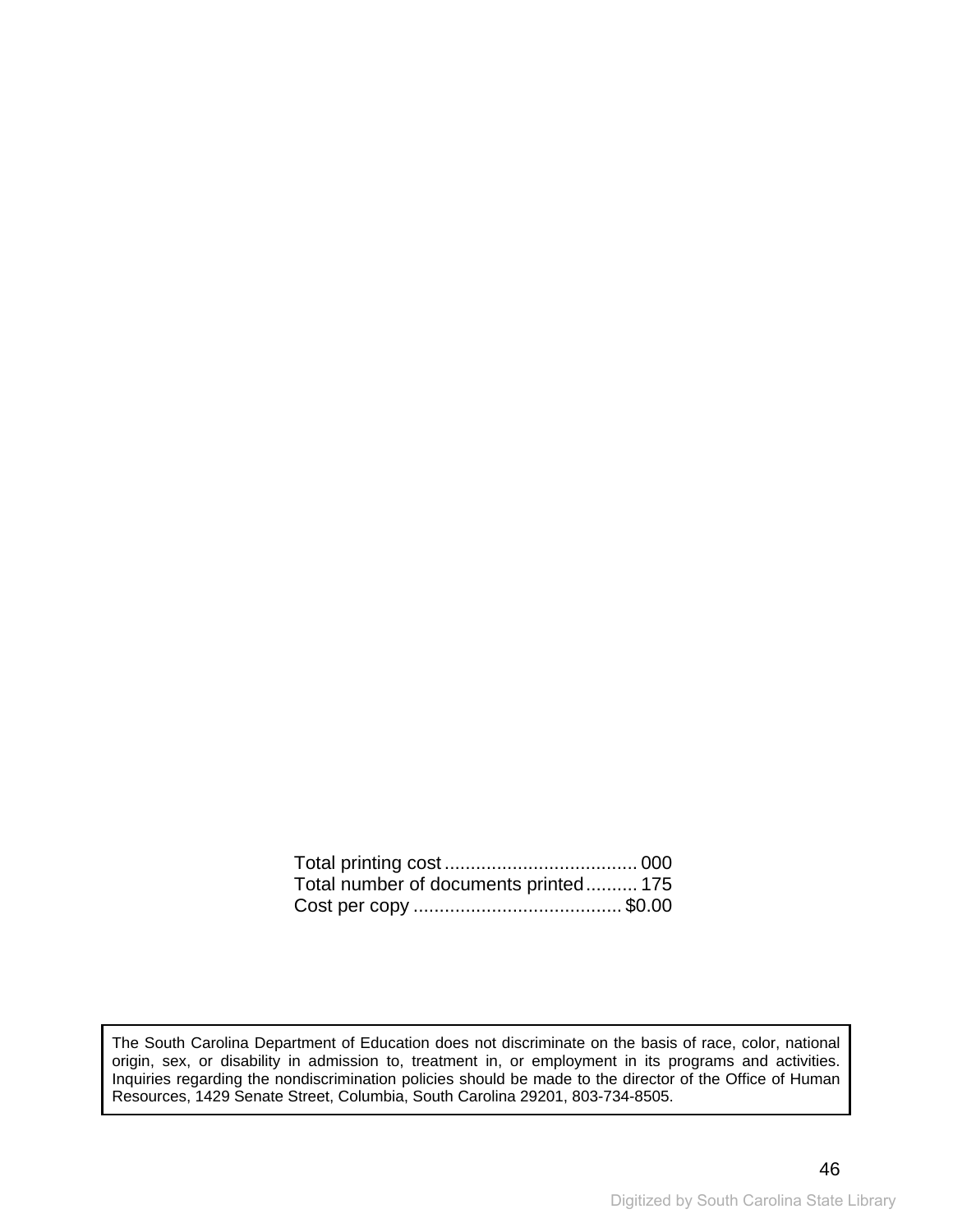Total printing cost ..................................... 000
Total number of documents printed.......... 175
Cost per copy ........................................ $0.00

The South Carolina Department of Education does not discriminate on the basis of race, color, national origin, sex, or disability in admission to, treatment in, or employment in its programs and activities. Inquiries regarding the nondiscrimination policies should be made to the director of the Office of Human Resources, 1429 Senate Street, Columbia, South Carolina 29201, 803-734-8505.

Digitized by South Carolina State Library